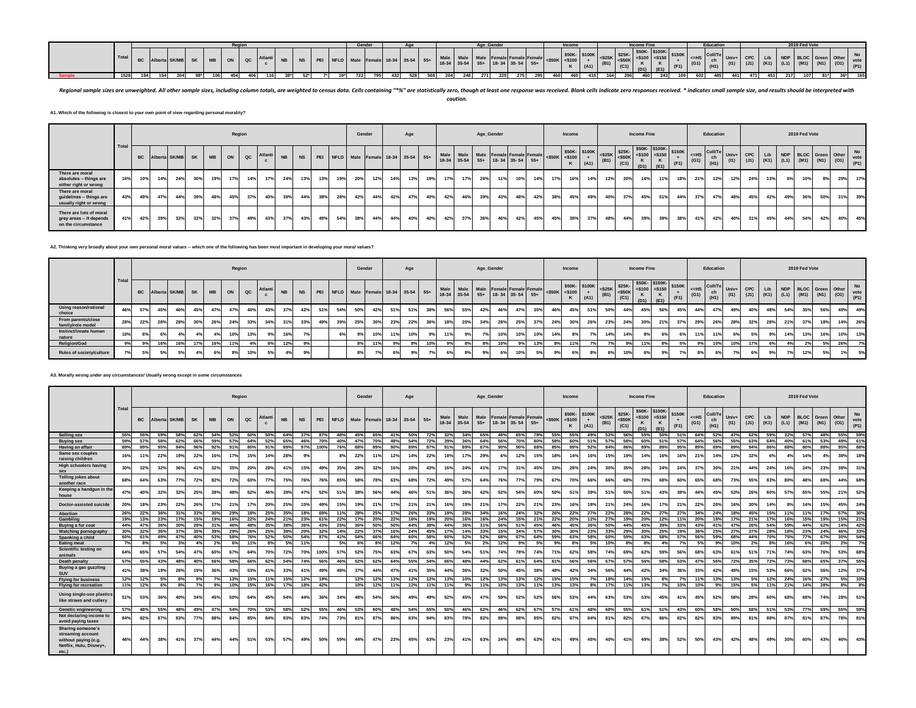| | Total | Region | | | | | | | | | | | | Gender | | Age | | | Age_Gender | | | | | | Income | | | Income Fine | | | | | Education | | | 2019 Fed Vote | | | | | | |
|---|---|---|---|---|---|---|---|---|---|---|---|---|---|---|---|---|---|---|---|---|---|---|---|---|---|---|---|---|---|---|---|---|---|---|---|---|---|---|---|---|---|---|
| | | BC | Alberta | SK/MB | SK | MB | ON | QC | Atlantic | NB | NS | PEI | NFLD | Male | Female | 18-34 | 35-54 | 55+ | Male 18-34 | Male 35-54 | Male 55+ | Female 18-34 | Female 35-54 | Female 55+ | <$50K | $50K-<$100K | $100K+ (A1) | <$25K (B1) | $25K-<$50K (C1) | $50K-<$100K (D1) | $100K-<$150K (E1) | $150K+ (F1) | <=HS (G1) | College (H1) | Univ+ (I1) | CPC (J1) | Lib (K1) | NDP (L1) | BLOC (M1) | Green (N1) | Other (O1) | No vote (P1) |
| **Sample** | 1528 | 194 | 154 | 204 | 98* | 106 | 454 | 406 | 116 | 38* | 52* | 7* | 19* | 722 | 795 | 432 | 528 | 568 | 204 | 248 | 271 | 225 | 275 | 295 | 460 | 460 | 415 | 164 | 296 | 460 | 243 | 109 | 602 | 485 | 441 | 471 | 451 | 217 | 107 | 81* | 36* | 165 |

*Regional sample sizes are unweighted. All other sample sizes, including column totals, are weighted to census data. Cells containing "*%" are statistically zero, though at least one response was received. Blank cells indicate zero responses received. * indicates small sample size, and results should be interpreted with caution.*

**A1. Which of the following is closest to your own point of view regarding personal morality?**

| | Total | Region | | | | | | | | | | | | Gender | | Age | | | Age_Gender | | | | | | Income | | | Income Fine | | | | | Education | | | 2019 Fed Vote | | | | | | |
|---|---|---|---|---|---|---|---|---|---|---|---|---|---|---|---|---|---|---|---|---|---|---|---|---|---|---|---|---|---|---|---|---|---|---|---|---|---|---|---|---|---|---|
| | | BC | Alberta | SK/MB | SK | MB | ON | QC | Atlantic | NB | NS | PEI | NFLD | Male | Female | 18-34 | 35-54 | 55+ | Male 18-34 | Male 35-54 | Male 55+ | Female 18-34 | Female 35-54 | Female 55+ | <$50K | $50K-<$100K | $100K+ (A1) | <$25K (B1) | $25K-<$50K (C1) | $50K-<$100K (D1) | $100K-<$150K (E1) | $150K+ (F1) | <=HS (G1) | College (H1) | Univ+ (I1) | CPC (J1) | Lib (K1) | NDP (L1) | BLOC (M1) | Green (N1) | Other (O1) | No vote (P1) |
| There are moral absolutes – things are either right or wrong | 16% | 10% | 14% | 24% | 30% | 19% | 17% | 14% | 17% | 24% | 13% | 13% | 19% | 20% | 12% | 14% | 13% | 19% | 17% | 17% | 26% | 11% | 10% | 14% | 17% | 16% | 14% | 12% | 20% | 16% | 11% | 18% | 21% | 12% | 12% | 24% | 13% | 6% | 10% | 8% | 29% | 17% |
| There are moral guidelines – things are usually right or wrong | 43% | 49% | 47% | 44% | 39% | 48% | 45% | 37% | 40% | 39% | 44% | 38% | 28% | 42% | 44% | 42% | 47% | 40% | 42% | 46% | 39% | 43% | 48% | 42% | 38% | 45% | 49% | 40% | 37% | 45% | 51% | 44% | 37% | 47% | 48% | 45% | 42% | 49% | 36% | 50% | 31% | 39% |
| There are lots of moral grey areas – it depends on the circumstance | 41% | 42% | 39% | 32% | 32% | 32% | 37% | 49% | 43% | 37% | 43% | 49% | 54% | 38% | 44% | 44% | 40% | 40% | 42% | 37% | 36% | 46% | 42% | 45% | 45% | 39% | 37% | 48% | 44% | 39% | 39% | 38% | 41% | 42% | 40% | 31% | 45% | 44% | 54% | 42% | 40% | 45% |

**A2. Thinking very broadly about your own personal moral values -- which one of the following has been most important in developing your moral values?**

| | Total | Region | | | | | | | | | | | | Gender | | Age | | | Age_Gender | | | | | | Income | | | Income Fine | | | | | Education | | | 2019 Fed Vote | | | | | | |
|---|---|---|---|---|---|---|---|---|---|---|---|---|---|---|---|---|---|---|---|---|---|---|---|---|---|---|---|---|---|---|---|---|---|---|---|---|---|---|---|---|---|---|
| | | BC | Alberta | SK/MB | SK | MB | ON | QC | Atlantic | NB | NS | PEI | NFLD | Male | Female | 18-34 | 35-54 | 55+ | Male 18-34 | Male 35-54 | Male 55+ | Female 18-34 | Female 35-54 | Female 55+ | <$50K | $50K-<$100K | $100K+ (A1) | <$25K (B1) | $25K-<$50K (C1) | $50K-<$100K (D1) | $100K-<$150K (E1) | $150K+ (F1) | <=HS (G1) | College (H1) | Univ+ (I1) | CPC (J1) | Lib (K1) | NDP (L1) | BLOC (M1) | Green (N1) | Other (O1) | No vote (P1) |
| Using reason/rational choice | 46% | 57% | 45% | 46% | 45% | 47% | 47% | 40% | 43% | 37% | 42% | 51% | 54% | 50% | 42% | 51% | 51% | 38% | 56% | 55% | 42% | 46% | 47% | 35% | 46% | 45% | 51% | 50% | 44% | 45% | 56% | 45% | 44% | 47% | 49% | 40% | 48% | 54% | 35% | 56% | 49% | 49% |
| From parents/close family/role model | 28% | 22% | 28% | 28% | 30% | 26% | 24% | 33% | 34% | 31% | 33% | 49% | 39% | 25% | 30% | 23% | 22% | 36% | 18% | 20% | 34% | 28% | 25% | 37% | 24% | 30% | 26% | 23% | 24% | 30% | 21% | 37% | 29% | 26% | 28% | 32% | 28% | 21% | 37% | 18% | 14% | 26% |
| Instinct/innate human nature | 10% | 8% | 6% | 4% | 4% | 4% | 10% | 13% | 9% | 16% | 7% | | 6% | 9% | 10% | 11% | 10% | 9% | 11% | 9% | 7% | 10% | 10% | 10% | 14% | 8% | 7% | 14% | 14% | 8% | 6% | 6% | 11% | 11% | 6% | 5% | 9% | 14% | 13% | 16% | 10% | 13% |
| Religion/God | 9% | 9% | 16% | 16% | 17% | 16% | 11% | 4% | 8% | 12% | 9% | | | 8% | 11% | 9% | 8% | 10% | 9% | 8% | 8% | 10% | 9% | 13% | 8% | 11% | 7% | 7% | 9% | 11% | 8% | 5% | 9% | 10% | 10% | 17% | 6% | 4% | 2% | 5% | 26% | 7% |
| Rules of society/culture | 7% | 5% | 5% | 5% | 4% | 6% | 8% | 10% | 5% | 4% | 9% | | | 8% | 7% | 6% | 9% | 7% | 6% | 8% | 9% | 6% | 10% | 5% | 9% | 6% | 8% | 6% | 10% | 6% | 9% | 7% | 8% | 6% | 7% | 6% | 9% | 7% | 12% | 5% | 1% | 5% |

**A3. Morally wrong under any circumstances/ Usually wrong except in some circumstances**

| | Total | Region | | | | | | | | | | | | Gender | | Age | | | Age_Gender | | | | | | Income | | | Income Fine | | | | | Education | | | 2019 Fed Vote | | | | | | |
|---|---|---|---|---|---|---|---|---|---|---|---|---|---|---|---|---|---|---|---|---|---|---|---|---|---|---|---|---|---|---|---|---|---|---|---|---|---|---|---|---|---|---|
| | | BC | Alberta | SK/MB | SK | MB | ON | QC | Atlantic | NB | NS | PEI | NFLD | Male | Female | 18-34 | 35-54 | 55+ | Male 18-34 | Male 35-54 | Male 55+ | Female 18-34 | Female 35-54 | Female 55+ | <$50K | $50K-<$100K | $100K+ (A1) | <$25K (B1) | $25K-<$50K (C1) | $50K-<$100K (D1) | $100K-<$150K (E1) | $150K+ (F1) | <=HS (G1) | College (H1) | Univ+ (I1) | CPC (J1) | Lib (K1) | NDP (L1) | BLOC (M1) | Green (N1) | Other (O1) | No vote (P1) |
| Selling sex | 55% | 55% | 59% | 58% | 62% | 54% | 52% | 60% | 50% | 64% | 37% | 87% | 48% | 45% | 65% | 41% | 50% | 72% | 32% | 34% | 65% | 49% | 65% | 78% | 55% | 55% | 49% | 52% | 56% | 55% | 50% | 51% | 64% | 52% | 47% | 62% | 59% | 32% | 57% | 48% | 55% | 59% |
| Buying sex | 59% | 57% | 58% | 62% | 66% | 59% | 57% | 64% | 52% | 65% | 46% | 70% | 40% | 47% | 70% | 48% | 54% | 72% | 39% | 36% | 64% | 56% | 70% | 80% | 58% | 60% | 51% | 57% | 58% | 60% | 51% | 57% | 64% | 56% | 55% | 63% | 64% | 40% | 61% | 53% | 49% | 61% |
| Having an affair | 89% | 89% | 95% | 94% | 96% | 92% | 91% | 80% | 91% | 89% | 97% | 100% | 76% | 88% | 89% | 90% | 89% | 87% | 91% | 89% | 87% | 90% | 90% | 88% | 85% | 89% | 92% | 84% | 86% | 89% | 89% | 95% | 89% | 89% | 89% | 94% | 86% | 88% | 80% | 88% | 95% | 88% |
| Same sex couples raising children | 16% | 11% | 22% | 19% | 22% | 16% | 17% | 15% | 14% | 28% | 9% | | 8% | 22% | 11% | 12% | 14% | 22% | 18% | 17% | 29% | 6% | 12% | 15% | 18% | 14% | 16% | 15% | 19% | 14% | 16% | 16% | 21% | 14% | 13% | 32% | 6% | 4% | 14% | 4% | 38% | 18% |
| High schoolers having sex | 30% | 32% | 32% | 36% | 41% | 32% | 35% | 20% | 28% | 41% | 15% | 49% | 35% | 28% | 32% | 16% | 28% | 43% | 16% | 24% | 41% | 17% | 31% | 45% | 33% | 28% | 24% | 30% | 35% | 28% | 24% | 24% | 37% | 30% | 21% | 44% | 24% | 16% | 24% | 23% | 38% | 31% |
| Telling jokes about another race | 68% | 64% | 63% | 77% | 72% | 82% | 72% | 60% | 77% | 75% | 76% | 76% | 85% | 58% | 78% | 63% | 68% | 72% | 49% | 57% | 64% | 76% | 77% | 79% | 67% | 70% | 66% | 66% | 68% | 70% | 68% | 60% | 65% | 68% | 73% | 55% | 83% | 80% | 48% | 68% | 44% | 68% |
| Keeping a handgun in the house | 47% | 40% | 32% | 32% | 25% | 39% | 48% | 62% | 46% | 39% | 47% | 52% | 51% | 38% | 56% | 44% | 46% | 51% | 36% | 36% | 42% | 52% | 54% | 60% | 50% | 51% | 39% | 51% | 50% | 51% | 43% | 38% | 44% | 45% | 53% | 26% | 60% | 57% | 65% | 55% | 21% | 52% |
| Doctor-assisted suicide | 20% | 18% | 23% | 22% | 26% | 17% | 21% | 17% | 20% | 25% | 15% | 49% | 15% | 19% | 21% | 17% | 21% | 21% | 16% | 19% | 21% | 17% | 22% | 21% | 23% | 16% | 18% | 21% | 24% | 16% | 17% | 21% | 22% | 20% | 16% | 30% | 14% | 8% | 14% | 15% | 45% | 24% |
| Abortion | 26% | 22% | 36% | 31% | 33% | 30% | 29% | 18% | 25% | 35% | 18% | 69% | 11% | 28% | 25% | 17% | 26% | 33% | 19% | 28% | 34% | 16% | 24% | 32% | 26% | 22% | 27% | 22% | 28% | 22% | 27% | 27% | 34% | 24% | 18% | 45% | 15% | 11% | 11% | 17% | 57% | 30% |
| Gambling | 19% | 13% | 23% | 17% | 15% | 19% | 16% | 22% | 24% | 21% | 23% | 61% | 22% | 17% | 20% | 22% | 16% | 19% | 20% | 16% | 16% | 24% | 15% | 21% | 22% | 20% | 12% | 27% | 19% | 20% | 12% | 11% | 20% | 18% | 17% | 21% | 17% | 16% | 15% | 19% | 15% | 21% |
| Buying a fur coat | 44% | 47% | 36% | 30% | 28% | 31% | 46% | 48% | 35% | 38% | 36% | 43% | 25% | 36% | 50% | 50% | 44% | 38% | 44% | 36% | 31% | 56% | 51% | 45% | 46% | 45% | 36% | 50% | 44% | 45% | 39% | 33% | 43% | 41% | 47% | 26% | 54% | 59% | 44% | 62% | 14% | 42% |
| Watching pornography | 30% | 32% | 36% | 37% | 35% | 39% | 29% | 26% | 25% | 38% | 20% | 32% | 14% | 22% | 37% | 16% | 24% | 45% | 17% | 14% | 33% | 15% | 34% | 57% | 30% | 30% | 23% | 33% | 29% | 30% | 25% | 19% | 36% | 25% | 27% | 37% | 28% | 18% | 23% | 24% | 46% | 33% |
| Spanking a child | 61% | 60% | 49% | 47% | 40% | 53% | 58% | 76% | 52% | 50% | 54% | 87% | 41% | 54% | 66% | 64% | 60% | 58% | 60% | 52% | 52% | 68% | 67% | 64% | 59% | 63% | 58% | 60% | 59% | 63% | 58% | 57% | 56% | 59% | 68% | 44% | 70% | 75% | 77% | 67% | 30% | 54% |
| Eating meat | 7% | 8% | 5% | 3% | 4% | 2% | 6% | 11% | 8% | 5% | 11% | | 5% | 6% | 8% | 12% | 7% | 4% | 12% | 5% | 2% | 12% | 9% | 5% | 9% | 8% | 5% | 10% | 8% | 8% | 4% | 7% | 5% | 9% | 10% | 2% | 8% | 16% | 6% | 20% | 2% | 7% |
| Scientific testing on animals | 64% | 65% | 57% | 54% | 47% | 60% | 67% | 64% | 70% | 72% | 70% | 100% | 57% | 52% | 75% | 63% | 67% | 63% | 50% | 54% | 51% | 74% | 78% | 74% | 71% | 62% | 58% | 74% | 69% | 62% | 59% | 56% | 68% | 63% | 61% | 51% | 71% | 74% | 63% | 76% | 53% | 68% |
| Death penalty | 57% | 55% | 43% | 48% | 40% | 56% | 58% | 66% | 62% | 54% | 74% | 56% | 46% | 52% | 62% | 64% | 55% | 54% | 66% | 48% | 44% | 62% | 61% | 64% | 61% | 56% | 56% | 67% | 57% | 56% | 58% | 53% | 47% | 56% | 72% | 35% | 72% | 73% | 68% | 65% | 37% | 55% |
| Buying a gas guzzling SUV | 41% | 38% | 19% | 28% | 19% | 36% | 43% | 53% | 41% | 33% | 41% | 49% | 48% | 37% | 44% | 47% | 41% | 35% | 44% | 36% | 32% | 50% | 45% | 38% | 48% | 42% | 34% | 56% | 44% | 42% | 34% | 36% | 33% | 42% | 49% | 15% | 53% | 66% | 52% | 56% | 12% | 37% |
| Flying for business | 12% | 12% | 5% | 8% | 9% | 7% | 13% | 15% | 11% | 15% | 12% | 19% | | 12% | 12% | 13% | 12% | 12% | 13% | 10% | 12% | 13% | 13% | 12% | 15% | 15% | 7% | 18% | 14% | 15% | 8% | 7% | 11% | 13% | 13% | 5% | 12% | 24% | 16% | 27% | 5% | 10% |
| Flying for recreation | 11% | 12% | 6% | 8% | 7% | 9% | 10% | 15% | 16% | 17% | 18% | 42% | | 10% | 12% | 11% | 12% | 11% | 11% | 9% | 11% | 10% | 13% | 11% | 13% | 13% | 8% | 17% | 11% | 13% | 7% | 10% | 10% | 9% | 15% | 5% | 11% | 21% | 14% | 28% | 8% | 8% |
| Using single-use plastics like straws and cutlery | 51% | 53% | 36% | 40% | 34% | 45% | 50% | 64% | 45% | 54% | 44% | 36% | 34% | 48% | 54% | 56% | 49% | 49% | 52% | 45% | 47% | 59% | 52% | 52% | 56% | 53% | 44% | 63% | 53% | 53% | 45% | 41% | 45% | 52% | 58% | 28% | 60% | 68% | 68% | 74% | 28% | 51% |
| Genetic engineering | 57% | 48% | 55% | 48% | 49% | 47% | 54% | 70% | 53% | 58% | 52% | 55% | 46% | 53% | 60% | 48% | 54% | 65% | 50% | 46% | 62% | 46% | 62% | 67% | 57% | 61% | 48% | 60% | 55% | 61% | 51% | 43% | 60% | 58% | 50% | 58% | 51% | 53% | 77% | 59% | 55% | 59% |
| Not declaring income to avoid paying taxes | 84% | 82% | 87% | 83% | 77% | 88% | 84% | 85% | 84% | 93% | 83% | 74% | 73% | 81% | 87% | 86% | 83% | 84% | 83% | 78% | 82% | 88% | 88% | 85% | 82% | 87% | 84% | 81% | 82% | 87% | 86% | 82% | 82% | 83% | 89% | 81% | 88% | 87% | 81% | 87% | 78% | 81% |
| Sharing someone's streaming account without paying (e.g. Netflix, Hulu, Disney+, etc.) | 46% | 44% | 38% | 41% | 37% | 44% | 44% | 51% | 53% | 57% | 49% | 50% | 59% | 44% | 47% | 23% | 45% | 63% | 23% | 41% | 63% | 24% | 49% | 63% | 41% | 49% | 45% | 40% | 41% | 49% | 38% | 52% | 50% | 43% | 42% | 48% | 49% | 30% | 60% | 43% | 46% | 43% |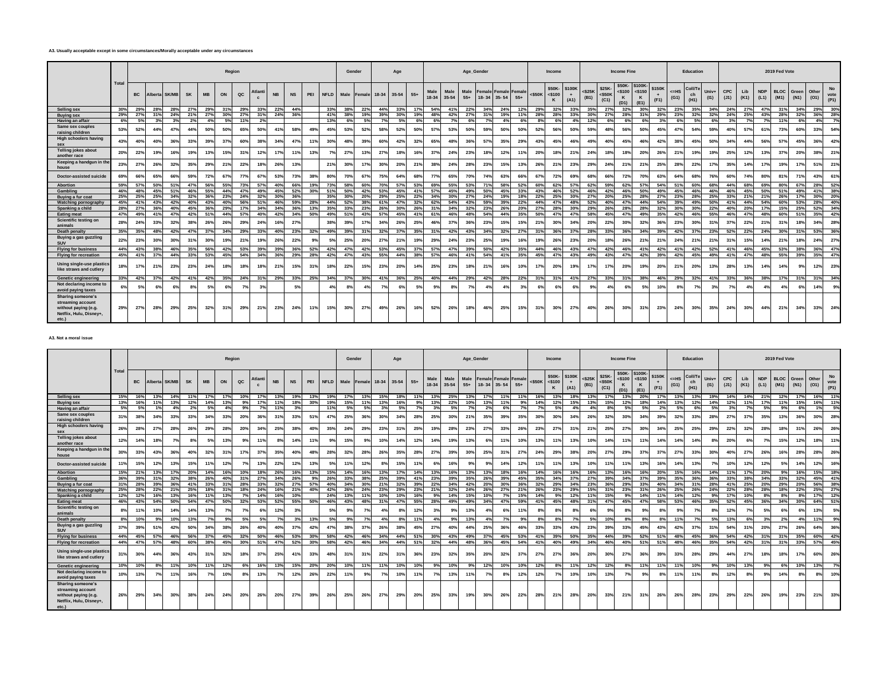**A3. Usually acceptable except in some circumstances/Morally acceptable under any circumstances**

| | Total | Region | | | | | | | | | | | | Gender | | Age | | | Age_Gender | | | | | | Income | | | Income Fine | | | | | Education | | | 2019 Fed Vote | | | | | | |
|---|---|---|---|---|---|---|---|---|---|---|---|---|---|---|---|---|---|---|---|---|---|---|---|---|---|---|---|---|---|---|---|---|---|---|---|---|---|---|---|---|---|---|
| | | BC | Alberta | SK/MB | SK | MB | ON | QC | Atlantic | NB | NS | PEI | NFLD | Male | Female | 18-34 | 35-54 | 55+ | Male 18-34 | Male 35-54 | Male 55+ | Female 18-34 | Female 35-54 | Female 55+ | <$50K | $50K-<$100K | $100K+ (A1) | <$25K (B1) | $25K-<$50K (C1) | $50K-<$100K (D1) | $100K-<$150K (E1) | $150K+ (F1) | <=HS (G1) | Coll/Tech (H1) | Univ+ (I1) | CPC (J1) | Lib (K1) | NDP (L1) | BLOC (M1) | Green (N1) | Other (O1) | No vote (P1) |
| Selling sex | 30% | 29% | 28% | 28% | 27% | 29% | 31% | 29% | 33% | 22% | 44% | | 33% | 38% | 22% | 44% | 33% | 17% | 54% | 41% | 22% | 34% | 24% | 12% | 29% | 32% | 33% | 35% | 27% | 32% | 30% | 32% | 23% | 35% | 34% | 24% | 27% | 47% | 31% | 34% | 29% | 30% |
| Buying sex | 29% | 27% | 31% | 24% | 21% | 27% | 30% | 27% | 31% | 24% | 36% | | 41% | 38% | 19% | 39% | 30% | 19% | 48% | 42% | 27% | 31% | 19% | 11% | 28% | 28% | 33% | 30% | 27% | 28% | 31% | 29% | 23% | 32% | 32% | 24% | 25% | 43% | 28% | 32% | 36% | 28% |
| Having an affair | 6% | 5% | 3% | 3% | 2% | 4% | 5% | 11% | 2% | | | | 13% | 6% | 5% | 7% | 5% | 6% | 6% | 7% | 6% | 7% | 4% | 6% | 8% | 6% | 4% | 12% | 6% | 6% | 6% | 3% | 6% | 5% | 6% | 3% | 7% | 7% | 11% | 6% | 4% | 7% |
| Same sex couples raising children | 53% | 52% | 44% | 47% | 44% | 50% | 50% | 65% | 50% | 41% | 58% | 49% | 45% | 53% | 52% | 58% | 52% | 50% | 57% | 53% | 50% | 59% | 50% | 50% | 52% | 56% | 50% | 59% | 48% | 56% | 50% | 45% | 47% | 54% | 59% | 40% | 57% | 61% | 73% | 60% | 33% | 54% |
| High schoolers having sex | 43% | 40% | 40% | 36% | 33% | 39% | 37% | 60% | 38% | 34% | 47% | 11% | 30% | 48% | 39% | 60% | 42% | 32% | 65% | 48% | 36% | 57% | 35% | 29% | 43% | 45% | 46% | 49% | 40% | 45% | 46% | 42% | 38% | 45% | 50% | 34% | 44% | 56% | 57% | 45% | 36% | 42% |
| Telling jokes about another race | 20% | 22% | 19% | 16% | 19% | 13% | 15% | 31% | 12% | 17% | 11% | 13% | 7% | 27% | 13% | 27% | 18% | 16% | 37% | 24% | 23% | 18% | 12% | 11% | 20% | 18% | 21% | 24% | 18% | 18% | 20% | 26% | 21% | 19% | 19% | 25% | 12% | 13% | 37% | 20% | 38% | 21% |
| Keeping a handgun in the house | 23% | 27% | 26% | 32% | 35% | 29% | 21% | 22% | 18% | 26% | 13% | | 21% | 30% | 17% | 30% | 20% | 21% | 38% | 24% | 28% | 23% | 15% | 13% | 26% | 21% | 23% | 29% | 24% | 21% | 21% | 25% | 28% | 22% | 17% | 35% | 14% | 17% | 19% | 17% | 51% | 21% |
| Doctor-assisted suicide | 69% | 66% | 65% | 66% | 59% | 72% | 67% | 77% | 67% | 53% | 73% | 38% | 80% | 70% | 67% | 75% | 64% | 68% | 77% | 65% | 70% | 74% | 63% | 66% | 67% | 72% | 69% | 68% | 66% | 72% | 70% | 63% | 64% | 68% | 76% | 60% | 74% | 80% | 81% | 71% | 43% | 61% |
| Abortion | 59% | 57% | 50% | 51% | 47% | 56% | 55% | 73% | 57% | 40% | 66% | 19% | 73% | 58% | 60% | 70% | 57% | 53% | 69% | 55% | 53% | 71% | 58% | 52% | 60% | 62% | 57% | 62% | 59% | 62% | 57% | 54% | 51% | 60% | 68% | 44% | 68% | 69% | 80% | 67% | 28% | 52% |
| Gambling | 46% | 48% | 45% | 51% | 46% | 55% | 44% | 47% | 49% | 45% | 52% | 30% | 51% | 50% | 42% | 53% | 45% | 41% | 57% | 45% | 49% | 50% | 45% | 33% | 43% | 46% | 52% | 46% | 42% | 46% | 50% | 49% | 45% | 46% | 46% | 46% | 45% | 50% | 51% | 49% | 41% | 38% |
| Buying a fur coat | 25% | 25% | 34% | 32% | 36% | 23% | 24% | 32% | 30% | 36% | | | 35% | 30% | 20% | 29% | 25% | 22% | 34% | 30% | 27% | 24% | 19% | 18% | 22% | 25% | 30% | 27% | 20% | 25% | 28% | 27% | 23% | 28% | 25% | 33% | 21% | 21% | 26% | 17% | 30% | 20% |
| Watching pornography | 45% | 41% | 43% | 42% | 40% | 43% | 40% | 56% | 51% | 46% | 59% | 28% | 44% | 52% | 38% | 61% | 47% | 32% | 62% | 54% | 43% | 59% | 39% | 22% | 44% | 47% | 48% | 52% | 40% | 47% | 44% | 54% | 39% | 49% | 50% | 41% | 44% | 54% | 60% | 53% | 28% | 40% |
| Spanking a child | 28% | 27% | 36% | 40% | 45% | 36% | 29% | 17% | 34% | 34% | 36% | 13% | 35% | 33% | 23% | 26% | 30% | 26% | 31% | 34% | 32% | 23% | 26% | 20% | 27% | 28% | 30% | 29% | 26% | 28% | 28% | 32% | 30% | 30% | 22% | 40% | 20% | 17% | 15% | 25% | 52% | 34% |
| Eating meat | 47% | 49% | 41% | 47% | 42% | 51% | 44% | 57% | 40% | 42% | 34% | 50% | 49% | 51% | 43% | 57% | 45% | 41% | 61% | 46% | 48% | 54% | 44% | 35% | 50% | 47% | 47% | 58% | 45% | 47% | 49% | 35% | 42% | 46% | 55% | 46% | 47% | 48% | 60% | 51% | 35% | 42% |
| Scientific testing on animals | 28% | 24% | 33% | 32% | 38% | 26% | 29% | 24% | 16% | 27% | | | 38% | 39% | 17% | 34% | 26% | 25% | 46% | 37% | 36% | 23% | 15% | 15% | 21% | 30% | 34% | 20% | 22% | 30% | 32% | 36% | 23% | 30% | 31% | 37% | 22% | 21% | 31% | 18% | 34% | 28% |
| Death penalty | 35% | 35% | 48% | 42% | 47% | 37% | 34% | 29% | 33% | 40% | 23% | 32% | 49% | 39% | 31% | 32% | 37% | 35% | 31% | 42% | 43% | 34% | 32% | 27% | 31% | 36% | 37% | 28% | 33% | 36% | 34% | 39% | 42% | 37% | 23% | 52% | 22% | 24% | 30% | 31% | 53% | 36% |
| Buying a gas guzzling SUV | 22% | 23% | 30% | 30% | 31% | 30% | 19% | 21% | 19% | 26% | 22% | 9% | 5% | 25% | 20% | 27% | 21% | 19% | 29% | 24% | 23% | 25% | 19% | 16% | 19% | 26% | 23% | 20% | 18% | 26% | 21% | 21% | 24% | 21% | 21% | 31% | 15% | 14% | 21% | 18% | 24% | 27% |
| Flying for business | 44% | 43% | 38% | 46% | 35% | 56% | 42% | 53% | 39% | 39% | 36% | 52% | 42% | 47% | 42% | 53% | 45% | 37% | 57% | 47% | 39% | 50% | 42% | 35% | 44% | 46% | 43% | 47% | 42% | 46% | 41% | 42% | 41% | 42% | 52% | 41% | 46% | 45% | 53% | 38% | 36% | 47% |
| Flying for recreation | 45% | 41% | 37% | 44% | 33% | 53% | 45% | 54% | 34% | 36% | 29% | 28% | 42% | 47% | 43% | 55% | 44% | 38% | 57% | 46% | 41% | 54% | 41% | 35% | 45% | 47% | 43% | 49% | 43% | 47% | 42% | 39% | 42% | 45% | 49% | 41% | 47% | 48% | 55% | 39% | 35% | 47% |
| Using single-use plastics like straws and cutlery | 18% | 17% | 21% | 23% | 23% | 24% | 18% | 18% | 18% | 21% | 15% | 31% | 18% | 22% | 15% | 23% | 20% | 14% | 25% | 23% | 18% | 21% | 16% | 10% | 17% | 20% | 19% | 17% | 17% | 20% | 19% | 20% | 21% | 20% | 13% | 28% | 13% | 14% | 14% | 9% | 12% | 23% |
| Genetic engineering | 33% | 42% | 37% | 42% | 41% | 42% | 35% | 24% | 31% | 29% | 33% | 25% | 34% | 37% | 30% | 41% | 36% | 25% | 40% | 44% | 29% | 42% | 28% | 22% | 31% | 31% | 41% | 27% | 33% | 31% | 38% | 46% | 29% | 32% | 41% | 33% | 36% | 38% | 17% | 31% | 31% | 34% |
| Not declaring income to avoid paying taxes | 6% | 5% | 6% | 6% | 8% | 5% | 6% | 7% | 3% | | 5% | | 4% | 8% | 4% | 7% | 6% | 5% | 9% | 8% | 7% | 4% | 4% | 3% | 6% | 6% | 6% | 9% | 4% | 6% | 5% | 10% | 8% | 7% | 3% | 7% | 4% | 4% | 4% | 6% | 14% | 9% |
| Sharing someone's streaming account without paying (e.g. Netflix, Hulu, Disney+, etc.) | 29% | 27% | 28% | 29% | 25% | 32% | 31% | 29% | 21% | 23% | 24% | 11% | 15% | 30% | 27% | 49% | 26% | 16% | 52% | 26% | 18% | 46% | 25% | 15% | 31% | 30% | 27% | 40% | 26% | 30% | 31% | 23% | 24% | 30% | 35% | 24% | 30% | 44% | 21% | 34% | 33% | 24% |

**A3. Not a moral issue**

| | Total | Region | | | | | | | | | | | | Gender | | Age | | | Age_Gender | | | | | | Income | | | Income Fine | | | | | Education | | | 2019 Fed Vote | | | | | | |
|---|---|---|---|---|---|---|---|---|---|---|---|---|---|---|---|---|---|---|---|---|---|---|---|---|---|---|---|---|---|---|---|---|---|---|---|---|---|---|---|---|---|---|
| | | BC | Alberta | SK/MB | SK | MB | ON | QC | Atlantic | NB | NS | PEI | NFLD | Male | Female | 18-34 | 35-54 | 55+ | Male 18-34 | Male 35-54 | Male 55+ | Female 18-34 | Female 35-54 | Female 55+ | <$50K | $50K-<$100K | $100K+ (A1) | <$25K (B1) | $25K-<$50K (C1) | $50K-<$100K (D1) | $100K-<$150K (E1) | $150K+ (F1) | <=HS (G1) | Coll/Tech (H1) | Univ+ (I1) | CPC (J1) | Lib (K1) | NDP (L1) | BLOC (M1) | Green (N1) | Other (O1) | No vote (P1) |
| Selling sex | 15% | 16% | 13% | 14% | 11% | 17% | 17% | 10% | 17% | 13% | 19% | 13% | 19% | 17% | 13% | 15% | 18% | 11% | 13% | 25% | 13% | 17% | 11% | 11% | 16% | 13% | 18% | 13% | 17% | 13% | 20% | 17% | 13% | 13% | 19% | 14% | 14% | 21% | 12% | 17% | 16% | 11% |
| Buying sex | 13% | 16% | 11% | 13% | 12% | 14% | 13% | 9% | 17% | 11% | 18% | 30% | 19% | 15% | 11% | 13% | 16% | 9% | 13% | 22% | 10% | 13% | 11% | 9% | 14% | 12% | 15% | 13% | 15% | 12% | 18% | 14% | 13% | 12% | 14% | 12% | 11% | 17% | 11% | 15% | 16% | 11% |
| Having an affair | 5% | 5% | 1% | 4% | 2% | 5% | 4% | 9% | 7% | 11% | 3% | | 11% | 5% | 5% | 3% | 5% | 7% | 3% | 5% | 7% | 2% | 6% | 7% | 7% | 5% | 4% | 4% | 8% | 5% | 5% | 2% | 5% | 6% | 5% | 3% | 7% | 5% | 9% | 6% | 1% | 5% |
| Same sex couples raising children | 31% | 38% | 34% | 33% | 33% | 34% | 33% | 20% | 36% | 31% | 33% | 51% | 47% | 25% | 36% | 30% | 34% | 28% | 30% | 20% | 31% | 35% | 39% | 35% | 30% | 30% | 34% | 26% | 32% | 30% | 34% | 39% | 32% | 33% | 28% | 27% | 37% | 35% | 13% | 36% | 30% | 28% |
| High schoolers having sex | 26% | 28% | 27% | 28% | 26% | 29% | 28% | 20% | 34% | 25% | 38% | 40% | 35% | 24% | 29% | 23% | 31% | 25% | 19% | 28% | 23% | 27% | 33% | 26% | 23% | 27% | 31% | 21% | 25% | 27% | 30% | 34% | 25% | 25% | 29% | 22% | 32% | 28% | 18% | 31% | 26% | 26% |
| Telling jokes about another race | 12% | 14% | 18% | 7% | 8% | 5% | 13% | 9% | 11% | 8% | 14% | 11% | 9% | 15% | 9% | 10% | 14% | 12% | 14% | 19% | 13% | 6% | 11% | 10% | 13% | 11% | 13% | 10% | 14% | 11% | 11% | 14% | 14% | 14% | 8% | 20% | 6% | 7% | 15% | 12% | 18% | 11% |
| Keeping a handgun in the house | 30% | 33% | 43% | 36% | 40% | 32% | 31% | 17% | 37% | 35% | 40% | 48% | 28% | 32% | 28% | 26% | 35% | 28% | 27% | 39% | 32% | 25% | 31% | 27% | 24% | 29% | 38% | 20% | 27% | 29% | 37% | 37% | 27% | 33% | 30% | 40% | 27% | 26% | 16% | 28% | 28% | 26% |
| Doctor-assisted suicide | 11% | 15% | 12% | 13% | 15% | 11% | 12% | 7% | 13% | 22% | 12% | 13% | 5% | 11% | 12% | 8% | 15% | 11% | 6% | 16% | 9% | 9% | 14% | 12% | 11% | 11% | 13% | 10% | 11% | 11% | 13% | 16% | 14% | 13% | 7% | 10% | 12% | 12% | 5% | 14% | 12% | 16% |
| Abortion | 15% | 21% | 13% | 17% | 20% | 14% | 16% | 10% | 18% | 26% | 16% | 13% | 15% | 14% | 16% | 13% | 17% | 14% | 13% | 16% | 13% | 13% | 18% | 16% | 14% | 16% | 16% | 16% | 13% | 16% | 16% | 20% | 15% | 16% | 14% | 11% | 17% | 20% | 9% | 16% | 15% | 18% |
| Gambling | 36% | 39% | 31% | 32% | 38% | 26% | 40% | 31% | 27% | 34% | 26% | 9% | 26% | 33% | 38% | 25% | 39% | 41% | 23% | 39% | 35% | 26% | 39% | 45% | 35% | 34% | 37% | 27% | 39% | 34% | 37% | 39% | 35% | 36% | 36% | 33% | 38% | 34% | 33% | 32% | 45% | 41% |
| Buying a fur coat | 31% | 28% | 39% | 36% | 41% | 33% | 31% | 28% | 33% | 32% | 27% | 57% | 40% | 34% | 30% | 21% | 32% | 39% | 22% | 34% | 42% | 20% | 30% | 36% | 32% | 29% | 34% | 23% | 36% | 29% | 33% | 40% | 34% | 31% | 28% | 41% | 25% | 20% | 29% | 20% | 56% | 38% |
| Watching pornography | 25% | 28% | 22% | 21% | 25% | 18% | 31% | 18% | 24% | 16% | 21% | 40% | 42% | 26% | 24% | 23% | 29% | 23% | 21% | 32% | 24% | 26% | 27% | 21% | 26% | 23% | 29% | 15% | 31% | 23% | 31% | 26% | 25% | 26% | 24% | 22% | 28% | 28% | 18% | 22% | 25% | 27% |
| Spanking a child | 12% | 12% | 16% | 13% | 16% | 11% | 13% | 7% | 14% | 16% | 10% | | 24% | 13% | 11% | 10% | 10% | 16% | 9% | 14% | 15% | 10% | 7% | 15% | 14% | 9% | 12% | 11% | 15% | 9% | 14% | 11% | 14% | 12% | 9% | 17% | 10% | 8% | 8% | 8% | 17% | 12% |
| Eating meat | 46% | 43% | 54% | 50% | 54% | 47% | 50% | 32% | 45% | 52% | 55% | 50% | 46% | 43% | 48% | 31% | 47% | 55% | 28% | 49% | 49% | 34% | 47% | 59% | 41% | 45% | 48% | 31% | 47% | 45% | 47% | 58% | 53% | 46% | 35% | 52% | 45% | 36% | 34% | 30% | 64% | 51% |
| Scientific testing on animals | 8% | 11% | 10% | 14% | 14% | 13% | 7% | 7% | 6% | 12% | 3% | | 5% | 9% | 7% | 4% | 8% | 12% | 3% | 9% | 13% | 4% | 6% | 11% | 8% | 8% | 8% | 6% | 9% | 8% | 9% | 8% | 9% | 7% | 8% | 12% | 7% | 5% | 6% | 6% | 13% | 5% |
| Death penalty | 8% | 10% | 9% | 10% | 13% | 7% | 9% | 5% | 5% | 7% | 3% | 13% | 5% | 9% | 7% | 4% | 8% | 11% | 4% | 9% | 13% | 4% | 7% | 9% | 8% | 8% | 7% | 5% | 10% | 8% | 8% | 8% | 11% | 7% | 5% | 13% | 6% | 3% | 2% | 4% | 11% | 9% |
| Buying a gas guzzling SUV | 37% | 39% | 51% | 42% | 50% | 34% | 38% | 26% | 40% | 40% | 37% | 42% | 47% | 38% | 37% | 26% | 38% | 45% | 27% | 40% | 44% | 25% | 36% | 46% | 33% | 33% | 43% | 23% | 39% | 33% | 45% | 43% | 42% | 37% | 31% | 54% | 31% | 20% | 27% | 26% | 64% | 36% |
| Flying for business | 44% | 45% | 57% | 46% | 56% | 37% | 45% | 32% | 50% | 46% | 53% | 30% | 58% | 42% | 46% | 34% | 44% | 51% | 30% | 43% | 49% | 37% | 45% | 53% | 41% | 39% | 50% | 35% | 44% | 39% | 52% | 51% | 48% | 45% | 36% | 54% | 42% | 31% | 31% | 35% | 60% | 42% |
| Flying for recreation | 44% | 47% | 57% | 48% | 60% | 38% | 45% | 30% | 51% | 47% | 52% | 30% | 58% | 42% | 46% | 34% | 44% | 51% | 32% | 44% | 48% | 36% | 45% | 54% | 41% | 40% | 49% | 34% | 46% | 40% | 51% | 51% | 48% | 46% | 35% | 54% | 42% | 31% | 31% | 33% | 57% | 45% |
| Using single-use plastics like straws and cutlery | 31% | 30% | 44% | 36% | 43% | 31% | 32% | 18% | 37% | 25% | 41% | 33% | 48% | 31% | 31% | 22% | 31% | 36% | 23% | 32% | 35% | 20% | 32% | 37% | 27% | 27% | 36% | 20% | 30% | 27% | 36% | 39% | 33% | 28% | 29% | 44% | 27% | 18% | 18% | 17% | 60% | 26% |
| Genetic engineering | 10% | 10% | 8% | 11% | 10% | 11% | 12% | 6% | 16% | 13% | 15% | 20% | 20% | 10% | 11% | 11% | 10% | 10% | 9% | 10% | 9% | 12% | 10% | 10% | 12% | 8% | 11% | 12% | 12% | 8% | 11% | 11% | 11% | 10% | 9% | 10% | 13% | 9% | 6% | 10% | 13% | 7% |
| Not declaring income to avoid paying taxes | 10% | 13% | 7% | 11% | 16% | 7% | 10% | 8% | 13% | 7% | 12% | 26% | 22% | 11% | 9% | 7% | 10% | 11% | 7% | 13% | 11% | 7% | 8% | 12% | 12% | 7% | 10% | 10% | 13% | 7% | 9% | 8% | 11% | 11% | 8% | 12% | 8% | 9% | 14% | 8% | 8% | 8% |
| Sharing someone's streaming account without paying (e.g. Netflix, Hulu, Disney+, etc.) | 26% | 29% | 34% | 30% | 38% | 24% | 24% | 20% | 26% | 20% | 27% | 39% | 26% | 25% | 26% | 27% | 29% | 20% | 25% | 33% | 19% | 30% | 26% | 22% | 28% | 21% | 28% | 20% | 33% | 21% | 31% | 26% | 26% | 28% | 23% | 29% | 22% | 26% | 19% | 23% | 21% | 33% |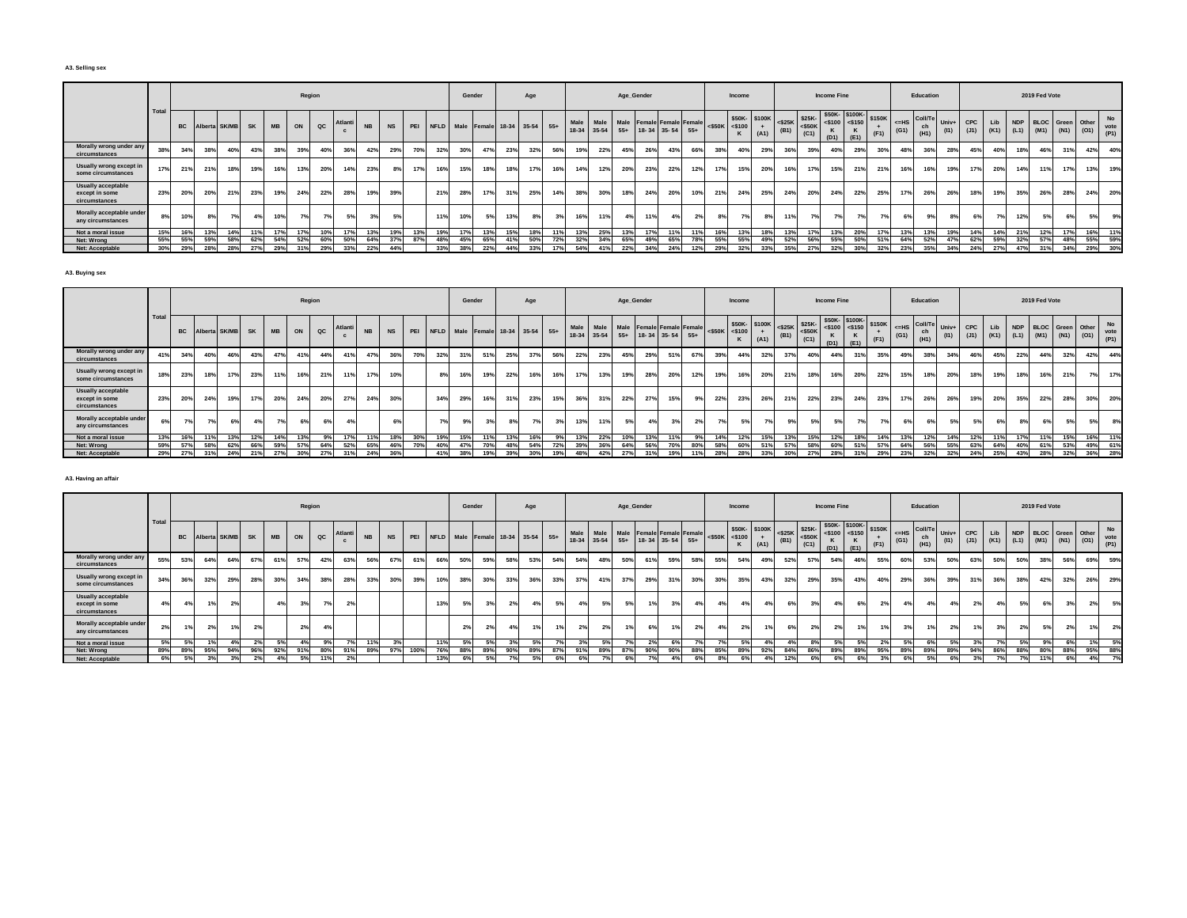**A3. Selling sex**

| | Total | Region | | | | | | | | | | | | Gender | | Age | | | Age_Gender | | | | | | Income | | | Income Fine | | | | | Education | | | 2019 Fed Vote | | | | | | |
|---|---|---|---|---|---|---|---|---|---|---|---|---|---|---|---|---|---|---|---|---|---|---|---|---|---|---|---|---|---|---|---|---|---|---|---|---|---|---|---|---|---|---|
| | | BC | Alberta | SK/MB | SK | MB | ON | QC | Atlantic | NB | NS | PEI | NFLD | Male | Female | 18-34 | 35-54 | 55+ | Male 18-34 | Male 35-54 | Male 55+ | Female 18-34 | Female 35-54 | Female 55+ | <$50K | $50K-<$100K | $100K+ (A1) | <$25K (B1) | $25K-<$50K (C1) | $50K-<$100K (D1) | $100K-<$150K (E1) | $150K+ (F1) | <=HS (G1) | Coll/Tech (H1) | Univ+ (I1) | CPC (J1) | Lib (K1) | NDP (L1) | BLOC (M1) | Green (N1) | Other (O1) | No vote (P1) |
| Morally wrong under any circumstances | 38% | 34% | 38% | 40% | 43% | 38% | 39% | 40% | 36% | 42% | 29% | 70% | 32% | 30% | 47% | 23% | 32% | 56% | 19% | 22% | 45% | 26% | 43% | 66% | 38% | 40% | 29% | 36% | 39% | 40% | 29% | 30% | 48% | 36% | 28% | 45% | 40% | 18% | 46% | 31% | 42% | 40% |
| Usually wrong except in some circumstances | 17% | 21% | 21% | 18% | 19% | 16% | 13% | 20% | 14% | 23% | 8% | 17% | 16% | 15% | 18% | 18% | 17% | 16% | 14% | 12% | 20% | 23% | 22% | 12% | 17% | 15% | 20% | 16% | 17% | 15% | 21% | 21% | 16% | 16% | 19% | 17% | 20% | 14% | 11% | 17% | 13% | 19% |
| Usually acceptable except in some circumstances | 23% | 20% | 20% | 21% | 23% | 19% | 24% | 22% | 28% | 19% | 39% | | 21% | 28% | 17% | 31% | 25% | 14% | 38% | 30% | 18% | 24% | 20% | 10% | 21% | 24% | 25% | 24% | 20% | 24% | 22% | 25% | 17% | 26% | 26% | 18% | 19% | 35% | 26% | 28% | 24% | 20% |
| Morally acceptable under any circumstances | 8% | 10% | 8% | 7% | 4% | 10% | 7% | 7% | 5% | 3% | 5% | | 11% | 10% | 5% | 13% | 8% | 3% | 16% | 11% | 4% | 11% | 4% | 2% | 8% | 7% | 8% | 11% | 7% | 7% | 7% | 7% | 6% | 9% | 8% | 6% | 7% | 12% | 5% | 6% | 5% | 9% |
| Not a moral issue | 15% | 16% | 13% | 14% | 11% | 17% | 17% | 10% | 17% | 13% | 19% | 13% | 19% | 17% | 13% | 15% | 18% | 11% | 13% | 25% | 13% | 17% | 11% | 11% | 16% | 13% | 18% | 13% | 17% | 13% | 20% | 17% | 13% | 13% | 19% | 14% | 14% | 21% | 12% | 17% | 16% | 11% |
| Net: Wrong | 55% | 55% | 59% | 58% | 62% | 54% | 52% | 60% | 50% | 64% | 37% | 87% | 48% | 45% | 65% | 41% | 50% | 72% | 32% | 34% | 65% | 49% | 65% | 78% | 55% | 55% | 49% | 52% | 56% | 55% | 50% | 51% | 64% | 52% | 47% | 62% | 59% | 32% | 57% | 48% | 55% | 59% |
| Net: Acceptable | 30% | 29% | 28% | 28% | 27% | 29% | 31% | 29% | 33% | 22% | 44% | | 33% | 38% | 22% | 44% | 33% | 17% | 54% | 41% | 22% | 34% | 24% | 12% | 29% | 32% | 33% | 35% | 27% | 32% | 30% | 32% | 23% | 35% | 34% | 24% | 27% | 47% | 31% | 34% | 29% | 30% |

**A3. Buying sex**

| | Total | Region | | | | | | | | | | | | Gender | | Age | | | Age_Gender | | | | | | Income | | | Income Fine | | | | | Education | | | 2019 Fed Vote | | | | | | |
|---|---|---|---|---|---|---|---|---|---|---|---|---|---|---|---|---|---|---|---|---|---|---|---|---|---|---|---|---|---|---|---|---|---|---|---|---|---|---|---|---|---|---|
| | | BC | Alberta | SK/MB | SK | MB | ON | QC | Atlantic | NB | NS | PEI | NFLD | Male | Female | 18-34 | 35-54 | 55+ | Male 18-34 | Male 35-54 | Male 55+ | Female 18-34 | Female 35-54 | Female 55+ | <$50K | $50K-<$100K | $100K+ (A1) | <$25K (B1) | $25K-<$50K (C1) | $50K-<$100K (D1) | $100K-<$150K (E1) | $150K+ (F1) | <=HS (G1) | Coll/Tech (H1) | Univ+ (I1) | CPC (J1) | Lib (K1) | NDP (L1) | BLOC (M1) | Green (N1) | Other (O1) | No vote (P1) |
| Morally wrong under any circumstances | 41% | 34% | 40% | 46% | 43% | 47% | 41% | 44% | 41% | 47% | 36% | 70% | 32% | 31% | 51% | 25% | 37% | 56% | 22% | 23% | 45% | 29% | 51% | 67% | 39% | 44% | 32% | 37% | 40% | 44% | 31% | 35% | 49% | 38% | 34% | 46% | 45% | 22% | 44% | 32% | 42% | 44% |
| Usually wrong except in some circumstances | 18% | 23% | 18% | 17% | 23% | 11% | 16% | 21% | 11% | 17% | 10% | | 8% | 16% | 19% | 22% | 16% | 16% | 17% | 13% | 19% | 28% | 20% | 12% | 19% | 16% | 20% | 21% | 18% | 16% | 20% | 22% | 15% | 18% | 20% | 18% | 19% | 18% | 16% | 21% | 7% | 17% |
| Usually acceptable except in some circumstances | 23% | 20% | 24% | 19% | 17% | 20% | 24% | 20% | 27% | 24% | 30% | | 34% | 29% | 16% | 31% | 23% | 15% | 36% | 31% | 22% | 27% | 15% | 9% | 22% | 23% | 26% | 21% | 22% | 23% | 24% | 23% | 17% | 26% | 26% | 19% | 20% | 35% | 22% | 28% | 30% | 20% |
| Morally acceptable under any circumstances | 6% | 7% | 7% | 6% | 4% | 7% | 6% | 6% | 4% | | 6% | | 7% | 9% | 3% | 8% | 7% | 3% | 13% | 11% | 5% | 4% | 3% | 2% | 7% | 5% | 7% | 9% | 5% | 5% | 7% | 7% | 6% | 6% | 5% | 5% | 6% | 8% | 6% | 5% | 5% | 8% |
| Not a moral issue | 13% | 16% | 11% | 13% | 12% | 14% | 13% | 9% | 17% | 11% | 18% | 30% | 19% | 15% | 11% | 13% | 16% | 9% | 13% | 22% | 10% | 13% | 11% | 9% | 14% | 12% | 15% | 13% | 15% | 12% | 18% | 14% | 13% | 12% | 14% | 12% | 11% | 17% | 11% | 15% | 16% | 11% |
| Net: Wrong | 59% | 57% | 58% | 62% | 66% | 59% | 57% | 64% | 52% | 65% | 46% | 70% | 40% | 47% | 70% | 48% | 54% | 72% | 39% | 36% | 64% | 56% | 70% | 80% | 58% | 60% | 51% | 57% | 58% | 60% | 51% | 57% | 64% | 56% | 55% | 63% | 64% | 40% | 61% | 53% | 49% | 61% |
| Net: Acceptable | 29% | 27% | 31% | 24% | 21% | 27% | 30% | 27% | 31% | 24% | 36% | | 41% | 38% | 19% | 39% | 30% | 19% | 48% | 42% | 27% | 31% | 19% | 11% | 28% | 28% | 33% | 30% | 27% | 28% | 31% | 29% | 23% | 32% | 32% | 24% | 25% | 43% | 28% | 32% | 36% | 28% |

**A3. Having an affair**

| | Total | Region | | | | | | | | | | | | Gender | | Age | | | Age_Gender | | | | | | Income | | | Income Fine | | | | | Education | | | 2019 Fed Vote | | | | | | |
|---|---|---|---|---|---|---|---|---|---|---|---|---|---|---|---|---|---|---|---|---|---|---|---|---|---|---|---|---|---|---|---|---|---|---|---|---|---|---|---|---|---|---|
| | | BC | Alberta | SK/MB | SK | MB | ON | QC | Atlantic | NB | NS | PEI | NFLD | Male | Female | 18-34 | 35-54 | 55+ | Male 18-34 | Male 35-54 | Male 55+ | Female 18-34 | Female 35-54 | Female 55+ | <$50K | $50K-<$100K | $100K+ (A1) | <$25K (B1) | $25K-<$50K (C1) | $50K-<$100K (D1) | $100K-<$150K (E1) | $150K+ (F1) | <=HS (G1) | Coll/Tech (H1) | Univ+ (I1) | CPC (J1) | Lib (K1) | NDP (L1) | BLOC (M1) | Green (N1) | Other (O1) | No vote (P1) |
| Morally wrong under any circumstances | 55% | 53% | 64% | 64% | 67% | 61% | 57% | 42% | 63% | 56% | 67% | 61% | 66% | 50% | 59% | 58% | 53% | 54% | 54% | 48% | 50% | 61% | 59% | 58% | 55% | 54% | 49% | 52% | 57% | 54% | 46% | 55% | 60% | 53% | 50% | 63% | 50% | 50% | 38% | 56% | 69% | 59% |
| Usually wrong except in some circumstances | 34% | 36% | 32% | 29% | 28% | 30% | 34% | 38% | 28% | 33% | 30% | 39% | 10% | 38% | 30% | 33% | 36% | 33% | 37% | 41% | 37% | 29% | 31% | 30% | 30% | 35% | 43% | 32% | 29% | 35% | 43% | 40% | 29% | 36% | 39% | 31% | 36% | 38% | 42% | 32% | 26% | 29% |
| Usually acceptable except in some circumstances | 4% | 4% | 1% | 2% | | 4% | 3% | 7% | 2% | | | | 13% | 5% | 3% | 2% | 4% | 5% | 4% | 5% | 5% | 1% | 3% | 4% | 4% | 4% | 4% | 6% | 3% | 4% | 6% | 2% | 4% | 4% | 4% | 2% | 4% | 5% | 6% | 3% | 2% | 5% |
| Morally acceptable under any circumstances | 2% | 1% | 2% | 1% | 2% | | 2% | 4% | | | | | | 2% | 2% | 4% | 1% | 1% | 2% | 2% | 1% | 6% | 1% | 2% | 4% | 2% | 1% | 6% | 2% | 2% | 1% | 1% | 3% | 1% | 2% | 1% | 3% | 2% | 5% | 2% | 1% | 2% |
| Not a moral issue | 5% | 5% | 1% | 4% | 2% | 5% | 4% | 9% | 7% | 11% | 3% | | 11% | 5% | 5% | 3% | 5% | 7% | 3% | 5% | 7% | 2% | 6% | 7% | 7% | 5% | 4% | 4% | 8% | 5% | 5% | 2% | 5% | 6% | 5% | 3% | 7% | 5% | 9% | 6% | 1% | 5% |
| Net: Wrong | 89% | 89% | 95% | 94% | 96% | 92% | 91% | 80% | 91% | 89% | 97% | 100% | 76% | 88% | 89% | 90% | 89% | 87% | 91% | 89% | 87% | 90% | 90% | 88% | 85% | 89% | 92% | 84% | 86% | 89% | 89% | 95% | 89% | 89% | 89% | 94% | 86% | 88% | 80% | 88% | 95% | 88% |
| Net: Acceptable | 6% | 5% | 3% | 3% | 2% | 4% | 5% | 11% | 2% | | | | 13% | 6% | 5% | 7% | 5% | 6% | 6% | 7% | 6% | 7% | 4% | 6% | 8% | 6% | 4% | 12% | 6% | 6% | 6% | 3% | 6% | 5% | 6% | 3% | 7% | 7% | 11% | 6% | 4% | 7% |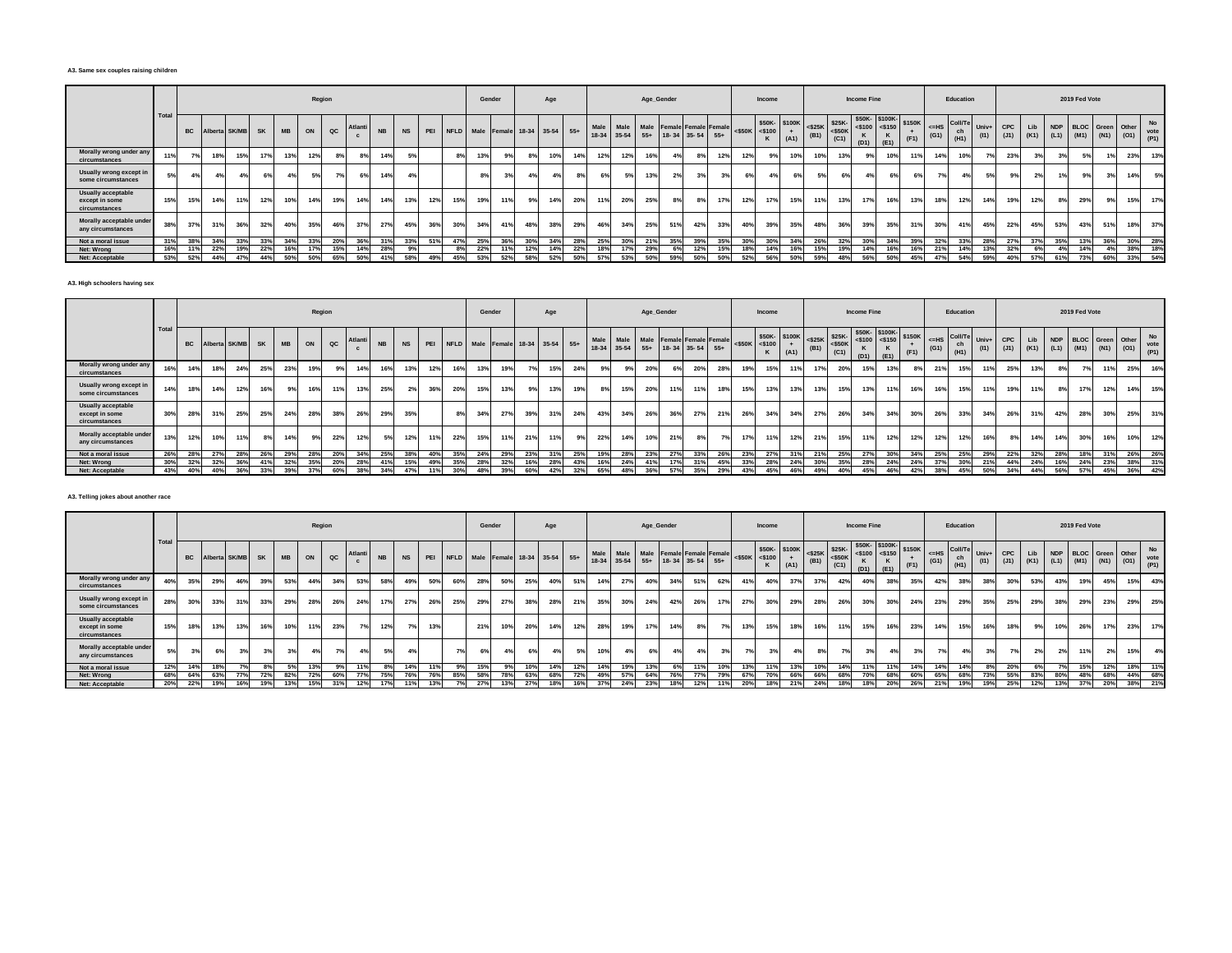**A3. Same sex couples raising children**

| | Total | Region | | | | | | | | | | | | Gender | | Age | | | Age_Gender | | | | | | Income | | | Income Fine | | | | | Education | | | 2019 Fed Vote | | | | | | |
|---|---|---|---|---|---|---|---|---|---|---|---|---|---|---|---|---|---|---|---|---|---|---|---|---|---|---|---|---|---|---|---|---|---|---|---|---|---|---|---|---|---|---|
| | | BC | Alberta | SK/MB | SK | MB | ON | QC | Atlantic | NB | NS | PEI | NFLD | Male | Female | 18-34 | 35-54 | 55+ | Male 18-34 | Male 35-54 | Male 55+ | Female 18- 34 | Female 35- 54 | Female 55+ | <$50K | $50K-<$100K | $100K+ (A1) | <$25K (B1) | $25K-<$50K (C1) | $50K-<$100K (D1) | $100K-<$150K (E1) | $150K+ (F1) | <=HS (G1) | Coll/Tech (H1) | Univ+ (I1) | CPC (J1) | Lib (K1) | NDP (L1) | BLOC (M1) | Green (N1) | Other (O1) | No vote (P1) |
| Morally wrong under any circumstances | 11% | 7% | 18% | 15% | 17% | 13% | 12% | 8% | 8% | 14% | 5% | | 8% | 13% | 9% | 8% | 10% | 14% | 12% | 12% | 16% | 4% | 8% | 12% | 12% | 9% | 10% | 10% | 13% | 9% | 10% | 11% | 14% | 10% | 7% | 23% | 3% | 3% | 5% | 1% | 23% | 13% |
| Usually wrong except in some circumstances | 5% | 4% | 4% | 4% | 6% | 4% | 5% | 7% | 6% | 14% | 4% | | | 8% | 3% | 4% | 4% | 8% | 6% | 5% | 13% | 2% | 3% | 3% | 6% | 4% | 6% | 5% | 6% | 4% | 6% | 6% | 7% | 4% | 5% | 9% | 2% | 1% | 9% | 3% | 14% | 5% |
| Usually acceptable except in some circumstances | 15% | 15% | 14% | 11% | 12% | 10% | 14% | 19% | 14% | 14% | 13% | 12% | 15% | 19% | 11% | 9% | 14% | 20% | 11% | 20% | 25% | 8% | 8% | 17% | 12% | 17% | 15% | 11% | 13% | 17% | 16% | 13% | 18% | 12% | 14% | 19% | 12% | 8% | 29% | 9% | 15% | 17% |
| Morally acceptable under any circumstances | 38% | 37% | 31% | 36% | 32% | 40% | 35% | 46% | 37% | 27% | 45% | 36% | 30% | 34% | 41% | 48% | 38% | 29% | 46% | 34% | 25% | 51% | 42% | 33% | 40% | 39% | 35% | 48% | 36% | 39% | 35% | 31% | 30% | 41% | 45% | 22% | 45% | 53% | 43% | 51% | 18% | 37% |
| Not a moral issue | 31% | 38% | 34% | 33% | 33% | 34% | 33% | 20% | 36% | 31% | 33% | 51% | 47% | 25% | 36% | 30% | 34% | 28% | 25% | 30% | 21% | 35% | 39% | 35% | 30% | 30% | 34% | 26% | 32% | 30% | 34% | 39% | 32% | 33% | 28% | 27% | 37% | 35% | 13% | 36% | 30% | 28% |
| Net: Wrong | 16% | 11% | 22% | 19% | 22% | 16% | 17% | 15% | 14% | 28% | 9% | | 8% | 22% | 11% | 12% | 14% | 22% | 18% | 17% | 29% | 6% | 12% | 15% | 18% | 14% | 16% | 15% | 19% | 14% | 16% | 16% | 21% | 14% | 13% | 32% | 6% | 4% | 14% | 4% | 38% | 18% |
| Net: Acceptable | 53% | 52% | 44% | 47% | 44% | 50% | 50% | 65% | 50% | 41% | 58% | 49% | 45% | 53% | 52% | 58% | 52% | 50% | 57% | 53% | 50% | 59% | 50% | 50% | 52% | 56% | 50% | 59% | 48% | 56% | 50% | 45% | 47% | 54% | 59% | 40% | 57% | 61% | 73% | 60% | 33% | 54% |

**A3. High schoolers having sex**

| | Total | Region | | | | | | | | | | | | Gender | | Age | | | Age_Gender | | | | | | Income | | | Income Fine | | | | | Education | | | 2019 Fed Vote | | | | | | |
|---|---|---|---|---|---|---|---|---|---|---|---|---|---|---|---|---|---|---|---|---|---|---|---|---|---|---|---|---|---|---|---|---|---|---|---|---|---|---|---|---|---|---|
| | | BC | Alberta | SK/MB | SK | MB | ON | QC | Atlantic | NB | NS | PEI | NFLD | Male | Female | 18-34 | 35-54 | 55+ | Male 18-34 | Male 35-54 | Male 55+ | Female 18- 34 | Female 35- 54 | Female 55+ | <$50K | $50K-<$100K | $100K+ (A1) | <$25K (B1) | $25K-<$50K (C1) | $50K-<$100K (D1) | $100K-<$150K (E1) | $150K+ (F1) | <=HS (G1) | Coll/Tech (H1) | Univ+ (I1) | CPC (J1) | Lib (K1) | NDP (L1) | BLOC (M1) | Green (N1) | Other (O1) | No vote (P1) |
| Morally wrong under any circumstances | 16% | 14% | 18% | 24% | 25% | 23% | 19% | 9% | 14% | 16% | 13% | 12% | 16% | 13% | 19% | 7% | 15% | 24% | 9% | 9% | 20% | 6% | 20% | 28% | 19% | 15% | 11% | 17% | 20% | 15% | 13% | 8% | 21% | 15% | 11% | 25% | 13% | 8% | 7% | 11% | 25% | 16% |
| Usually wrong except in some circumstances | 14% | 18% | 14% | 12% | 16% | 9% | 16% | 11% | 13% | 25% | 2% | 36% | 20% | 15% | 13% | 9% | 13% | 19% | 8% | 15% | 20% | 11% | 11% | 18% | 15% | 13% | 13% | 13% | 15% | 13% | 11% | 16% | 16% | 15% | 11% | 19% | 11% | 8% | 17% | 12% | 14% | 15% |
| Usually acceptable except in some circumstances | 30% | 28% | 31% | 25% | 25% | 24% | 28% | 38% | 26% | 29% | 35% | | 8% | 34% | 27% | 39% | 31% | 24% | 43% | 34% | 26% | 36% | 27% | 21% | 26% | 34% | 34% | 27% | 26% | 34% | 34% | 30% | 26% | 33% | 34% | 26% | 31% | 42% | 28% | 30% | 25% | 31% |
| Morally acceptable under any circumstances | 13% | 12% | 10% | 11% | 8% | 14% | 9% | 22% | 12% | 5% | 12% | 11% | 22% | 15% | 11% | 21% | 11% | 9% | 22% | 14% | 10% | 21% | 8% | 7% | 17% | 11% | 12% | 21% | 15% | 11% | 12% | 12% | 12% | 12% | 16% | 8% | 14% | 14% | 30% | 16% | 10% | 12% |
| Not a moral issue | 26% | 28% | 27% | 28% | 26% | 29% | 28% | 20% | 34% | 25% | 38% | 40% | 35% | 24% | 29% | 23% | 31% | 25% | 19% | 28% | 23% | 27% | 33% | 26% | 23% | 27% | 31% | 21% | 25% | 27% | 30% | 34% | 25% | 25% | 29% | 22% | 32% | 28% | 18% | 31% | 26% | 26% |
| Net: Wrong | 30% | 32% | 32% | 36% | 41% | 32% | 35% | 20% | 28% | 41% | 15% | 49% | 35% | 28% | 32% | 16% | 28% | 43% | 16% | 24% | 41% | 17% | 31% | 45% | 33% | 28% | 24% | 30% | 35% | 28% | 24% | 24% | 37% | 30% | 21% | 44% | 24% | 16% | 24% | 23% | 38% | 31% |
| Net: Acceptable | 43% | 40% | 40% | 36% | 33% | 39% | 37% | 60% | 38% | 34% | 47% | 11% | 30% | 48% | 39% | 60% | 42% | 32% | 65% | 48% | 36% | 57% | 35% | 29% | 43% | 45% | 46% | 49% | 40% | 45% | 46% | 42% | 38% | 45% | 50% | 34% | 44% | 56% | 57% | 45% | 36% | 42% |

**A3. Telling jokes about another race**

| | Total | Region | | | | | | | | | | | | Gender | | Age | | | Age_Gender | | | | | | Income | | | Income Fine | | | | | Education | | | 2019 Fed Vote | | | | | | |
|---|---|---|---|---|---|---|---|---|---|---|---|---|---|---|---|---|---|---|---|---|---|---|---|---|---|---|---|---|---|---|---|---|---|---|---|---|---|---|---|---|---|---|
| | | BC | Alberta | SK/MB | SK | MB | ON | QC | Atlantic | NB | NS | PEI | NFLD | Male | Female | 18-34 | 35-54 | 55+ | Male 18-34 | Male 35-54 | Male 55+ | Female 18- 34 | Female 35- 54 | Female 55+ | <$50K | $50K-<$100K | $100K+ (A1) | <$25K (B1) | $25K-<$50K (C1) | $50K-<$100K (D1) | $100K-<$150K (E1) | $150K+ (F1) | <=HS (G1) | Coll/Tech (H1) | Univ+ (I1) | CPC (J1) | Lib (K1) | NDP (L1) | BLOC (M1) | Green (N1) | Other (O1) | No vote (P1) |
| Morally wrong under any circumstances | 40% | 35% | 29% | 46% | 39% | 53% | 44% | 34% | 53% | 58% | 49% | 50% | 60% | 28% | 50% | 25% | 40% | 51% | 14% | 27% | 40% | 34% | 51% | 62% | 41% | 40% | 37% | 37% | 42% | 40% | 38% | 35% | 42% | 38% | 38% | 30% | 53% | 43% | 19% | 45% | 15% | 43% |
| Usually wrong except in some circumstances | 28% | 30% | 33% | 31% | 33% | 29% | 28% | 26% | 24% | 17% | 27% | 26% | 25% | 29% | 27% | 38% | 28% | 21% | 35% | 30% | 24% | 42% | 26% | 17% | 27% | 30% | 29% | 28% | 26% | 30% | 30% | 24% | 23% | 29% | 35% | 25% | 29% | 38% | 29% | 23% | 29% | 25% |
| Usually acceptable except in some circumstances | 15% | 18% | 13% | 13% | 16% | 10% | 11% | 23% | 7% | 12% | 7% | 13% | | 21% | 10% | 20% | 14% | 12% | 28% | 19% | 17% | 14% | 8% | 7% | 13% | 15% | 18% | 16% | 11% | 15% | 16% | 23% | 14% | 15% | 16% | 18% | 9% | 10% | 26% | 17% | 23% | 17% |
| Morally acceptable under any circumstances | 5% | 3% | 6% | 3% | 3% | 3% | 4% | 7% | 4% | 5% | 4% | | 7% | 6% | 4% | 6% | 4% | 5% | 10% | 4% | 6% | 4% | 4% | 3% | 7% | 3% | 4% | 8% | 7% | 3% | 4% | 3% | 7% | 4% | 3% | 7% | 2% | 2% | 11% | 2% | 15% | 4% |
| Not a moral issue | 12% | 14% | 18% | 7% | 8% | 5% | 13% | 9% | 11% | 8% | 14% | 11% | 9% | 15% | 9% | 10% | 14% | 12% | 14% | 19% | 13% | 6% | 11% | 10% | 13% | 11% | 13% | 10% | 14% | 11% | 11% | 14% | 14% | 14% | 8% | 20% | 6% | 7% | 15% | 12% | 18% | 11% |
| Net: Wrong | 68% | 64% | 63% | 77% | 72% | 82% | 72% | 60% | 77% | 75% | 76% | 76% | 85% | 58% | 78% | 63% | 68% | 72% | 49% | 57% | 64% | 76% | 77% | 79% | 67% | 70% | 66% | 66% | 68% | 70% | 68% | 60% | 65% | 68% | 73% | 55% | 83% | 80% | 48% | 68% | 44% | 68% |
| Net: Acceptable | 20% | 22% | 19% | 16% | 19% | 13% | 15% | 31% | 12% | 17% | 11% | 13% | 7% | 27% | 13% | 27% | 18% | 16% | 37% | 24% | 23% | 18% | 12% | 11% | 20% | 18% | 21% | 24% | 18% | 18% | 20% | 26% | 21% | 19% | 19% | 25% | 12% | 13% | 37% | 20% | 38% | 21% |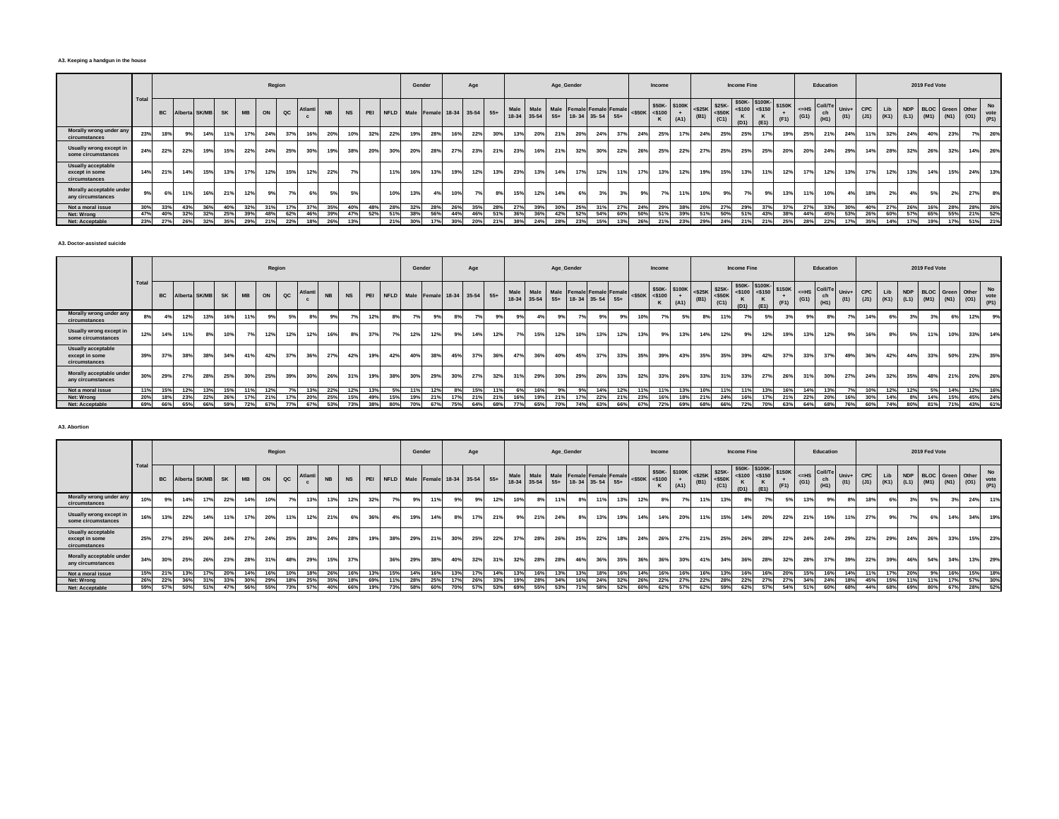##### A3. Keeping a handgun in the house

| | Total | Region | | | | | | | | | | | | Gender | | Age | | | Age_Gender | | | | | | Income | | | Income Fine | | | | | Education | | | 2019 Fed Vote | | | | | | |
|---|---|---|---|---|---|---|---|---|---|---|---|---|---|---|---|---|---|---|---|---|---|---|---|---|---|---|---|---|---|---|---|---|---|---|---|---|---|---|---|---|---|---|
| | | BC | Alberta | SK/MB | SK | MB | ON | QC | Atlantic | NB | NS | PEI | NFLD | Male | Female | 18-34 | 35-54 | 55+ | Male 18-34 | Male 35-54 | Male 55+ | Female 18- 34 | Female 35- 54 | Female 55+ | <$50K | $50K- <$100 K | $100K + (A1) | <$25K (B1) | $25K- <$50K (C1) | $50K- <$100 K (D1) | $100K- <$150 K (E1) | $150K + (F1) | <=HS (G1) | Coll/Tech (H1) | Univ+ (I1) | CPC (J1) | Lib (K1) | NDP (L1) | BLOC (M1) | Green (N1) | Other (O1) | No vote (P1) |
| Morally wrong under any circumstances | 23% | 18% | 9% | 14% | 11% | 17% | 24% | 37% | 16% | 20% | 10% | 32% | 22% | 19% | 28% | 16% | 22% | 30% | 13% | 20% | 21% | 20% | 24% | 37% | 24% | 25% | 17% | 24% | 25% | 25% | 17% | 19% | 25% | 21% | 24% | 11% | 32% | 24% | 40% | 23% | 7% | 26% |
| Usually wrong except in some circumstances | 24% | 22% | 22% | 19% | 15% | 22% | 24% | 25% | 30% | 19% | 38% | 20% | 30% | 20% | 28% | 27% | 23% | 21% | 23% | 16% | 21% | 32% | 30% | 22% | 26% | 25% | 22% | 27% | 25% | 25% | 25% | 20% | 20% | 24% | 29% | 14% | 28% | 32% | 26% | 32% | 14% | 26% |
| Usually acceptable except in some circumstances | 14% | 21% | 14% | 15% | 13% | 17% | 12% | 15% | 12% | 22% | 7% | | 11% | 16% | 13% | 19% | 12% | 13% | 23% | 13% | 14% | 17% | 12% | 11% | 17% | 13% | 12% | 19% | 15% | 13% | 11% | 12% | 17% | 12% | 13% | 17% | 12% | 13% | 14% | 15% | 24% | 13% |
| Morally acceptable under any circumstances | 9% | 6% | 11% | 16% | 21% | 12% | 9% | 7% | 6% | 5% | 5% | | 10% | 13% | 4% | 10% | 7% | 8% | 15% | 12% | 14% | 6% | 3% | 3% | 9% | 7% | 11% | 10% | 9% | 7% | 9% | 13% | 11% | 10% | 4% | 18% | 2% | 4% | 5% | 2% | 27% | 8% |
| Not a moral issue | 30% | 33% | 43% | 36% | 40% | 32% | 31% | 17% | 37% | 35% | 40% | 48% | 28% | 32% | 28% | 26% | 35% | 28% | 27% | 39% | 30% | 25% | 31% | 27% | 24% | 29% | 38% | 20% | 27% | 29% | 37% | 37% | 27% | 33% | 30% | 40% | 27% | 26% | 16% | 28% | 28% | 26% |
| Net: Wrong | 47% | 40% | 32% | 32% | 25% | 39% | 48% | 62% | 46% | 39% | 47% | 52% | 51% | 38% | 56% | 44% | 46% | 51% | 36% | 36% | 42% | 52% | 54% | 60% | 50% | 51% | 39% | 51% | 50% | 51% | 43% | 38% | 44% | 45% | 53% | 26% | 60% | 57% | 65% | 55% | 21% | 52% |
| Net: Acceptable | 23% | 27% | 26% | 32% | 35% | 29% | 21% | 22% | 18% | 26% | 13% | | 21% | 30% | 17% | 30% | 20% | 21% | 38% | 24% | 28% | 23% | 15% | 13% | 26% | 21% | 23% | 29% | 24% | 21% | 21% | 25% | 28% | 22% | 17% | 35% | 14% | 17% | 19% | 17% | 51% | 21% |

##### A3. Doctor-assisted suicide

| | Total | Region | | | | | | | | | | | | Gender | | Age | | | Age_Gender | | | | | | Income | | | Income Fine | | | | | Education | | | 2019 Fed Vote | | | | | | |
|---|---|---|---|---|---|---|---|---|---|---|---|---|---|---|---|---|---|---|---|---|---|---|---|---|---|---|---|---|---|---|---|---|---|---|---|---|---|---|---|---|---|---|
| | | BC | Alberta | SK/MB | SK | MB | ON | QC | Atlantic | NB | NS | PEI | NFLD | Male | Female | 18-34 | 35-54 | 55+ | Male 18-34 | Male 35-54 | Male 55+ | Female 18- 34 | Female 35- 54 | Female 55+ | <$50K | $50K- <$100 K | $100K + (A1) | <$25K (B1) | $25K- <$50K (C1) | $50K- <$100 K (D1) | $100K- <$150 K (E1) | $150K + (F1) | <=HS (G1) | Coll/Tech (H1) | Univ+ (I1) | CPC (J1) | Lib (K1) | NDP (L1) | BLOC (M1) | Green (N1) | Other (O1) | No vote (P1) |
| Morally wrong under any circumstances | 8% | 4% | 12% | 13% | 16% | 11% | 9% | 5% | 8% | 9% | 7% | 12% | 8% | 7% | 9% | 8% | 7% | 9% | 9% | 4% | 9% | 7% | 9% | 9% | 10% | 7% | 5% | 8% | 11% | 7% | 5% | 3% | 9% | 8% | 7% | 14% | 6% | 3% | 3% | 6% | 12% | 9% |
| Usually wrong except in some circumstances | 12% | 14% | 11% | 8% | 10% | 7% | 12% | 12% | 12% | 16% | 8% | 37% | 7% | 12% | 12% | 9% | 14% | 12% | 7% | 15% | 12% | 10% | 13% | 12% | 13% | 9% | 13% | 14% | 12% | 9% | 12% | 19% | 13% | 12% | 9% | 16% | 8% | 5% | 11% | 10% | 33% | 14% |
| Usually acceptable except in some circumstances | 39% | 37% | 38% | 38% | 34% | 41% | 42% | 37% | 36% | 27% | 42% | 19% | 42% | 40% | 38% | 45% | 37% | 36% | 47% | 36% | 40% | 45% | 37% | 33% | 35% | 39% | 43% | 35% | 35% | 39% | 42% | 37% | 33% | 37% | 49% | 36% | 42% | 44% | 33% | 50% | 23% | 35% |
| Morally acceptable under any circumstances | 30% | 29% | 27% | 28% | 25% | 30% | 25% | 39% | 30% | 26% | 31% | 19% | 38% | 30% | 29% | 30% | 27% | 32% | 31% | 29% | 30% | 29% | 26% | 33% | 32% | 33% | 26% | 33% | 31% | 33% | 27% | 26% | 31% | 30% | 27% | 24% | 32% | 35% | 48% | 21% | 20% | 26% |
| Not a moral issue | 11% | 15% | 12% | 13% | 15% | 11% | 12% | 7% | 13% | 22% | 12% | 13% | 5% | 11% | 12% | 8% | 15% | 11% | 6% | 16% | 9% | 9% | 14% | 12% | 11% | 11% | 13% | 10% | 11% | 11% | 13% | 16% | 14% | 13% | 7% | 10% | 12% | 12% | 5% | 14% | 12% | 16% |
| Net: Wrong | 20% | 18% | 23% | 22% | 26% | 17% | 21% | 17% | 20% | 25% | 15% | 49% | 15% | 19% | 21% | 17% | 21% | 21% | 16% | 19% | 21% | 17% | 22% | 21% | 23% | 16% | 18% | 21% | 24% | 16% | 17% | 21% | 22% | 20% | 16% | 30% | 14% | 8% | 14% | 15% | 45% | 24% |
| Net: Acceptable | 69% | 66% | 65% | 66% | 59% | 72% | 67% | 77% | 67% | 53% | 73% | 38% | 80% | 70% | 67% | 75% | 64% | 68% | 77% | 65% | 70% | 74% | 63% | 66% | 67% | 72% | 69% | 68% | 66% | 72% | 70% | 63% | 64% | 68% | 76% | 60% | 74% | 80% | 81% | 71% | 43% | 61% |

##### A3. Abortion

| | Total | Region | | | | | | | | | | | | Gender | | Age | | | Age_Gender | | | | | | Income | | | Income Fine | | | | | Education | | | 2019 Fed Vote | | | | | | |
|---|---|---|---|---|---|---|---|---|---|---|---|---|---|---|---|---|---|---|---|---|---|---|---|---|---|---|---|---|---|---|---|---|---|---|---|---|---|---|---|---|---|---|
| | | BC | Alberta | SK/MB | SK | MB | ON | QC | Atlantic | NB | NS | PEI | NFLD | Male | Female | 18-34 | 35-54 | 55+ | Male 18-34 | Male 35-54 | Male 55+ | Female 18- 34 | Female 35- 54 | Female 55+ | <$50K | $50K- <$100 K | $100K + (A1) | <$25K (B1) | $25K- <$50K (C1) | $50K- <$100 K (D1) | $100K- <$150 K (E1) | $150K + (F1) | <=HS (G1) | Coll/Tech (H1) | Univ+ (I1) | CPC (J1) | Lib (K1) | NDP (L1) | BLOC (M1) | Green (N1) | Other (O1) | No vote (P1) |
| Morally wrong under any circumstances | 10% | 9% | 14% | 17% | 22% | 14% | 10% | 7% | 13% | 13% | 12% | 32% | 7% | 9% | 11% | 9% | 9% | 12% | 10% | 8% | 11% | 8% | 11% | 13% | 12% | 8% | 7% | 11% | 13% | 8% | 7% | 5% | 13% | 9% | 8% | 18% | 6% | 3% | 5% | 3% | 24% | 11% |
| Usually wrong except in some circumstances | 16% | 13% | 22% | 14% | 11% | 17% | 20% | 11% | 12% | 21% | 6% | 36% | 4% | 19% | 14% | 8% | 17% | 21% | 9% | 21% | 24% | 8% | 13% | 19% | 14% | 14% | 20% | 11% | 15% | 14% | 20% | 22% | 21% | 15% | 11% | 27% | 9% | 7% | 6% | 14% | 34% | 19% |
| Usually acceptable except in some circumstances | 25% | 27% | 25% | 26% | 24% | 27% | 24% | 25% | 28% | 24% | 28% | 19% | 38% | 29% | 21% | 30% | 25% | 22% | 37% | 28% | 26% | 25% | 22% | 18% | 24% | 26% | 27% | 21% | 25% | 26% | 28% | 22% | 24% | 24% | 29% | 22% | 29% | 24% | 26% | 33% | 15% | 23% |
| Morally acceptable under any circumstances | 34% | 30% | 25% | 26% | 23% | 28% | 31% | 48% | 29% | 15% | 37% | | 36% | 29% | 38% | 40% | 32% | 31% | 32% | 28% | 28% | 46% | 36% | 35% | 36% | 36% | 30% | 41% | 34% | 36% | 28% | 32% | 28% | 37% | 39% | 22% | 39% | 46% | 54% | 34% | 13% | 29% |
| Not a moral issue | 15% | 21% | 13% | 17% | 20% | 14% | 16% | 10% | 18% | 22% | 16% | 13% | 15% | 14% | 16% | 13% | 17% | 14% | 13% | 16% | 13% | 13% | 18% | 16% | 14% | 16% | 16% | 16% | 13% | 16% | 16% | 20% | 15% | 16% | 14% | 11% | 17% | 20% | 9% | 16% | 15% | 18% |
| Net: Wrong | 26% | 22% | 36% | 31% | 33% | 30% | 29% | 18% | 25% | 35% | 18% | 69% | 11% | 28% | 25% | 17% | 26% | 33% | 19% | 28% | 34% | 16% | 24% | 32% | 26% | 22% | 27% | 22% | 28% | 22% | 27% | 27% | 34% | 24% | 18% | 45% | 15% | 11% | 11% | 17% | 57% | 30% |
| Net: Acceptable | 59% | 57% | 50% | 51% | 47% | 56% | 55% | 73% | 57% | 40% | 66% | 19% | 73% | 58% | 60% | 70% | 57% | 53% | 69% | 55% | 53% | 71% | 58% | 52% | 60% | 62% | 57% | 62% | 59% | 62% | 57% | 54% | 51% | 60% | 68% | 44% | 68% | 69% | 80% | 67% | 28% | 52% |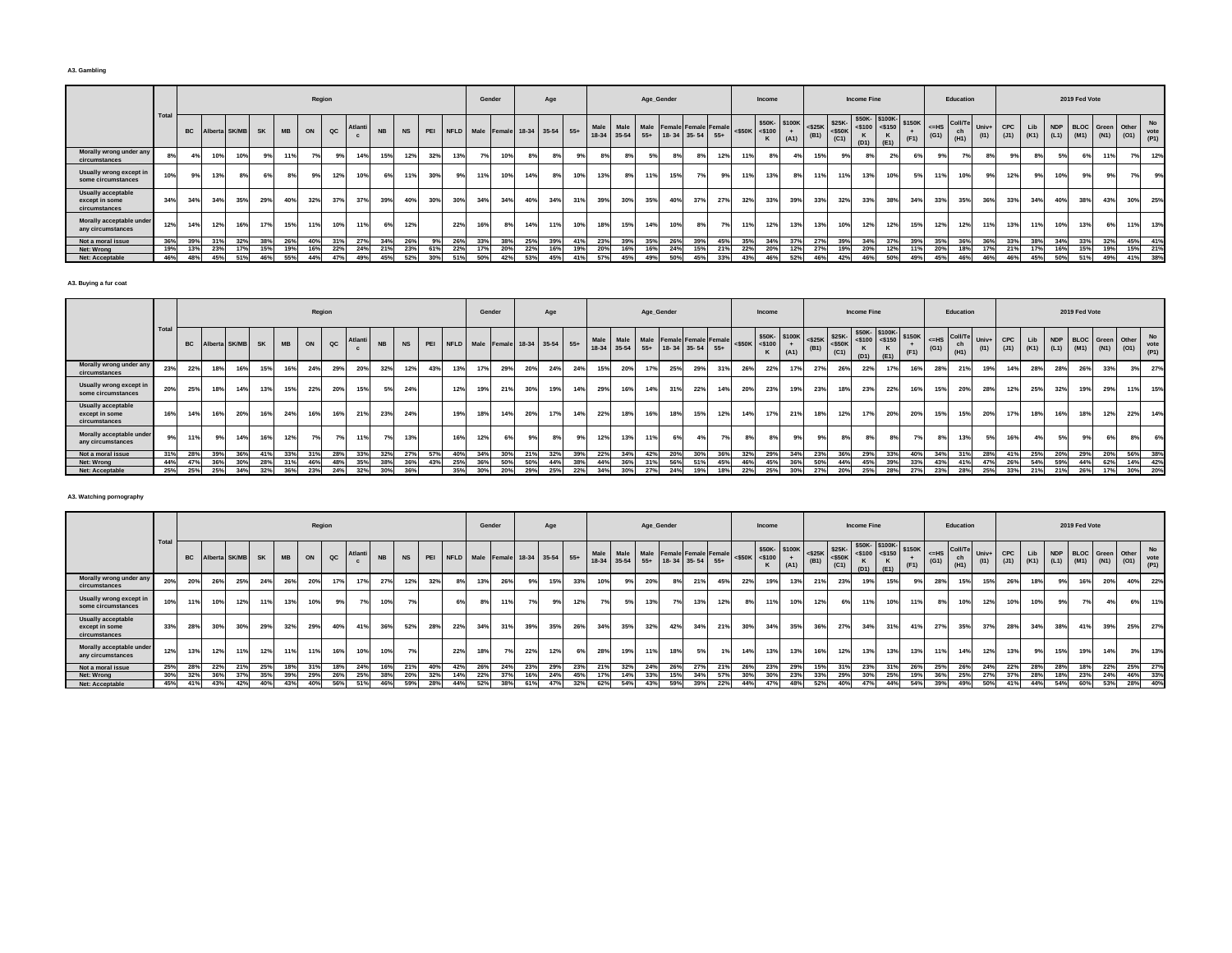**A3. Gambling**

| | Total | Region | | | | | | | | | | | | Gender | | Age | | | Age_Gender | | | | | | Income | | | Income Fine | | | | | Education | | | 2019 Fed Vote | | | | | | |
|---|---|---|---|---|---|---|---|---|---|---|---|---|---|---|---|---|---|---|---|---|---|---|---|---|---|---|---|---|---|---|---|---|---|---|---|---|---|---|---|---|---|---|
| | | BC | Alberta | SK/MB | SK | MB | ON | QC | Atlantic | NB | NS | PEI | NFLD | Male | Female | 18-34 | 35-54 | 55+ | Male 18-34 | Male 35-54 | Male 55+ | Female 18- 34 | Female 35- 54 | Female 55+ | <$50K | $50K-<$100 K | $100K + (A1) | <$25K (B1) | $25K-<$50K (C1) | $50K-<$100 K (D1) | $100K-<$150 K (E1) | $150K + (F1) | <=HS (G1) | Coll/Tech (H1) | Univ+ (I1) | CPC (J1) | Lib (K1) | NDP (L1) | BLOC (M1) | Green (N1) | Other (O1) | No vote (P1) |
| Morally wrong under any circumstances | 8% | 4% | 10% | 10% | 9% | 11% | 7% | 9% | 14% | 15% | 12% | 32% | 13% | 7% | 10% | 8% | 8% | 9% | 8% | 8% | 5% | 8% | 8% | 12% | 11% | 8% | 4% | 15% | 9% | 8% | 2% | 6% | 9% | 7% | 8% | 9% | 8% | 5% | 6% | 11% | 7% | 12% |
| Usually wrong except in some circumstances | 10% | 9% | 13% | 8% | 6% | 8% | 9% | 12% | 10% | 6% | 11% | 30% | 9% | 11% | 10% | 14% | 8% | 10% | 13% | 8% | 11% | 15% | 7% | 9% | 11% | 13% | 8% | 11% | 11% | 13% | 10% | 5% | 11% | 10% | 9% | 12% | 9% | 10% | 9% | 9% | 7% | 9% |
| Usually acceptable except in some circumstances | 34% | 34% | 34% | 35% | 29% | 40% | 32% | 37% | 37% | 39% | 40% | 30% | 30% | 34% | 34% | 40% | 34% | 31% | 39% | 30% | 35% | 40% | 37% | 27% | 32% | 33% | 39% | 33% | 32% | 33% | 38% | 34% | 33% | 35% | 36% | 33% | 34% | 40% | 38% | 43% | 30% | 25% |
| Morally acceptable under any circumstances | 12% | 14% | 12% | 16% | 17% | 15% | 11% | 10% | 11% | 6% | 12% | | 22% | 16% | 8% | 14% | 11% | 10% | 18% | 15% | 14% | 10% | 8% | 7% | 11% | 12% | 13% | 13% | 10% | 12% | 12% | 15% | 12% | 12% | 11% | 13% | 11% | 10% | 13% | 6% | 11% | 13% |
| Not a moral issue | 36% | 39% | 31% | 32% | 38% | 26% | 40% | 31% | 27% | 34% | 26% | 9% | 26% | 33% | 38% | 25% | 39% | 41% | 23% | 39% | 35% | 26% | 39% | 45% | 35% | 34% | 37% | 27% | 39% | 34% | 37% | 39% | 35% | 36% | 36% | 33% | 38% | 34% | 33% | 32% | 45% | 41% |
| Net: Wrong | 19% | 13% | 23% | 17% | 15% | 19% | 16% | 22% | 24% | 21% | 23% | 61% | 22% | 17% | 20% | 22% | 16% | 19% | 20% | 16% | 16% | 24% | 15% | 21% | 22% | 20% | 12% | 27% | 19% | 20% | 12% | 11% | 20% | 18% | 17% | 21% | 17% | 16% | 15% | 19% | 15% | 21% |
| Net: Acceptable | 46% | 48% | 45% | 51% | 46% | 55% | 44% | 47% | 49% | 45% | 52% | 30% | 51% | 50% | 42% | 53% | 45% | 41% | 57% | 45% | 49% | 50% | 45% | 33% | 43% | 46% | 52% | 46% | 42% | 46% | 50% | 49% | 45% | 46% | 46% | 46% | 45% | 50% | 51% | 49% | 41% | 38% |

**A3. Buying a fur coat**

| | Total | Region | | | | | | | | | | | | Gender | | Age | | | Age_Gender | | | | | | Income | | | Income Fine | | | | | Education | | | 2019 Fed Vote | | | | | | |
|---|---|---|---|---|---|---|---|---|---|---|---|---|---|---|---|---|---|---|---|---|---|---|---|---|---|---|---|---|---|---|---|---|---|---|---|---|---|---|---|---|---|---|
| | | BC | Alberta | SK/MB | SK | MB | ON | QC | Atlantic | NB | NS | PEI | NFLD | Male | Female | 18-34 | 35-54 | 55+ | Male 18-34 | Male 35-54 | Male 55+ | Female 18- 34 | Female 35- 54 | Female 55+ | <$50K | $50K-<$100 K | $100K + (A1) | <$25K (B1) | $25K-<$50K (C1) | $50K-<$100 K (D1) | $100K-<$150 K (E1) | $150K + (F1) | <=HS (G1) | Coll/Tech (H1) | Univ+ (I1) | CPC (J1) | Lib (K1) | NDP (L1) | BLOC (M1) | Green (N1) | Other (O1) | No vote (P1) |
| Morally wrong under any circumstances | 23% | 22% | 18% | 16% | 15% | 16% | 24% | 29% | 20% | 32% | 12% | 43% | 13% | 17% | 29% | 20% | 24% | 24% | 15% | 20% | 17% | 25% | 29% | 31% | 26% | 22% | 17% | 27% | 26% | 22% | 17% | 16% | 28% | 21% | 19% | 14% | 28% | 28% | 26% | 33% | 3% | 27% |
| Usually wrong except in some circumstances | 20% | 25% | 18% | 14% | 13% | 15% | 22% | 20% | 15% | 5% | 24% | | 12% | 19% | 21% | 30% | 19% | 14% | 29% | 16% | 14% | 31% | 22% | 14% | 20% | 23% | 19% | 23% | 18% | 23% | 22% | 16% | 15% | 20% | 28% | 12% | 25% | 32% | 19% | 29% | 11% | 15% |
| Usually acceptable except in some circumstances | 16% | 14% | 16% | 20% | 16% | 24% | 16% | 16% | 21% | 23% | 24% | | 19% | 18% | 14% | 20% | 17% | 14% | 22% | 18% | 16% | 18% | 15% | 12% | 14% | 17% | 21% | 18% | 12% | 17% | 20% | 20% | 15% | 15% | 20% | 17% | 18% | 16% | 18% | 12% | 22% | 14% |
| Morally acceptable under any circumstances | 9% | 11% | 9% | 14% | 16% | 12% | 7% | 7% | 11% | 7% | 13% | | 16% | 12% | 6% | 9% | 8% | 9% | 12% | 13% | 11% | 6% | 4% | 7% | 8% | 8% | 9% | 9% | 8% | 8% | 8% | 7% | 8% | 13% | 5% | 16% | 4% | 5% | 9% | 6% | 8% | 6% |
| Not a moral issue | 31% | 28% | 39% | 36% | 41% | 33% | 31% | 28% | 33% | 32% | 27% | 57% | 40% | 34% | 30% | 21% | 32% | 39% | 22% | 34% | 42% | 20% | 30% | 36% | 32% | 29% | 34% | 23% | 36% | 29% | 33% | 40% | 34% | 31% | 28% | 41% | 25% | 20% | 29% | 20% | 56% | 38% |
| Net: Wrong | 44% | 47% | 36% | 30% | 28% | 31% | 46% | 48% | 35% | 38% | 36% | 43% | 25% | 36% | 50% | 50% | 44% | 38% | 44% | 36% | 31% | 56% | 51% | 45% | 46% | 45% | 36% | 50% | 44% | 45% | 39% | 33% | 43% | 41% | 47% | 26% | 54% | 59% | 44% | 62% | 14% | 42% |
| Net: Acceptable | 25% | 25% | 25% | 34% | 32% | 36% | 23% | 24% | 32% | 30% | 36% | | 35% | 30% | 20% | 29% | 25% | 22% | 34% | 30% | 27% | 24% | 19% | 18% | 22% | 25% | 30% | 27% | 20% | 25% | 28% | 27% | 23% | 28% | 25% | 33% | 21% | 21% | 26% | 17% | 30% | 20% |

**A3. Watching pornography**

| | Total | Region | | | | | | | | | | | | Gender | | Age | | | Age_Gender | | | | | | Income | | | Income Fine | | | | | Education | | | 2019 Fed Vote | | | | | | |
|---|---|---|---|---|---|---|---|---|---|---|---|---|---|---|---|---|---|---|---|---|---|---|---|---|---|---|---|---|---|---|---|---|---|---|---|---|---|---|---|---|---|---|
| | | BC | Alberta | SK/MB | SK | MB | ON | QC | Atlantic | NB | NS | PEI | NFLD | Male | Female | 18-34 | 35-54 | 55+ | Male 18-34 | Male 35-54 | Male 55+ | Female 18- 34 | Female 35- 54 | Female 55+ | <$50K | $50K-<$100 K | $100K + (A1) | <$25K (B1) | $25K-<$50K (C1) | $50K-<$100 K (D1) | $100K-<$150 K (E1) | $150K + (F1) | <=HS (G1) | Coll/Tech (H1) | Univ+ (I1) | CPC (J1) | Lib (K1) | NDP (L1) | BLOC (M1) | Green (N1) | Other (O1) | No vote (P1) |
| Morally wrong under any circumstances | 20% | 20% | 26% | 25% | 24% | 26% | 20% | 17% | 17% | 27% | 12% | 32% | 8% | 13% | 26% | 9% | 15% | 33% | 10% | 9% | 20% | 8% | 21% | 45% | 22% | 19% | 13% | 21% | 23% | 19% | 15% | 9% | 28% | 15% | 15% | 26% | 18% | 9% | 16% | 20% | 40% | 22% |
| Usually wrong except in some circumstances | 10% | 11% | 10% | 12% | 11% | 13% | 10% | 9% | 7% | 10% | 7% | | 6% | 8% | 11% | 7% | 9% | 12% | 7% | 5% | 13% | 7% | 13% | 12% | 8% | 11% | 10% | 12% | 6% | 11% | 10% | 11% | 8% | 10% | 12% | 10% | 10% | 9% | 7% | 4% | 6% | 11% |
| Usually acceptable except in some circumstances | 33% | 28% | 30% | 30% | 29% | 32% | 29% | 40% | 41% | 36% | 52% | 28% | 22% | 34% | 31% | 39% | 35% | 26% | 34% | 35% | 32% | 42% | 34% | 21% | 30% | 34% | 35% | 36% | 27% | 34% | 31% | 41% | 27% | 35% | 37% | 28% | 34% | 38% | 41% | 39% | 25% | 27% |
| Morally acceptable under any circumstances | 12% | 13% | 12% | 11% | 12% | 11% | 11% | 16% | 10% | 10% | 7% | | 22% | 18% | 7% | 22% | 12% | 6% | 28% | 19% | 11% | 18% | 5% | 1% | 14% | 13% | 13% | 16% | 12% | 13% | 13% | 13% | 11% | 14% | 12% | 13% | 9% | 15% | 19% | 14% | 3% | 13% |
| Not a moral issue | 25% | 28% | 22% | 21% | 25% | 18% | 31% | 18% | 24% | 16% | 21% | 40% | 42% | 26% | 24% | 23% | 29% | 23% | 21% | 32% | 24% | 26% | 27% | 21% | 26% | 23% | 29% | 15% | 31% | 23% | 31% | 26% | 25% | 26% | 24% | 22% | 28% | 28% | 18% | 22% | 25% | 27% |
| Net: Wrong | 30% | 32% | 36% | 37% | 35% | 39% | 29% | 26% | 25% | 38% | 20% | 32% | 14% | 22% | 37% | 16% | 24% | 45% | 17% | 14% | 33% | 15% | 34% | 57% | 30% | 30% | 23% | 33% | 29% | 30% | 25% | 19% | 36% | 25% | 27% | 37% | 28% | 18% | 23% | 24% | 46% | 33% |
| Net: Acceptable | 45% | 41% | 43% | 42% | 40% | 43% | 40% | 56% | 51% | 46% | 59% | 28% | 44% | 52% | 38% | 61% | 47% | 32% | 62% | 54% | 43% | 59% | 39% | 22% | 44% | 47% | 48% | 52% | 40% | 47% | 44% | 54% | 39% | 49% | 50% | 41% | 44% | 54% | 60% | 53% | 28% | 40% |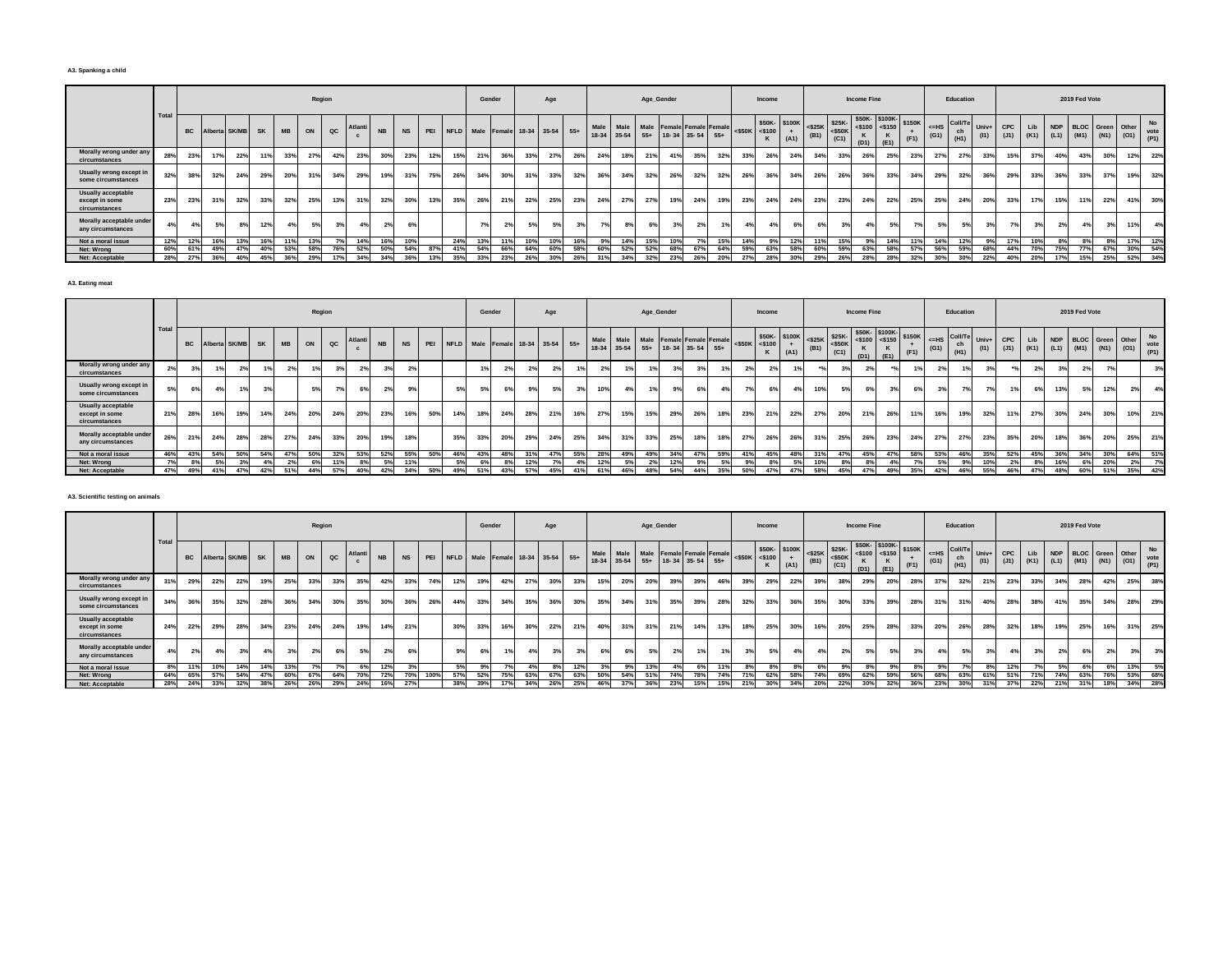**A3. Spanking a child**

| | Total | Region | | | | | | | | | | | | Gender | | Age | | | Age_Gender | | | | | | Income | | | Income Fine | | | | | Education | | | 2019 Fed Vote | | | | | | |
|---|---|---|---|---|---|---|---|---|---|---|---|---|---|---|---|---|---|---|---|---|---|---|---|---|---|---|---|---|---|---|---|---|---|---|---|---|---|---|---|---|---|---|
| | | BC | Alberta | SK/MB | SK | MB | ON | QC | Atlantic | NB | NS | PEI | NFLD | Male | Female | 18-34 | 35-54 | 55+ | Male 18-34 | Male 35-54 | Male 55+ | Female 18- 34 | Female 35- 54 | Female 55+ | <$50K | $50K-<$100K | $100K + (A1) | <$25K (B1) | $25K-<$50K (C1) | $50K-<$100K (D1) | $100K-<$150K (E1) | $150K + (F1) | <=HS (G1) | Coll/Tech (H1) | Univ+ (I1) | CPC (J1) | Lib (K1) | NDP (L1) | BLOC (M1) | Green (N1) | Other (O1) | No vote (P1) |
| Morally wrong under any circumstances | 28% | 23% | 17% | 22% | 11% | 33% | 27% | 42% | 23% | 30% | 23% | 12% | 15% | 21% | 36% | 33% | 27% | 26% | 24% | 18% | 21% | 41% | 35% | 32% | 33% | 26% | 24% | 34% | 33% | 26% | 25% | 23% | 27% | 27% | 33% | 15% | 37% | 40% | 43% | 30% | 12% | 22% |
| Usually wrong except in some circumstances | 32% | 38% | 32% | 24% | 29% | 20% | 31% | 34% | 29% | 19% | 31% | 75% | 26% | 34% | 30% | 31% | 33% | 32% | 36% | 34% | 32% | 26% | 32% | 32% | 26% | 36% | 34% | 26% | 26% | 36% | 33% | 34% | 29% | 32% | 36% | 29% | 33% | 36% | 33% | 37% | 19% | 32% |
| Usually acceptable except in some circumstances | 23% | 23% | 31% | 32% | 33% | 32% | 25% | 13% | 31% | 32% | 30% | 13% | 35% | 26% | 21% | 22% | 25% | 23% | 24% | 27% | 27% | 19% | 24% | 19% | 23% | 24% | 24% | 23% | 23% | 24% | 22% | 25% | 25% | 24% | 20% | 33% | 17% | 15% | 11% | 22% | 41% | 30% |
| Morally acceptable under any circumstances | 4% | 4% | 5% | 8% | 12% | 4% | 5% | 3% | 4% | 2% | 6% | | | 7% | 2% | 5% | 5% | 3% | 7% | 8% | 6% | 3% | 2% | 1% | 4% | 4% | 6% | 6% | 3% | 4% | 5% | 7% | 5% | 5% | 3% | 7% | 3% | 2% | 4% | 3% | 11% | 4% |
| Not a moral issue | 12% | 12% | 16% | 13% | 16% | 11% | 13% | 7% | 14% | 16% | 10% | | 24% | 13% | 11% | 10% | 10% | 16% | 9% | 14% | 15% | 10% | 7% | 15% | 14% | 9% | 12% | 11% | 15% | 9% | 14% | 11% | 14% | 12% | 9% | 17% | 10% | 8% | 8% | 8% | 17% | 12% |
| Net: Wrong | 60% | 61% | 49% | 47% | 40% | 53% | 58% | 76% | 52% | 50% | 54% | 87% | 41% | 54% | 66% | 64% | 60% | 58% | 60% | 52% | 52% | 68% | 67% | 64% | 59% | 63% | 58% | 60% | 59% | 63% | 58% | 57% | 56% | 59% | 68% | 44% | 70% | 75% | 77% | 67% | 30% | 54% |
| Net: Acceptable | 28% | 27% | 36% | 40% | 45% | 36% | 29% | 17% | 34% | 34% | 36% | 13% | 35% | 33% | 23% | 26% | 30% | 26% | 31% | 34% | 32% | 23% | 26% | 20% | 27% | 28% | 30% | 29% | 26% | 28% | 28% | 32% | 30% | 30% | 22% | 40% | 20% | 17% | 15% | 25% | 52% | 34% |

**A3. Eating meat**

| | Total | Region | | | | | | | | | | | | Gender | | Age | | | Age_Gender | | | | | | Income | | | Income Fine | | | | | Education | | | 2019 Fed Vote | | | | | | |
|---|---|---|---|---|---|---|---|---|---|---|---|---|---|---|---|---|---|---|---|---|---|---|---|---|---|---|---|---|---|---|---|---|---|---|---|---|---|---|---|---|---|---|
| | | BC | Alberta | SK/MB | SK | MB | ON | QC | Atlantic | NB | NS | PEI | NFLD | Male | Female | 18-34 | 35-54 | 55+ | Male 18-34 | Male 35-54 | Male 55+ | Female 18- 34 | Female 35- 54 | Female 55+ | <$50K | $50K-<$100K | $100K + (A1) | <$25K (B1) | $25K-<$50K (C1) | $50K-<$100K (D1) | $100K-<$150K (E1) | $150K + (F1) | <=HS (G1) | Coll/Tech (H1) | Univ+ (I1) | CPC (J1) | Lib (K1) | NDP (L1) | BLOC (M1) | Green (N1) | Other (O1) | No vote (P1) |
| Morally wrong under any circumstances | 2% | 3% | 1% | 2% | 1% | 2% | 1% | 3% | 2% | 3% | 2% | | | 1% | 2% | 2% | 2% | 1% | 2% | 1% | 1% | 3% | 3% | 1% | 2% | 2% | 1% | *% | 3% | 2% | *% | 1% | 2% | 1% | 3% | *% | 2% | 3% | 2% | 7% | | 3% |
| Usually wrong except in some circumstances | 5% | 6% | 4% | 1% | 3% | | 5% | 7% | 6% | 2% | 9% | | 5% | 5% | 6% | 9% | 5% | 3% | 10% | 4% | 1% | 9% | 6% | 4% | 7% | 6% | 4% | 10% | 5% | 6% | 3% | 6% | 3% | 7% | 7% | 1% | 6% | 13% | 5% | 12% | 2% | 4% |
| Usually acceptable except in some circumstances | 21% | 28% | 16% | 19% | 14% | 24% | 20% | 24% | 20% | 23% | 16% | 50% | 14% | 18% | 24% | 28% | 21% | 16% | 27% | 15% | 15% | 29% | 26% | 18% | 23% | 21% | 22% | 27% | 20% | 21% | 26% | 11% | 16% | 19% | 32% | 11% | 27% | 30% | 24% | 30% | 10% | 21% |
| Morally acceptable under any circumstances | 26% | 21% | 24% | 28% | 28% | 27% | 24% | 33% | 20% | 19% | 18% | | 35% | 33% | 20% | 29% | 24% | 25% | 34% | 31% | 33% | 25% | 18% | 18% | 27% | 26% | 26% | 31% | 25% | 26% | 23% | 24% | 27% | 27% | 23% | 35% | 20% | 18% | 36% | 20% | 25% | 21% |
| Not a moral issue | 46% | 43% | 54% | 50% | 54% | 47% | 50% | 32% | 53% | 52% | 55% | 50% | 46% | 43% | 48% | 31% | 47% | 55% | 28% | 49% | 49% | 34% | 47% | 59% | 41% | 45% | 48% | 31% | 47% | 45% | 47% | 58% | 53% | 46% | 35% | 52% | 45% | 36% | 34% | 30% | 64% | 51% |
| Net: Wrong | 7% | 8% | 5% | 3% | 4% | 2% | 6% | 11% | 8% | 5% | 11% | | 5% | 6% | 8% | 12% | 7% | 4% | 12% | 5% | 2% | 12% | 9% | 5% | 9% | 8% | 5% | 10% | 8% | 8% | 4% | 7% | 5% | 9% | 10% | 2% | 8% | 16% | 6% | 20% | 2% | 7% |
| Net: Acceptable | 47% | 49% | 41% | 47% | 42% | 51% | 44% | 57% | 40% | 42% | 34% | 50% | 49% | 51% | 43% | 57% | 45% | 41% | 61% | 46% | 48% | 54% | 44% | 35% | 50% | 47% | 47% | 58% | 45% | 47% | 49% | 35% | 42% | 46% | 55% | 46% | 47% | 48% | 60% | 51% | 35% | 42% |

**A3. Scientific testing on animals**

| | Total | Region | | | | | | | | | | | | Gender | | Age | | | Age_Gender | | | | | | Income | | | Income Fine | | | | | Education | | | 2019 Fed Vote | | | | | | |
|---|---|---|---|---|---|---|---|---|---|---|---|---|---|---|---|---|---|---|---|---|---|---|---|---|---|---|---|---|---|---|---|---|---|---|---|---|---|---|---|---|---|---|
| | | BC | Alberta | SK/MB | SK | MB | ON | QC | Atlantic | NB | NS | PEI | NFLD | Male | Female | 18-34 | 35-54 | 55+ | Male 18-34 | Male 35-54 | Male 55+ | Female 18- 34 | Female 35- 54 | Female 55+ | <$50K | $50K-<$100K | $100K + (A1) | <$25K (B1) | $25K-<$50K (C1) | $50K-<$100K (D1) | $100K-<$150K (E1) | $150K + (F1) | <=HS (G1) | Coll/Tech (H1) | Univ+ (I1) | CPC (J1) | Lib (K1) | NDP (L1) | BLOC (M1) | Green (N1) | Other (O1) | No vote (P1) |
| Morally wrong under any circumstances | 31% | 29% | 22% | 22% | 19% | 25% | 33% | 33% | 35% | 42% | 33% | 74% | 12% | 19% | 42% | 27% | 30% | 33% | 15% | 20% | 20% | 39% | 39% | 46% | 39% | 29% | 22% | 39% | 38% | 29% | 20% | 28% | 37% | 32% | 21% | 23% | 33% | 34% | 28% | 42% | 25% | 38% |
| Usually wrong except in some circumstances | 34% | 36% | 35% | 32% | 28% | 36% | 34% | 30% | 35% | 30% | 36% | 26% | 44% | 33% | 34% | 35% | 36% | 30% | 35% | 34% | 31% | 35% | 39% | 28% | 32% | 33% | 36% | 35% | 30% | 33% | 39% | 28% | 31% | 31% | 40% | 28% | 38% | 41% | 35% | 34% | 28% | 29% |
| Usually acceptable except in some circumstances | 24% | 22% | 29% | 28% | 34% | 23% | 24% | 24% | 19% | 14% | 21% | | 30% | 33% | 16% | 30% | 22% | 21% | 40% | 31% | 31% | 21% | 14% | 13% | 18% | 25% | 30% | 16% | 20% | 25% | 28% | 33% | 20% | 26% | 28% | 32% | 18% | 19% | 25% | 16% | 31% | 25% |
| Morally acceptable under any circumstances | 4% | 2% | 4% | 3% | 4% | 3% | 2% | 6% | 5% | 2% | 6% | | 9% | 6% | 1% | 4% | 3% | 3% | 6% | 6% | 5% | 2% | 1% | 1% | 3% | 5% | 4% | 4% | 2% | 5% | 5% | 3% | 4% | 5% | 3% | 4% | 3% | 2% | 6% | 2% | 3% | 3% |
| Not a moral issue | 8% | 11% | 10% | 14% | 14% | 13% | 7% | 7% | 6% | 12% | 3% | | 5% | 9% | 7% | 4% | 8% | 12% | 3% | 9% | 13% | 4% | 6% | 11% | 8% | 8% | 8% | 6% | 9% | 8% | 9% | 8% | 9% | 7% | 8% | 12% | 7% | 5% | 6% | 6% | 13% | 5% |
| Net: Wrong | 64% | 65% | 57% | 54% | 47% | 60% | 67% | 64% | 70% | 72% | 70% | 100% | 57% | 52% | 75% | 63% | 67% | 63% | 50% | 54% | 51% | 74% | 78% | 74% | 71% | 62% | 58% | 74% | 69% | 62% | 59% | 56% | 68% | 63% | 61% | 51% | 71% | 74% | 63% | 76% | 53% | 68% |
| Net: Acceptable | 28% | 24% | 33% | 32% | 38% | 26% | 26% | 29% | 24% | 16% | 27% | | 38% | 39% | 17% | 34% | 26% | 25% | 46% | 37% | 36% | 23% | 15% | 15% | 21% | 30% | 34% | 20% | 22% | 30% | 32% | 36% | 23% | 30% | 31% | 37% | 22% | 21% | 31% | 18% | 34% | 28% |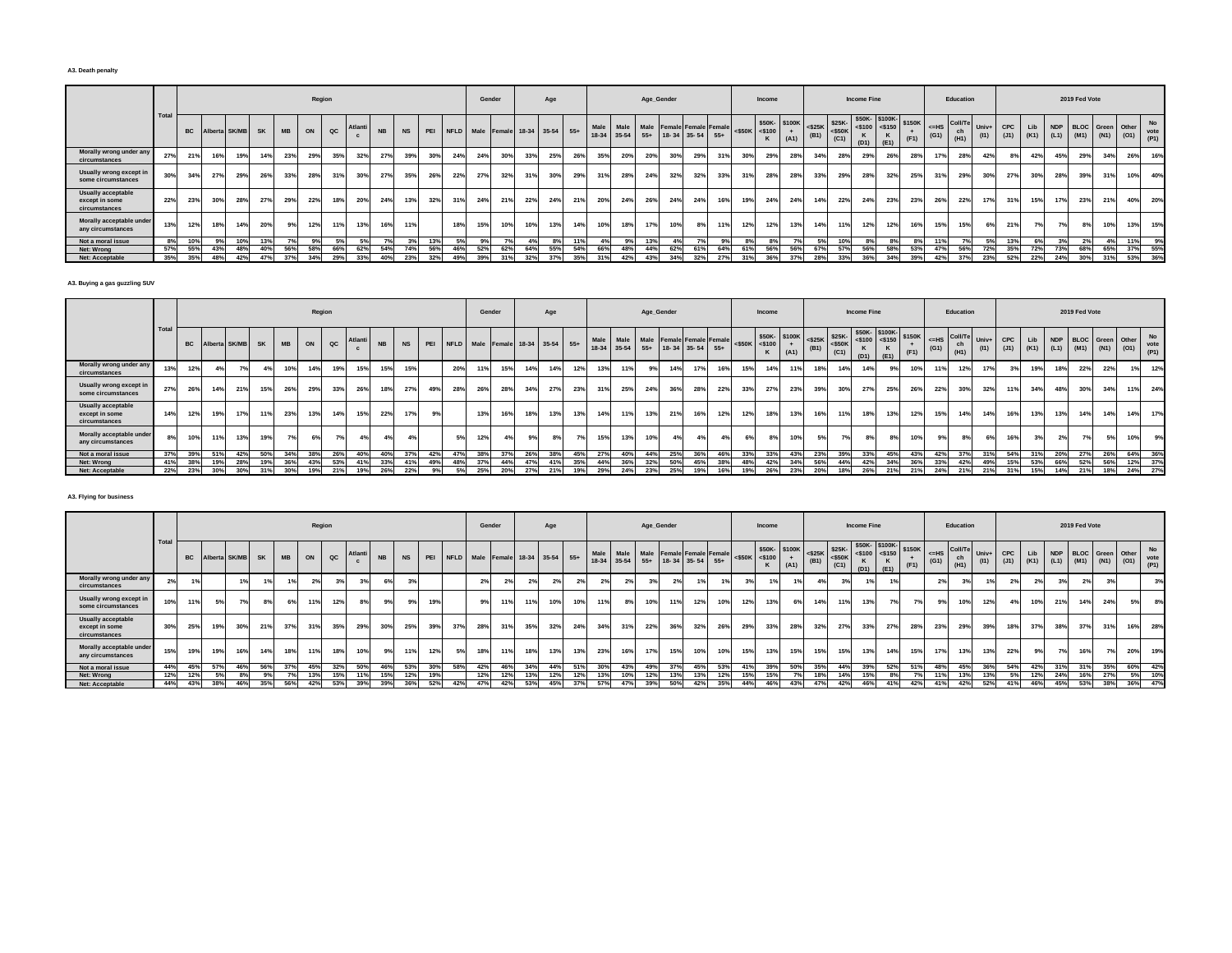**A3. Death penalty**

| | Total | Region | | | | | | | | | | | | Gender | | Age | | | Age_Gender | | | | | | Income | | | Income Fine | | | | | Education | | | 2019 Fed Vote | | | | | | |
|---|---|---|---|---|---|---|---|---|---|---|---|---|---|---|---|---|---|---|---|---|---|---|---|---|---|---|---|---|---|---|---|---|---|---|---|---|---|---|---|---|---|---|
| | | BC | Alberta | SK/MB | SK | MB | ON | QC | Atlantic | NB | NS | PEI | NFLD | Male | Female | 18-34 | 35-54 | 55+ | Male 18-34 | Male 35-54 | Male 55+ | Female 18- 34 | Female 35- 54 | Female 55+ | <$50K | $50K-<$100K | $100K+ (A1) | <$25K (B1) | $25K-<$50K (C1) | $50K-<$100K (D1) | $100K-<$150K (E1) | $150K+ (F1) | <=HS (G1) | Coll/Tech (H1) | Univ+ (I1) | CPC (J1) | Lib (K1) | NDP (L1) | BLOC (M1) | Green (N1) | Other (O1) | No vote (P1) |
| Morally wrong under any circumstances | 27% | 21% | 16% | 19% | 14% | 23% | 29% | 35% | 32% | 27% | 39% | 30% | 24% | 24% | 30% | 33% | 25% | 26% | 35% | 20% | 20% | 30% | 29% | 31% | 30% | 29% | 28% | 34% | 28% | 29% | 26% | 28% | 17% | 28% | 42% | 8% | 42% | 45% | 29% | 34% | 26% | 16% |
| Usually wrong except in some circumstances | 30% | 34% | 27% | 29% | 26% | 33% | 28% | 31% | 30% | 27% | 35% | 26% | 22% | 27% | 32% | 31% | 30% | 29% | 31% | 28% | 24% | 32% | 32% | 33% | 31% | 28% | 28% | 33% | 29% | 28% | 32% | 25% | 31% | 29% | 30% | 27% | 30% | 28% | 39% | 31% | 10% | 40% |
| Usually acceptable except in some circumstances | 22% | 23% | 30% | 28% | 27% | 29% | 22% | 18% | 20% | 24% | 13% | 32% | 31% | 24% | 21% | 22% | 24% | 21% | 20% | 24% | 26% | 24% | 24% | 16% | 19% | 24% | 24% | 14% | 22% | 24% | 23% | 23% | 26% | 22% | 17% | 31% | 15% | 17% | 23% | 21% | 40% | 20% |
| Morally acceptable under any circumstances | 13% | 12% | 18% | 14% | 20% | 9% | 12% | 11% | 13% | 16% | 11% | | 18% | 15% | 10% | 10% | 13% | 14% | 10% | 18% | 17% | 10% | 8% | 11% | 12% | 12% | 13% | 14% | 11% | 12% | 12% | 16% | 15% | 15% | 6% | 21% | 7% | 7% | 8% | 10% | 13% | 15% |
| Not a moral issue | 8% | 10% | 9% | 10% | 13% | 7% | 9% | 5% | 5% | 7% | 3% | 13% | 5% | 9% | 7% | 4% | 8% | 11% | 4% | 9% | 13% | 4% | 7% | 9% | 8% | 8% | 7% | 5% | 10% | 8% | 8% | 8% | 11% | 7% | 5% | 13% | 6% | 3% | 2% | 4% | 11% | 9% |
| Net: Wrong | 57% | 55% | 43% | 48% | 40% | 56% | 58% | 66% | 62% | 54% | 74% | 56% | 46% | 52% | 62% | 64% | 55% | 54% | 66% | 48% | 44% | 62% | 61% | 64% | 61% | 56% | 56% | 67% | 57% | 56% | 58% | 53% | 47% | 56% | 72% | 35% | 72% | 73% | 68% | 65% | 37% | 55% |
| Net: Acceptable | 35% | 35% | 48% | 42% | 47% | 37% | 34% | 29% | 33% | 40% | 23% | 32% | 49% | 39% | 31% | 32% | 37% | 35% | 31% | 42% | 43% | 34% | 32% | 27% | 31% | 36% | 37% | 28% | 33% | 36% | 34% | 39% | 42% | 37% | 23% | 52% | 22% | 24% | 30% | 31% | 53% | 36% |

**A3. Buying a gas guzzling SUV**

| | Total | Region | | | | | | | | | | | | Gender | | Age | | | Age_Gender | | | | | | Income | | | Income Fine | | | | | Education | | | 2019 Fed Vote | | | | | | |
|---|---|---|---|---|---|---|---|---|---|---|---|---|---|---|---|---|---|---|---|---|---|---|---|---|---|---|---|---|---|---|---|---|---|---|---|---|---|---|---|---|---|---|
| | | BC | Alberta | SK/MB | SK | MB | ON | QC | Atlantic | NB | NS | PEI | NFLD | Male | Female | 18-34 | 35-54 | 55+ | Male 18-34 | Male 35-54 | Male 55+ | Female 18- 34 | Female 35- 54 | Female 55+ | <$50K | $50K-<$100K | $100K+ (A1) | <$25K (B1) | $25K-<$50K (C1) | $50K-<$100K (D1) | $100K-<$150K (E1) | $150K+ (F1) | <=HS (G1) | Coll/Tech (H1) | Univ+ (I1) | CPC (J1) | Lib (K1) | NDP (L1) | BLOC (M1) | Green (N1) | Other (O1) | No vote (P1) |
| Morally wrong under any circumstances | 13% | 12% | 4% | 7% | 4% | 10% | 14% | 19% | 15% | 15% | 15% | | 20% | 11% | 15% | 14% | 14% | 12% | 13% | 11% | 9% | 14% | 17% | 16% | 15% | 14% | 11% | 18% | 14% | 14% | 9% | 10% | 11% | 12% | 17% | 3% | 19% | 18% | 22% | 22% | 1% | 12% |
| Usually wrong except in some circumstances | 27% | 26% | 14% | 21% | 15% | 26% | 29% | 33% | 26% | 18% | 27% | 49% | 28% | 26% | 28% | 34% | 27% | 23% | 31% | 25% | 24% | 36% | 28% | 22% | 33% | 27% | 23% | 39% | 30% | 27% | 25% | 26% | 22% | 30% | 32% | 11% | 34% | 48% | 30% | 34% | 11% | 24% |
| Usually acceptable except in some circumstances | 14% | 12% | 19% | 17% | 11% | 23% | 13% | 14% | 15% | 22% | 17% | 9% | | 13% | 16% | 18% | 13% | 13% | 14% | 11% | 13% | 21% | 16% | 12% | 12% | 18% | 13% | 16% | 11% | 18% | 13% | 12% | 15% | 14% | 14% | 16% | 13% | 13% | 14% | 14% | 14% | 17% |
| Morally acceptable under any circumstances | 8% | 10% | 11% | 13% | 19% | 7% | 6% | 7% | 4% | 4% | 4% | | 5% | 12% | 4% | 9% | 8% | 7% | 15% | 13% | 10% | 4% | 4% | 4% | 6% | 8% | 10% | 5% | 7% | 8% | 8% | 10% | 9% | 8% | 6% | 16% | 3% | 2% | 7% | 5% | 10% | 9% |
| Not a moral issue | 37% | 39% | 51% | 42% | 50% | 34% | 38% | 26% | 40% | 40% | 37% | 42% | 47% | 38% | 37% | 26% | 38% | 45% | 27% | 40% | 44% | 25% | 36% | 46% | 33% | 33% | 43% | 23% | 39% | 33% | 45% | 43% | 42% | 37% | 31% | 54% | 31% | 20% | 27% | 26% | 64% | 36% |
| Net: Wrong | 41% | 38% | 19% | 28% | 19% | 36% | 43% | 53% | 41% | 33% | 41% | 49% | 48% | 37% | 44% | 47% | 41% | 35% | 44% | 36% | 32% | 50% | 45% | 38% | 48% | 42% | 34% | 56% | 44% | 42% | 34% | 36% | 33% | 42% | 49% | 15% | 53% | 66% | 52% | 56% | 12% | 37% |
| Net: Acceptable | 22% | 23% | 30% | 30% | 31% | 30% | 19% | 21% | 19% | 26% | 22% | 9% | 5% | 25% | 20% | 27% | 21% | 19% | 29% | 24% | 23% | 25% | 19% | 16% | 19% | 26% | 23% | 20% | 18% | 26% | 21% | 21% | 24% | 21% | 21% | 31% | 15% | 14% | 21% | 18% | 24% | 27% |

**A3. Flying for business**

| | Total | Region | | | | | | | | | | | | Gender | | Age | | | Age_Gender | | | | | | Income | | | Income Fine | | | | | Education | | | 2019 Fed Vote | | | | | | |
|---|---|---|---|---|---|---|---|---|---|---|---|---|---|---|---|---|---|---|---|---|---|---|---|---|---|---|---|---|---|---|---|---|---|---|---|---|---|---|---|---|---|---|
| | | BC | Alberta | SK/MB | SK | MB | ON | QC | Atlantic | NB | NS | PEI | NFLD | Male | Female | 18-34 | 35-54 | 55+ | Male 18-34 | Male 35-54 | Male 55+ | Female 18- 34 | Female 35- 54 | Female 55+ | <$50K | $50K-<$100K | $100K+ (A1) | <$25K (B1) | $25K-<$50K (C1) | $50K-<$100K (D1) | $100K-<$150K (E1) | $150K+ (F1) | <=HS (G1) | Coll/Tech (H1) | Univ+ (I1) | CPC (J1) | Lib (K1) | NDP (L1) | BLOC (M1) | Green (N1) | Other (O1) | No vote (P1) |
| Morally wrong under any circumstances | 2% | 1% | | 1% | 1% | 1% | 2% | 3% | 3% | 6% | 3% | | | 2% | 2% | 2% | 2% | 2% | 2% | 2% | 3% | 2% | 1% | 1% | 3% | 1% | 1% | 4% | 3% | 1% | 1% | | 2% | 3% | 1% | 2% | 2% | 3% | 2% | 3% | | 3% |
| Usually wrong except in some circumstances | 10% | 11% | 5% | 7% | 8% | 6% | 11% | 12% | 8% | 9% | 9% | 19% | | 9% | 11% | 11% | 10% | 10% | 11% | 8% | 10% | 11% | 12% | 10% | 12% | 13% | 6% | 14% | 11% | 13% | 7% | 7% | 9% | 10% | 12% | 4% | 10% | 21% | 14% | 24% | 5% | 8% |
| Usually acceptable except in some circumstances | 30% | 25% | 19% | 30% | 21% | 37% | 31% | 35% | 29% | 30% | 25% | 39% | 37% | 28% | 31% | 35% | 32% | 24% | 34% | 31% | 22% | 36% | 32% | 26% | 29% | 33% | 28% | 32% | 27% | 33% | 27% | 28% | 23% | 29% | 39% | 18% | 37% | 38% | 37% | 31% | 16% | 28% |
| Morally acceptable under any circumstances | 15% | 19% | 19% | 16% | 14% | 18% | 11% | 18% | 10% | 9% | 11% | 12% | 5% | 18% | 11% | 18% | 13% | 13% | 23% | 16% | 17% | 15% | 10% | 10% | 15% | 13% | 15% | 15% | 15% | 13% | 14% | 15% | 17% | 13% | 13% | 22% | 9% | 7% | 16% | 7% | 20% | 19% |
| Not a moral issue | 44% | 45% | 57% | 46% | 56% | 37% | 45% | 32% | 50% | 46% | 53% | 30% | 58% | 42% | 46% | 34% | 44% | 51% | 30% | 43% | 49% | 37% | 45% | 53% | 41% | 39% | 50% | 35% | 44% | 39% | 52% | 51% | 48% | 45% | 36% | 54% | 42% | 31% | 31% | 35% | 60% | 42% |
| Net: Wrong | 12% | 12% | 5% | 8% | 9% | 7% | 13% | 15% | 11% | 15% | 12% | 19% | | 12% | 12% | 13% | 12% | 12% | 13% | 10% | 12% | 13% | 13% | 12% | 15% | 15% | 7% | 18% | 14% | 15% | 8% | 7% | 11% | 13% | 13% | 5% | 12% | 24% | 16% | 27% | 5% | 10% |
| Net: Acceptable | 44% | 43% | 38% | 46% | 35% | 56% | 42% | 53% | 39% | 39% | 36% | 52% | 42% | 47% | 42% | 53% | 45% | 37% | 57% | 47% | 39% | 50% | 42% | 35% | 44% | 46% | 43% | 47% | 42% | 46% | 41% | 42% | 41% | 42% | 52% | 41% | 46% | 45% | 53% | 38% | 36% | 47% |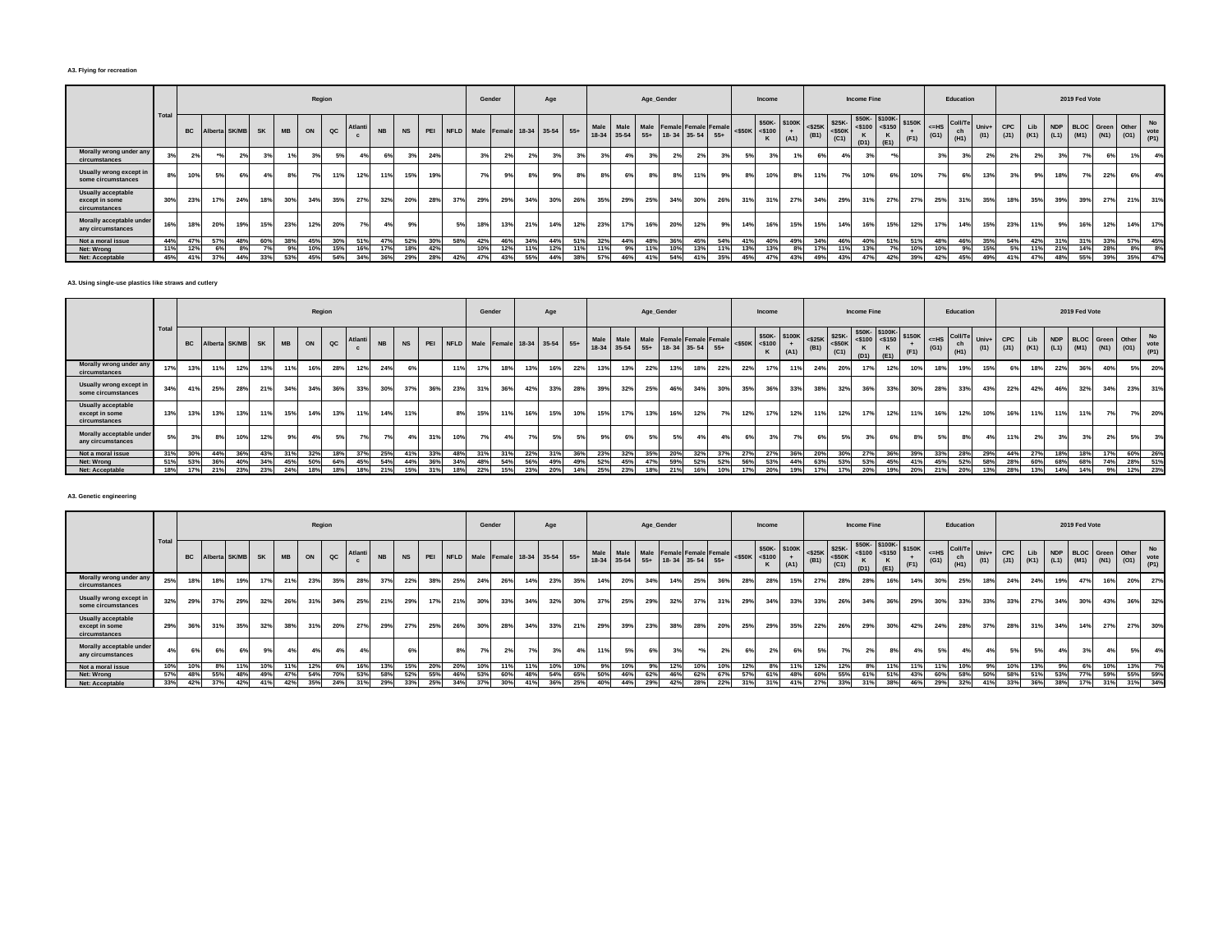**A3. Flying for recreation**

| | Total | Region | | | | | | | | | | | | Gender | | Age | | | Age_Gender | | | | | | Income | | | Income Fine | | | | | Education | | | 2019 Fed Vote | | | | | | |
|---|---|---|---|---|---|---|---|---|---|---|---|---|---|---|---|---|---|---|---|---|---|---|---|---|---|---|---|---|---|---|---|---|---|---|---|---|---|---|---|---|---|---|
| | | BC | Alberta | SK/MB | SK | MB | ON | QC | Atlantic | NB | NS | PEI | NFLD | Male | Female | 18-34 | 35-54 | 55+ | Male 18-34 | Male 35-54 | Male 55+ | Female 18- 34 | Female 35- 54 | Female 55+ | <$50K | $50K-<$100K | $100K+ (A1) | <$25K (B1) | $25K-<$50K (C1) | $50K-<$100K (D1) | $100K-<$150K (E1) | $150K+ (F1) | <=HS (G1) | Coll/Tech (H1) | Univ+ (I1) | CPC (J1) | Lib (K1) | NDP (L1) | BLOC (M1) | Green (N1) | Other (O1) | No vote (P1) |
| Morally wrong under any circumstances | 3% | 2% | *% | 2% | 3% | 1% | 3% | 5% | 4% | 6% | 3% | 24% | | 3% | 2% | 2% | 3% | 3% | 3% | 4% | 3% | 2% | 2% | 3% | 5% | 3% | 1% | 6% | 4% | 3% | *% | | 3% | 3% | 2% | 2% | 2% | 3% | 7% | 6% | 1% | 4% |
| Usually wrong except in some circumstances | 8% | 10% | 5% | 6% | 4% | 8% | 7% | 11% | 12% | 11% | 15% | 19% | | 7% | 9% | 8% | 9% | 8% | 8% | 6% | 8% | 8% | 11% | 9% | 8% | 10% | 8% | 11% | 7% | 10% | 6% | 10% | 7% | 6% | 13% | 3% | 9% | 18% | 7% | 22% | 6% | 4% |
| Usually acceptable except in some circumstances | 30% | 23% | 17% | 24% | 18% | 30% | 34% | 35% | 27% | 32% | 20% | 28% | 37% | 29% | 29% | 34% | 30% | 26% | 35% | 29% | 25% | 34% | 30% | 26% | 31% | 31% | 27% | 34% | 29% | 31% | 27% | 27% | 25% | 31% | 35% | 18% | 35% | 39% | 39% | 27% | 21% | 31% |
| Morally acceptable under any circumstances | 16% | 18% | 20% | 19% | 15% | 23% | 12% | 20% | 7% | 4% | 9% | | 5% | 18% | 13% | 21% | 14% | 12% | 23% | 17% | 16% | 20% | 12% | 9% | 14% | 16% | 15% | 15% | 14% | 16% | 15% | 12% | 17% | 14% | 15% | 23% | 11% | 9% | 16% | 12% | 14% | 17% |
| Not a moral issue | 44% | 47% | 57% | 48% | 60% | 38% | 45% | 30% | 51% | 47% | 52% | 30% | 58% | 42% | 46% | 34% | 44% | 51% | 32% | 44% | 48% | 36% | 45% | 54% | 41% | 40% | 49% | 34% | 46% | 40% | 51% | 51% | 48% | 46% | 35% | 54% | 42% | 31% | 31% | 33% | 57% | 45% |
| Net: Wrong | 11% | 12% | 6% | 8% | 7% | 9% | 10% | 15% | 16% | 17% | 18% | 42% | | 10% | 12% | 11% | 12% | 11% | 11% | 9% | 11% | 10% | 13% | 11% | 13% | 13% | 8% | 17% | 11% | 13% | 7% | 10% | 10% | 9% | 15% | 5% | 11% | 21% | 14% | 28% | 8% | 8% |
| Net: Acceptable | 45% | 41% | 37% | 44% | 33% | 53% | 45% | 54% | 34% | 36% | 29% | 28% | 42% | 47% | 43% | 55% | 44% | 38% | 57% | 46% | 41% | 54% | 41% | 35% | 45% | 47% | 43% | 49% | 43% | 47% | 42% | 39% | 42% | 45% | 49% | 41% | 47% | 48% | 55% | 39% | 35% | 47% |

**A3. Using single-use plastics like straws and cutlery**

| | Total | Region | | | | | | | | | | | | Gender | | Age | | | Age_Gender | | | | | | Income | | | Income Fine | | | | | Education | | | 2019 Fed Vote | | | | | | |
|---|---|---|---|---|---|---|---|---|---|---|---|---|---|---|---|---|---|---|---|---|---|---|---|---|---|---|---|---|---|---|---|---|---|---|---|---|---|---|---|---|---|---|
| | | BC | Alberta | SK/MB | SK | MB | ON | QC | Atlantic | NB | NS | PEI | NFLD | Male | Female | 18-34 | 35-54 | 55+ | Male 18-34 | Male 35-54 | Male 55+ | Female 18- 34 | Female 35- 54 | Female 55+ | <$50K | $50K-<$100K | $100K+ (A1) | <$25K (B1) | $25K-<$50K (C1) | $50K-<$100K (D1) | $100K-<$150K (E1) | $150K+ (F1) | <=HS (G1) | Coll/Tech (H1) | Univ+ (I1) | CPC (J1) | Lib (K1) | NDP (L1) | BLOC (M1) | Green (N1) | Other (O1) | No vote (P1) |
| Morally wrong under any circumstances | 17% | 13% | 11% | 12% | 13% | 11% | 16% | 28% | 12% | 24% | 6% | | 11% | 17% | 18% | 13% | 16% | 22% | 13% | 13% | 22% | 13% | 18% | 22% | 22% | 17% | 11% | 24% | 20% | 17% | 12% | 10% | 18% | 19% | 15% | 6% | 18% | 22% | 36% | 40% | 5% | 20% |
| Usually wrong except in some circumstances | 34% | 41% | 25% | 28% | 21% | 34% | 34% | 36% | 33% | 30% | 37% | 36% | 23% | 31% | 36% | 42% | 33% | 28% | 39% | 32% | 25% | 46% | 34% | 30% | 35% | 36% | 33% | 38% | 32% | 36% | 33% | 30% | 28% | 33% | 43% | 22% | 42% | 46% | 32% | 34% | 23% | 31% |
| Usually acceptable except in some circumstances | 13% | 13% | 13% | 13% | 11% | 15% | 14% | 13% | 11% | 14% | 11% | | 8% | 15% | 11% | 16% | 15% | 10% | 15% | 17% | 13% | 16% | 12% | 7% | 12% | 17% | 12% | 11% | 12% | 17% | 12% | 11% | 16% | 12% | 10% | 16% | 11% | 11% | 11% | 7% | 7% | 20% |
| Morally acceptable under any circumstances | 5% | 3% | 8% | 10% | 12% | 9% | 4% | 5% | 7% | 7% | 4% | 31% | 10% | 7% | 4% | 7% | 5% | 5% | 9% | 6% | 5% | 5% | 4% | 4% | 6% | 3% | 7% | 6% | 5% | 3% | 6% | 8% | 5% | 8% | 4% | 11% | 2% | 3% | 3% | 2% | 5% | 3% |
| Not a moral issue | 31% | 30% | 44% | 36% | 43% | 31% | 32% | 18% | 37% | 25% | 41% | 33% | 48% | 31% | 31% | 22% | 31% | 36% | 23% | 32% | 35% | 20% | 32% | 37% | 27% | 27% | 36% | 20% | 30% | 27% | 36% | 39% | 33% | 28% | 29% | 44% | 27% | 18% | 18% | 17% | 60% | 26% |
| Net: Wrong | 51% | 53% | 36% | 40% | 34% | 45% | 50% | 64% | 45% | 54% | 44% | 36% | 34% | 48% | 54% | 56% | 49% | 49% | 52% | 45% | 47% | 59% | 52% | 52% | 56% | 53% | 44% | 63% | 53% | 53% | 45% | 41% | 45% | 52% | 58% | 28% | 60% | 68% | 68% | 74% | 28% | 51% |
| Net: Acceptable | 18% | 17% | 21% | 23% | 23% | 24% | 18% | 18% | 18% | 21% | 15% | 31% | 18% | 22% | 15% | 23% | 20% | 14% | 25% | 23% | 18% | 21% | 16% | 10% | 17% | 20% | 19% | 17% | 17% | 20% | 19% | 20% | 21% | 20% | 13% | 28% | 13% | 14% | 14% | 9% | 12% | 23% |

**A3. Genetic engineering**

| | Total | Region | | | | | | | | | | | | Gender | | Age | | | Age_Gender | | | | | | Income | | | Income Fine | | | | | Education | | | 2019 Fed Vote | | | | | | |
|---|---|---|---|---|---|---|---|---|---|---|---|---|---|---|---|---|---|---|---|---|---|---|---|---|---|---|---|---|---|---|---|---|---|---|---|---|---|---|---|---|---|---|
| | | BC | Alberta | SK/MB | SK | MB | ON | QC | Atlantic | NB | NS | PEI | NFLD | Male | Female | 18-34 | 35-54 | 55+ | Male 18-34 | Male 35-54 | Male 55+ | Female 18- 34 | Female 35- 54 | Female 55+ | <$50K | $50K-<$100K | $100K+ (A1) | <$25K (B1) | $25K-<$50K (C1) | $50K-<$100K (D1) | $100K-<$150K (E1) | $150K+ (F1) | <=HS (G1) | Coll/Tech (H1) | Univ+ (I1) | CPC (J1) | Lib (K1) | NDP (L1) | BLOC (M1) | Green (N1) | Other (O1) | No vote (P1) |
| Morally wrong under any circumstances | 25% | 18% | 18% | 19% | 17% | 21% | 23% | 35% | 28% | 37% | 22% | 38% | 25% | 24% | 26% | 14% | 23% | 35% | 14% | 20% | 34% | 14% | 25% | 36% | 28% | 28% | 15% | 27% | 28% | 28% | 16% | 14% | 30% | 25% | 18% | 24% | 24% | 19% | 47% | 16% | 20% | 27% |
| Usually wrong except in some circumstances | 32% | 29% | 37% | 29% | 32% | 26% | 31% | 34% | 25% | 21% | 29% | 17% | 21% | 30% | 33% | 34% | 32% | 30% | 37% | 25% | 29% | 32% | 37% | 31% | 29% | 34% | 33% | 33% | 26% | 34% | 36% | 29% | 30% | 33% | 33% | 33% | 27% | 34% | 30% | 43% | 36% | 32% |
| Usually acceptable except in some circumstances | 29% | 36% | 31% | 35% | 32% | 38% | 31% | 20% | 27% | 29% | 27% | 25% | 26% | 30% | 28% | 34% | 33% | 21% | 29% | 39% | 23% | 38% | 28% | 20% | 25% | 29% | 35% | 22% | 26% | 29% | 30% | 42% | 24% | 28% | 37% | 28% | 31% | 34% | 14% | 27% | 27% | 30% |
| Morally acceptable under any circumstances | 4% | 6% | 6% | 6% | 9% | 4% | 4% | 4% | 4% | | 6% | | 8% | 7% | 2% | 7% | 3% | 4% | 11% | 5% | 6% | 3% | *% | 2% | 6% | 2% | 6% | 5% | 7% | 2% | 8% | 4% | 5% | 4% | 4% | 5% | 5% | 4% | 3% | 4% | 5% | 4% |
| Not a moral issue | 10% | 10% | 8% | 11% | 10% | 11% | 12% | 6% | 16% | 13% | 15% | 20% | 20% | 10% | 11% | 11% | 10% | 10% | 9% | 10% | 9% | 12% | 10% | 10% | 12% | 8% | 11% | 12% | 12% | 8% | 11% | 11% | 11% | 10% | 9% | 10% | 13% | 9% | 6% | 10% | 13% | 7% |
| Net: Wrong | 57% | 48% | 55% | 48% | 49% | 47% | 54% | 70% | 53% | 58% | 52% | 55% | 46% | 53% | 60% | 48% | 54% | 65% | 50% | 46% | 62% | 46% | 62% | 67% | 57% | 61% | 48% | 60% | 55% | 61% | 51% | 43% | 60% | 58% | 50% | 58% | 51% | 53% | 77% | 59% | 55% | 59% |
| Net: Acceptable | 33% | 42% | 37% | 42% | 41% | 42% | 35% | 24% | 31% | 29% | 33% | 25% | 34% | 37% | 30% | 41% | 36% | 25% | 40% | 44% | 29% | 42% | 28% | 22% | 31% | 31% | 41% | 27% | 33% | 31% | 38% | 46% | 29% | 32% | 41% | 33% | 36% | 38% | 17% | 31% | 31% | 34% |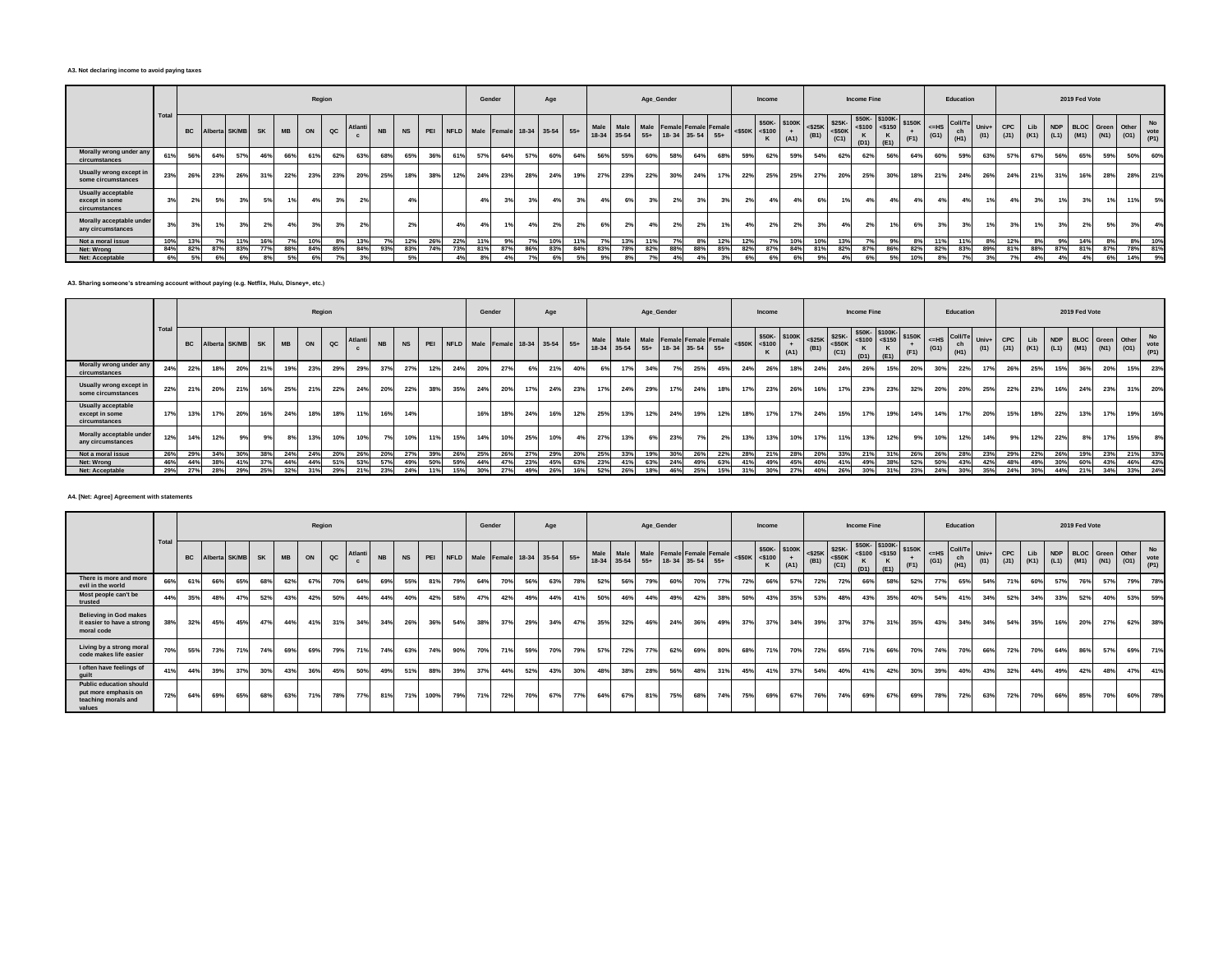**A3. Not declaring income to avoid paying taxes**

| | Total | Region | | | | | | | | | | | | Gender | | Age | | | Age_Gender | | | | | | Income | | | Income Fine | | | | | Education | | | 2019 Fed Vote | | | | | | |
|---|---|---|---|---|---|---|---|---|---|---|---|---|---|---|---|---|---|---|---|---|---|---|---|---|---|---|---|---|---|---|---|---|---|---|---|---|---|---|---|---|---|---|
| | | BC | Alberta | SK/MB | SK | MB | ON | QC | Atlantic | NB | NS | PEI | NFLD | Male | Female | 18-34 | 35-54 | 55+ | Male 18-34 | Male 35-54 | Male 55+ | Female 18-34 | Female 35-54 | Female 55+ | <$50K | $50K-<$100K | $100K+ (A1) | <$25K (B1) | $25K-<$50K (C1) | $50K-<$100K (D1) | $100K-<$150K (E1) | $150K+ (F1) | <=HS (G1) | Coll/Tech (H1) | Univ+ (I1) | CPC (J1) | Lib (K1) | NDP (L1) | BLOC (M1) | Green (N1) | Other (O1) | No vote (P1) |
| Morally wrong under any circumstances | 61% | 56% | 64% | 57% | 46% | 66% | 61% | 62% | 63% | 68% | 65% | 36% | 61% | 57% | 64% | 57% | 60% | 64% | 56% | 55% | 60% | 58% | 64% | 68% | 59% | 62% | 59% | 54% | 62% | 62% | 56% | 64% | 60% | 59% | 63% | 57% | 67% | 56% | 65% | 59% | 50% | 60% |
| Usually wrong except in some circumstances | 23% | 26% | 23% | 26% | 31% | 22% | 23% | 23% | 20% | 25% | 18% | 38% | 12% | 24% | 23% | 28% | 24% | 19% | 27% | 23% | 22% | 30% | 24% | 17% | 22% | 25% | 25% | 27% | 20% | 25% | 30% | 18% | 21% | 24% | 26% | 24% | 21% | 31% | 16% | 28% | 28% | 21% |
| Usually acceptable except in some circumstances | 3% | 2% | 5% | 3% | 5% | 1% | 4% | 3% | 2% | | 4% | | | 4% | 3% | 3% | 4% | 3% | 4% | 6% | 3% | 2% | 3% | 3% | 2% | 4% | 4% | 6% | 1% | 4% | 4% | 4% | 4% | 4% | 1% | 4% | 3% | 1% | 3% | 1% | 11% | 5% |
| Morally acceptable under any circumstances | 3% | 3% | 1% | 3% | 2% | 4% | 3% | 3% | 2% | | 2% | | 4% | 4% | 1% | 4% | 2% | 2% | 6% | 2% | 4% | 2% | 2% | 1% | 4% | 2% | 2% | 3% | 4% | 2% | 1% | 6% | 3% | 3% | 1% | 3% | 1% | 3% | 2% | 5% | 3% | 4% |
| Not a moral issue | 10% | 13% | 7% | 11% | 16% | 7% | 10% | 8% | 13% | 7% | 12% | 26% | 22% | 11% | 9% | 7% | 10% | 11% | 7% | 13% | 11% | 7% | 8% | 12% | 12% | 7% | 10% | 10% | 13% | 7% | 9% | 8% | 11% | 11% | 8% | 12% | 8% | 9% | 14% | 8% | 8% | 10% |
| Net: Wrong | 84% | 82% | 87% | 83% | 77% | 88% | 84% | 85% | 84% | 93% | 83% | 74% | 73% | 81% | 87% | 86% | 83% | 84% | 83% | 78% | 82% | 88% | 88% | 85% | 82% | 87% | 84% | 81% | 82% | 87% | 86% | 82% | 82% | 83% | 89% | 81% | 88% | 87% | 81% | 87% | 78% | 81% |
| Net: Acceptable | 6% | 5% | 6% | 6% | 8% | 5% | 6% | 7% | 3% | | 5% | | 4% | 8% | 4% | 7% | 6% | 5% | 9% | 8% | 7% | 4% | 4% | 3% | 6% | 6% | 6% | 9% | 4% | 6% | 5% | 10% | 8% | 7% | 3% | 7% | 4% | 4% | 4% | 6% | 14% | 9% |

**A3. Sharing someone's streaming account without paying (e.g. Netflix, Hulu, Disney+, etc.)**

| | Total | Region | | | | | | | | | | | | Gender | | Age | | | Age_Gender | | | | | | Income | | | Income Fine | | | | | Education | | | 2019 Fed Vote | | | | | | |
|---|---|---|---|---|---|---|---|---|---|---|---|---|---|---|---|---|---|---|---|---|---|---|---|---|---|---|---|---|---|---|---|---|---|---|---|---|---|---|---|---|---|---|
| | | BC | Alberta | SK/MB | SK | MB | ON | QC | Atlantic | NB | NS | PEI | NFLD | Male | Female | 18-34 | 35-54 | 55+ | Male 18-34 | Male 35-54 | Male 55+ | Female 18-34 | Female 35-54 | Female 55+ | <$50K | $50K-<$100K | $100K+ (A1) | <$25K (B1) | $25K-<$50K (C1) | $50K-<$100K (D1) | $100K-<$150K (E1) | $150K+ (F1) | <=HS (G1) | Coll/Tech (H1) | Univ+ (I1) | CPC (J1) | Lib (K1) | NDP (L1) | BLOC (M1) | Green (N1) | Other (O1) | No vote (P1) |
| Morally wrong under any circumstances | 24% | 22% | 18% | 20% | 21% | 19% | 23% | 29% | 29% | 37% | 27% | 12% | 24% | 20% | 27% | 6% | 21% | 40% | 6% | 17% | 34% | 7% | 25% | 45% | 24% | 26% | 18% | 24% | 24% | 26% | 15% | 20% | 30% | 22% | 17% | 26% | 25% | 15% | 36% | 20% | 15% | 23% |
| Usually wrong except in some circumstances | 22% | 21% | 20% | 21% | 16% | 25% | 21% | 22% | 24% | 20% | 22% | 38% | 35% | 24% | 20% | 17% | 24% | 23% | 17% | 24% | 29% | 17% | 24% | 18% | 17% | 23% | 26% | 16% | 17% | 23% | 23% | 32% | 20% | 20% | 25% | 22% | 23% | 16% | 24% | 23% | 31% | 20% |
| Usually acceptable except in some circumstances | 17% | 13% | 17% | 20% | 16% | 24% | 18% | 18% | 11% | 16% | 14% | | | 16% | 18% | 24% | 16% | 12% | 25% | 13% | 12% | 24% | 19% | 12% | 18% | 17% | 17% | 24% | 15% | 17% | 19% | 14% | 14% | 17% | 20% | 15% | 18% | 22% | 13% | 17% | 19% | 16% |
| Morally acceptable under any circumstances | 12% | 14% | 12% | 9% | 9% | 8% | 13% | 10% | 10% | 7% | 10% | 11% | 15% | 14% | 10% | 25% | 10% | 4% | 27% | 13% | 6% | 23% | 7% | 2% | 13% | 13% | 10% | 17% | 11% | 13% | 12% | 9% | 10% | 12% | 14% | 9% | 12% | 22% | 8% | 17% | 15% | 8% |
| Not a moral issue | 26% | 29% | 34% | 30% | 38% | 24% | 24% | 20% | 26% | 20% | 27% | 39% | 26% | 25% | 26% | 27% | 29% | 20% | 25% | 33% | 19% | 30% | 26% | 22% | 28% | 21% | 28% | 20% | 33% | 21% | 31% | 26% | 26% | 28% | 23% | 29% | 22% | 26% | 19% | 23% | 21% | 33% |
| Net: Wrong | 46% | 44% | 38% | 41% | 37% | 44% | 44% | 51% | 53% | 57% | 49% | 50% | 59% | 44% | 47% | 23% | 45% | 63% | 23% | 41% | 63% | 24% | 49% | 63% | 41% | 49% | 45% | 40% | 41% | 49% | 38% | 52% | 50% | 43% | 42% | 48% | 49% | 30% | 60% | 43% | 46% | 43% |
| Net: Acceptable | 29% | 27% | 28% | 29% | 25% | 32% | 31% | 29% | 21% | 23% | 24% | 11% | 15% | 30% | 27% | 49% | 26% | 16% | 52% | 26% | 18% | 46% | 25% | 15% | 31% | 30% | 27% | 40% | 26% | 30% | 31% | 23% | 24% | 30% | 35% | 24% | 30% | 44% | 21% | 34% | 33% | 24% |

**A4. [Net: Agree] Agreement with statements**

| | Total | Region | | | | | | | | | | | | Gender | | Age | | | Age_Gender | | | | | | Income | | | Income Fine | | | | | Education | | | 2019 Fed Vote | | | | | | |
|---|---|---|---|---|---|---|---|---|---|---|---|---|---|---|---|---|---|---|---|---|---|---|---|---|---|---|---|---|---|---|---|---|---|---|---|---|---|---|---|---|---|---|
| | | BC | Alberta | SK/MB | SK | MB | ON | QC | Atlantic | NB | NS | PEI | NFLD | Male | Female | 18-34 | 35-54 | 55+ | Male 18-34 | Male 35-54 | Male 55+ | Female 18-34 | Female 35-54 | Female 55+ | <$50K | $50K-<$100K | $100K+ (A1) | <$25K (B1) | $25K-<$50K (C1) | $50K-<$100K (D1) | $100K-<$150K (E1) | $150K+ (F1) | <=HS (G1) | Coll/Tech (H1) | Univ+ (I1) | CPC (J1) | Lib (K1) | NDP (L1) | BLOC (M1) | Green (N1) | Other (O1) | No vote (P1) |
| There is more and more evil in the world | 66% | 61% | 66% | 65% | 68% | 62% | 67% | 70% | 64% | 69% | 55% | 81% | 79% | 64% | 70% | 56% | 63% | 78% | 52% | 56% | 79% | 60% | 70% | 77% | 72% | 66% | 57% | 72% | 72% | 66% | 58% | 52% | 77% | 65% | 54% | 71% | 60% | 57% | 76% | 57% | 79% | 78% |
| Most people can't be trusted | 44% | 35% | 48% | 47% | 52% | 43% | 42% | 50% | 44% | 44% | 40% | 42% | 58% | 47% | 42% | 49% | 44% | 41% | 50% | 46% | 44% | 49% | 42% | 38% | 50% | 43% | 35% | 53% | 48% | 43% | 35% | 40% | 54% | 41% | 34% | 52% | 34% | 33% | 52% | 40% | 53% | 59% |
| Believing in God makes it easier to have a strong moral code | 38% | 32% | 45% | 45% | 47% | 44% | 41% | 31% | 34% | 34% | 26% | 36% | 54% | 38% | 37% | 29% | 34% | 47% | 35% | 32% | 46% | 24% | 36% | 49% | 37% | 37% | 34% | 39% | 37% | 37% | 31% | 35% | 43% | 34% | 34% | 54% | 35% | 16% | 20% | 27% | 62% | 38% |
| Living by a strong moral code makes life easier | 70% | 55% | 73% | 71% | 74% | 69% | 69% | 79% | 71% | 74% | 63% | 74% | 90% | 70% | 71% | 59% | 70% | 79% | 57% | 72% | 77% | 62% | 69% | 80% | 68% | 71% | 70% | 72% | 65% | 71% | 66% | 70% | 74% | 70% | 66% | 72% | 70% | 64% | 86% | 57% | 69% | 71% |
| I often have feelings of guilt | 41% | 44% | 39% | 37% | 30% | 43% | 36% | 45% | 50% | 49% | 51% | 88% | 39% | 37% | 44% | 52% | 43% | 30% | 48% | 38% | 28% | 56% | 48% | 31% | 45% | 41% | 37% | 54% | 40% | 41% | 42% | 30% | 39% | 40% | 43% | 32% | 44% | 49% | 42% | 48% | 47% | 41% |
| Public education should put more emphasis on teaching morals and values | 72% | 64% | 69% | 65% | 68% | 63% | 71% | 78% | 77% | 81% | 71% | 100% | 79% | 71% | 72% | 70% | 67% | 77% | 64% | 67% | 81% | 75% | 68% | 74% | 75% | 69% | 67% | 76% | 74% | 69% | 67% | 69% | 78% | 72% | 63% | 72% | 70% | 66% | 85% | 70% | 60% | 78% |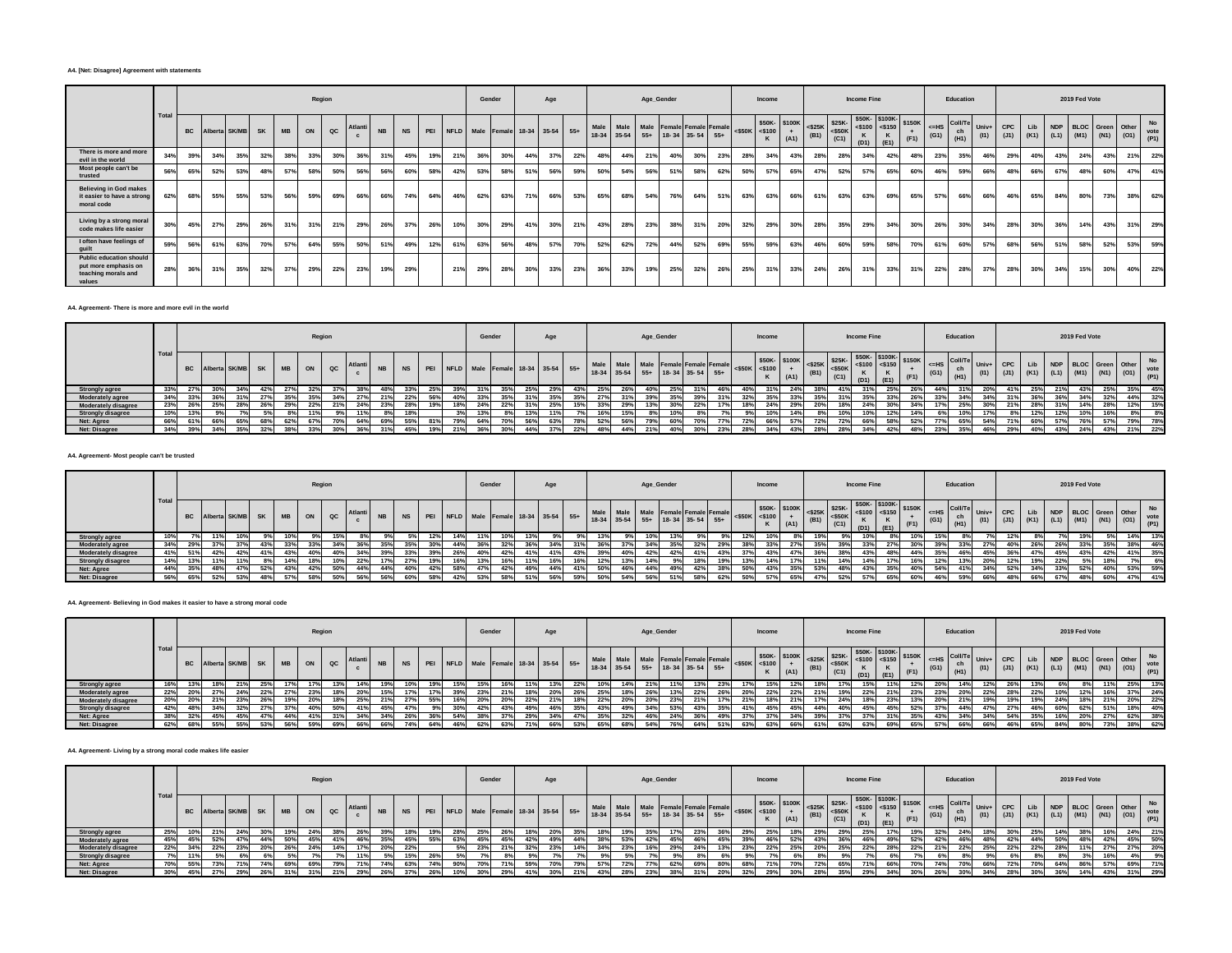**A4. [Net: Disagree] Agreement with statements**

| | Total | Region | | | | | | | | | | | | Gender | | Age | | | Age_Gender | | | | | | Income | | | Income Fine | | | | | Education | | | 2019 Fed Vote | | | | | | |
|---|---|---|---|---|---|---|---|---|---|---|---|---|---|---|---|---|---|---|---|---|---|---|---|---|---|---|---|---|---|---|---|---|---|---|---|---|---|---|---|---|---|---|
| | | BC | Alberta | SK/MB | SK | MB | ON | QC | Atlantic | NB | NS | PEI | NFLD | Male | Female | 18-34 | 35-54 | 55+ | Male 18-34 | Male 35-54 | Male 55+ | Female 18-34 | Female 35-54 | Female 55+ | <$50K | $50K-<$100K | $100K+ (A1) | <$25K (B1) | $25K-<$50K (C1) | $50K-<$100K (D1) | $100K-<$150K (E1) | $150K+ (F1) | <=HS (G1) | Coll/Tech (H1) | Univ+ (I1) | CPC (J1) | Lib (K1) | NDP (L1) | BLOC (M1) | Green (N1) | Other (O1) | No vote (P1) |
| There is more and more evil in the world | 34% | 39% | 34% | 35% | 32% | 38% | 33% | 30% | 36% | 31% | 45% | 19% | 21% | 36% | 30% | 44% | 37% | 22% | 48% | 44% | 21% | 40% | 30% | 23% | 28% | 34% | 43% | 28% | 28% | 34% | 42% | 48% | 23% | 35% | 46% | 29% | 40% | 43% | 24% | 43% | 21% | 22% |
| Most people can't be trusted | 56% | 65% | 52% | 53% | 48% | 57% | 58% | 50% | 56% | 56% | 60% | 58% | 42% | 53% | 58% | 51% | 56% | 59% | 50% | 54% | 56% | 51% | 58% | 62% | 50% | 57% | 65% | 47% | 52% | 57% | 65% | 60% | 46% | 59% | 66% | 48% | 66% | 67% | 48% | 60% | 47% | 41% |
| Believing in God makes it easier to have a strong moral code | 62% | 68% | 55% | 55% | 53% | 56% | 59% | 69% | 66% | 66% | 74% | 64% | 46% | 62% | 63% | 71% | 66% | 53% | 65% | 68% | 54% | 76% | 64% | 51% | 63% | 63% | 66% | 61% | 63% | 63% | 69% | 65% | 57% | 66% | 66% | 46% | 65% | 84% | 80% | 73% | 38% | 62% |
| Living by a strong moral code makes life easier | 30% | 45% | 27% | 29% | 26% | 31% | 31% | 21% | 29% | 26% | 37% | 26% | 10% | 30% | 29% | 41% | 30% | 21% | 43% | 28% | 23% | 38% | 31% | 20% | 32% | 29% | 30% | 28% | 35% | 29% | 34% | 30% | 26% | 30% | 34% | 28% | 30% | 36% | 14% | 43% | 31% | 29% |
| I often have feelings of guilt | 59% | 56% | 61% | 63% | 70% | 57% | 64% | 55% | 50% | 51% | 49% | 12% | 61% | 63% | 56% | 48% | 57% | 70% | 52% | 62% | 72% | 44% | 52% | 69% | 55% | 59% | 63% | 46% | 60% | 59% | 58% | 70% | 61% | 60% | 57% | 68% | 56% | 51% | 58% | 52% | 53% | 59% |
| Public education should put more emphasis on teaching morals and values | 28% | 36% | 31% | 35% | 32% | 37% | 29% | 22% | 23% | 19% | 29% | | 21% | 29% | 28% | 30% | 33% | 23% | 36% | 33% | 19% | 25% | 32% | 26% | 25% | 31% | 33% | 24% | 26% | 31% | 33% | 31% | 22% | 28% | 37% | 28% | 30% | 34% | 15% | 30% | 40% | 22% |

**A4. Agreement- There is more and more evil in the world**

| | Total | Region | | | | | | | | | | | | Gender | | Age | | | Age_Gender | | | | | | Income | | | Income Fine | | | | | Education | | | 2019 Fed Vote | | | | | | |
|---|---|---|---|---|---|---|---|---|---|---|---|---|---|---|---|---|---|---|---|---|---|---|---|---|---|---|---|---|---|---|---|---|---|---|---|---|---|---|---|---|---|---|
| | | BC | Alberta | SK/MB | SK | MB | ON | QC | Atlantic | NB | NS | PEI | NFLD | Male | Female | 18-34 | 35-54 | 55+ | Male 18-34 | Male 35-54 | Male 55+ | Female 18-34 | Female 35-54 | Female 55+ | <$50K | $50K-<$100K | $100K+ (A1) | <$25K (B1) | $25K-<$50K (C1) | $50K-<$100K (D1) | $100K-<$150K (E1) | $150K+ (F1) | <=HS (G1) | Coll/Tech (H1) | Univ+ (I1) | CPC (J1) | Lib (K1) | NDP (L1) | BLOC (M1) | Green (N1) | Other (O1) | No vote (P1) |
| Strongly agree | 33% | 27% | 30% | 34% | 42% | 27% | 32% | 37% | 38% | 48% | 33% | 25% | 39% | 31% | 35% | 25% | 29% | 43% | 25% | 26% | 40% | 25% | 31% | 46% | 40% | 31% | 24% | 38% | 41% | 31% | 25% | 26% | 44% | 31% | 20% | 41% | 25% | 21% | 43% | 25% | 35% | 45% |
| Moderately agree | 34% | 33% | 36% | 31% | 27% | 35% | 35% | 34% | 27% | 21% | 22% | 56% | 40% | 33% | 35% | 31% | 35% | 35% | 27% | 31% | 39% | 35% | 39% | 31% | 32% | 35% | 33% | 35% | 31% | 35% | 33% | 26% | 33% | 34% | 34% | 31% | 36% | 36% | 34% | 32% | 44% | 32% |
| Moderately disagree | 23% | 26% | 25% | 28% | 26% | 29% | 22% | 21% | 24% | 23% | 28% | 19% | 18% | 24% | 22% | 31% | 25% | 15% | 33% | 29% | 13% | 30% | 22% | 17% | 18% | 24% | 29% | 20% | 18% | 24% | 30% | 34% | 17% | 25% | 30% | 21% | 28% | 31% | 14% | 28% | 12% | 15% |
| Strongly disagree | 10% | 13% | 9% | 7% | 5% | 8% | 11% | 9% | 11% | 8% | 18% | | 3% | 13% | 8% | 13% | 11% | 7% | 16% | 15% | 8% | 10% | 8% | 7% | 9% | 10% | 14% | 8% | 10% | 10% | 12% | 14% | 6% | 10% | 17% | 8% | 12% | 12% | 10% | 16% | 8% | 8% |
| Net: Agree | 66% | 61% | 66% | 65% | 68% | 62% | 67% | 70% | 64% | 69% | 55% | 81% | 79% | 64% | 70% | 56% | 63% | 78% | 52% | 56% | 79% | 60% | 70% | 77% | 72% | 66% | 57% | 72% | 72% | 66% | 58% | 52% | 77% | 65% | 54% | 71% | 60% | 57% | 76% | 57% | 79% | 78% |
| Net: Disagree | 34% | 39% | 34% | 35% | 32% | 38% | 33% | 30% | 36% | 31% | 45% | 19% | 21% | 36% | 30% | 44% | 37% | 22% | 48% | 44% | 21% | 40% | 30% | 23% | 28% | 34% | 43% | 28% | 28% | 34% | 42% | 48% | 23% | 35% | 46% | 29% | 40% | 43% | 24% | 43% | 21% | 22% |

**A4. Agreement- Most people can't be trusted**

| | Total | Region | | | | | | | | | | | | Gender | | Age | | | Age_Gender | | | | | | Income | | | Income Fine | | | | | Education | | | 2019 Fed Vote | | | | | | |
|---|---|---|---|---|---|---|---|---|---|---|---|---|---|---|---|---|---|---|---|---|---|---|---|---|---|---|---|---|---|---|---|---|---|---|---|---|---|---|---|---|---|---|
| | | BC | Alberta | SK/MB | SK | MB | ON | QC | Atlantic | NB | NS | PEI | NFLD | Male | Female | 18-34 | 35-54 | 55+ | Male 18-34 | Male 35-54 | Male 55+ | Female 18-34 | Female 35-54 | Female 55+ | <$50K | $50K-<$100K | $100K+ (A1) | <$25K (B1) | $25K-<$50K (C1) | $50K-<$100K (D1) | $100K-<$150K (E1) | $150K+ (F1) | <=HS (G1) | Coll/Tech (H1) | Univ+ (I1) | CPC (J1) | Lib (K1) | NDP (L1) | BLOC (M1) | Green (N1) | Other (O1) | No vote (P1) |
| Strongly agree | 10% | 7% | 11% | 10% | 9% | 10% | 9% | 15% | 8% | 9% | 5% | 12% | 14% | 11% | 10% | 13% | 9% | 9% | 13% | 9% | 10% | 13% | 9% | 9% | 12% | 10% | 8% | 19% | 9% | 10% | 8% | 10% | 15% | 8% | 7% | 12% | 8% | 7% | 19% | 5% | 14% | 13% |
| Moderately agree | 34% | 29% | 37% | 37% | 43% | 33% | 33% | 34% | 36% | 35% | 35% | 30% | 44% | 36% | 32% | 36% | 34% | 31% | 36% | 37% | 34% | 35% | 32% | 29% | 38% | 33% | 27% | 35% | 39% | 33% | 27% | 30% | 39% | 33% | 27% | 40% | 26% | 26% | 33% | 35% | 38% | 46% |
| Moderately disagree | 41% | 51% | 42% | 41% | 40% | 43% | 40% | 40% | 34% | 39% | 33% | 39% | 26% | 40% | 42% | 41% | 41% | 43% | 39% | 40% | 42% | 42% | 41% | 43% | 37% | 43% | 47% | 36% | 38% | 43% | 48% | 44% | 35% | 46% | 45% | 36% | 47% | 45% | 43% | 42% | 41% | 35% |
| Strongly disagree | 14% | 13% | 11% | 11% | 8% | 14% | 18% | 10% | 22% | 17% | 27% | 19% | 16% | 13% | 16% | 11% | 16% | 16% | 12% | 13% | 14% | 9% | 18% | 19% | 13% | 14% | 17% | 11% | 14% | 14% | 17% | 16% | 12% | 13% | 20% | 12% | 19% | 22% | 5% | 18% | 7% | 6% |
| Net: Agree | 44% | 35% | 48% | 47% | 52% | 43% | 42% | 50% | 44% | 44% | 40% | 42% | 58% | 47% | 42% | 49% | 44% | 41% | 50% | 46% | 44% | 49% | 42% | 38% | 50% | 43% | 35% | 53% | 48% | 43% | 35% | 40% | 54% | 41% | 34% | 52% | 34% | 33% | 52% | 40% | 53% | 59% |
| Net: Disagree | 56% | 65% | 52% | 53% | 48% | 57% | 58% | 50% | 56% | 56% | 60% | 58% | 42% | 53% | 58% | 51% | 56% | 59% | 50% | 54% | 56% | 51% | 58% | 62% | 50% | 57% | 65% | 47% | 52% | 57% | 65% | 60% | 46% | 59% | 66% | 48% | 66% | 67% | 48% | 60% | 47% | 41% |

**A4. Agreement- Believing in God makes it easier to have a strong moral code**

| | Total | Region | | | | | | | | | | | | Gender | | Age | | | Age_Gender | | | | | | Income | | | Income Fine | | | | | Education | | | 2019 Fed Vote | | | | | | |
|---|---|---|---|---|---|---|---|---|---|---|---|---|---|---|---|---|---|---|---|---|---|---|---|---|---|---|---|---|---|---|---|---|---|---|---|---|---|---|---|---|---|---|
| | | BC | Alberta | SK/MB | SK | MB | ON | QC | Atlantic | NB | NS | PEI | NFLD | Male | Female | 18-34 | 35-54 | 55+ | Male 18-34 | Male 35-54 | Male 55+ | Female 18-34 | Female 35-54 | Female 55+ | <$50K | $50K-<$100K | $100K+ (A1) | <$25K (B1) | $25K-<$50K (C1) | $50K-<$100K (D1) | $100K-<$150K (E1) | $150K+ (F1) | <=HS (G1) | Coll/Tech (H1) | Univ+ (I1) | CPC (J1) | Lib (K1) | NDP (L1) | BLOC (M1) | Green (N1) | Other (O1) | No vote (P1) |
| Strongly agree | 16% | 13% | 18% | 21% | 25% | 17% | 17% | 13% | 14% | 19% | 10% | 19% | 15% | 15% | 16% | 11% | 13% | 22% | 10% | 14% | 21% | 11% | 13% | 23% | 17% | 15% | 12% | 18% | 17% | 15% | 11% | 12% | 20% | 14% | 12% | 26% | 13% | 6% | 8% | 11% | 25% | 13% |
| Moderately agree | 22% | 20% | 27% | 24% | 22% | 27% | 23% | 18% | 20% | 15% | 17% | 17% | 39% | 23% | 21% | 18% | 20% | 26% | 25% | 18% | 26% | 13% | 22% | 26% | 20% | 22% | 22% | 21% | 19% | 22% | 21% | 23% | 23% | 20% | 22% | 28% | 22% | 10% | 12% | 16% | 37% | 24% |
| Moderately disagree | 20% | 20% | 21% | 23% | 26% | 19% | 20% | 18% | 25% | 21% | 27% | 55% | 16% | 20% | 20% | 22% | 21% | 18% | 22% | 20% | 20% | 23% | 21% | 17% | 21% | 18% | 21% | 17% | 24% | 18% | 23% | 13% | 20% | 21% | 19% | 19% | 19% | 24% | 18% | 21% | 20% | 22% |
| Strongly disagree | 42% | 48% | 34% | 32% | 27% | 37% | 40% | 50% | 41% | 45% | 47% | 9% | 30% | 42% | 43% | 49% | 46% | 35% | 43% | 49% | 34% | 53% | 43% | 35% | 41% | 45% | 45% | 44% | 40% | 45% | 45% | 52% | 37% | 44% | 47% | 27% | 46% | 60% | 62% | 51% | 18% | 40% |
| Net: Agree | 38% | 32% | 45% | 45% | 47% | 44% | 41% | 31% | 34% | 34% | 26% | 36% | 54% | 38% | 37% | 29% | 34% | 47% | 35% | 32% | 46% | 24% | 36% | 49% | 37% | 37% | 34% | 39% | 37% | 37% | 31% | 35% | 43% | 34% | 34% | 54% | 35% | 16% | 20% | 27% | 62% | 38% |
| Net: Disagree | 62% | 68% | 55% | 55% | 53% | 56% | 59% | 69% | 66% | 66% | 74% | 64% | 46% | 62% | 63% | 71% | 66% | 53% | 65% | 68% | 54% | 76% | 64% | 51% | 63% | 63% | 66% | 61% | 63% | 63% | 69% | 65% | 57% | 66% | 66% | 46% | 65% | 84% | 80% | 73% | 38% | 62% |

**A4. Agreement- Living by a strong moral code makes life easier**

| | Total | Region | | | | | | | | | | | | Gender | | Age | | | Age_Gender | | | | | | Income | | | Income Fine | | | | | Education | | | 2019 Fed Vote | | | | | | |
|---|---|---|---|---|---|---|---|---|---|---|---|---|---|---|---|---|---|---|---|---|---|---|---|---|---|---|---|---|---|---|---|---|---|---|---|---|---|---|---|---|---|---|
| | | BC | Alberta | SK/MB | SK | MB | ON | QC | Atlantic | NB | NS | PEI | NFLD | Male | Female | 18-34 | 35-54 | 55+ | Male 18-34 | Male 35-54 | Male 55+ | Female 18-34 | Female 35-54 | Female 55+ | <$50K | $50K-<$100K | $100K+ (A1) | <$25K (B1) | $25K-<$50K (C1) | $50K-<$100K (D1) | $100K-<$150K (E1) | $150K+ (F1) | <=HS (G1) | Coll/Tech (H1) | Univ+ (I1) | CPC (J1) | Lib (K1) | NDP (L1) | BLOC (M1) | Green (N1) | Other (O1) | No vote (P1) |
| Strongly agree | 25% | 10% | 21% | 24% | 30% | 19% | 24% | 38% | 26% | 39% | 18% | 19% | 28% | 25% | 26% | 18% | 20% | 35% | 18% | 19% | 35% | 17% | 23% | 36% | 29% | 25% | 18% | 29% | 29% | 25% | 17% | 19% | 32% | 24% | 18% | 30% | 25% | 14% | 38% | 16% | 24% | 21% |
| Moderately agree | 45% | 45% | 52% | 47% | 44% | 50% | 45% | 41% | 46% | 35% | 45% | 55% | 63% | 45% | 45% | 42% | 49% | 44% | 38% | 53% | 42% | 45% | 46% | 45% | 39% | 46% | 52% | 43% | 36% | 46% | 49% | 52% | 42% | 46% | 48% | 42% | 44% | 50% | 48% | 42% | 45% | 50% |
| Moderately disagree | 22% | 34% | 22% | 23% | 20% | 26% | 24% | 14% | 17% | 20% | 22% | | 5% | 23% | 21% | 32% | 23% | 14% | 34% | 23% | 16% | 29% | 24% | 13% | 23% | 22% | 25% | 20% | 25% | 22% | 28% | 22% | 21% | 22% | 25% | 22% | 22% | 28% | 11% | 27% | 27% | 20% |
| Strongly disagree | 7% | 11% | 5% | 6% | 6% | 5% | 7% | 7% | 11% | 5% | 15% | 26% | 5% | 7% | 8% | 9% | 7% | 7% | 9% | 5% | 7% | 9% | 8% | 6% | 9% | 7% | 6% | 8% | 9% | 7% | 6% | 7% | 6% | 8% | 9% | 6% | 8% | 8% | 3% | 16% | 4% | 9% |
| Net: Agree | 70% | 55% | 73% | 71% | 74% | 69% | 69% | 79% | 71% | 74% | 63% | 74% | 90% | 70% | 71% | 59% | 70% | 79% | 57% | 72% | 77% | 62% | 69% | 80% | 68% | 71% | 70% | 72% | 65% | 71% | 66% | 70% | 74% | 70% | 66% | 72% | 70% | 64% | 86% | 57% | 69% | 71% |
| Net: Disagree | 30% | 45% | 27% | 29% | 26% | 31% | 31% | 21% | 29% | 26% | 37% | 26% | 10% | 30% | 29% | 41% | 30% | 21% | 43% | 28% | 23% | 38% | 31% | 20% | 32% | 29% | 30% | 28% | 35% | 29% | 34% | 30% | 26% | 30% | 34% | 28% | 30% | 36% | 14% | 43% | 31% | 29% |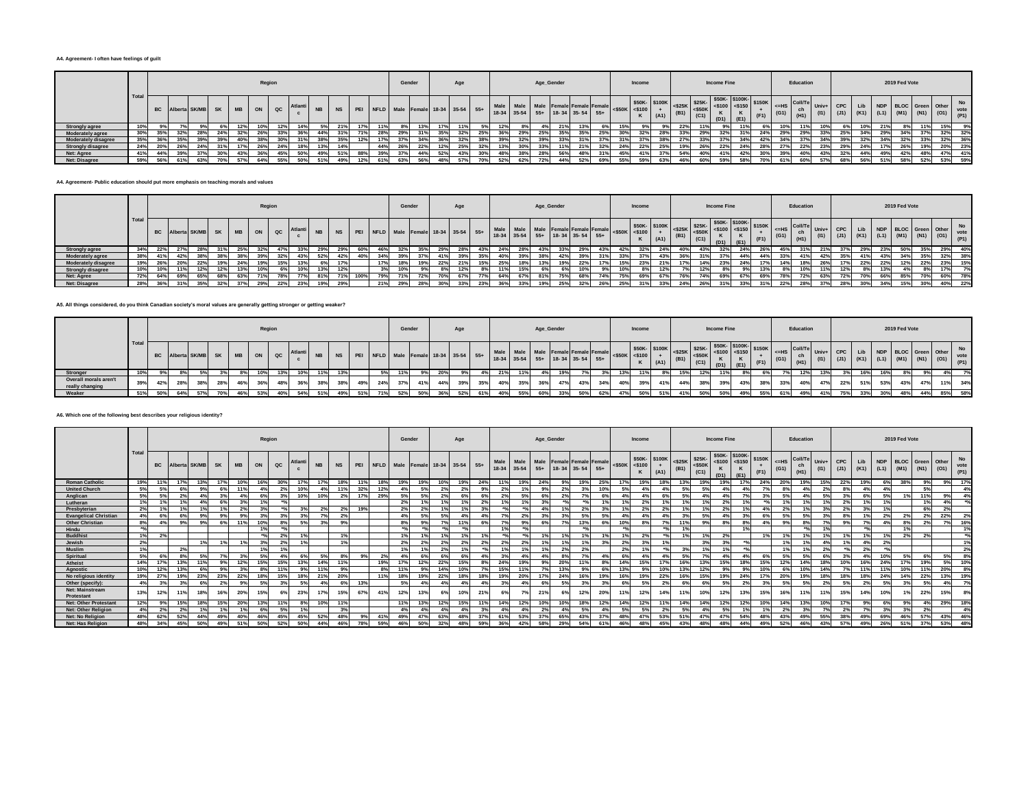**A4. Agreement- I often have feelings of guilt**

| | Total | Region | | | | | | | | | | | | Gender | | Age | | | Age_Gender | | | | | | Income | | | Income Fine | | | | | Education | | | 2019 Fed Vote | | | | | | |
|---|---|---|---|---|---|---|---|---|---|---|---|---|---|---|---|---|---|---|---|---|---|---|---|---|---|---|---|---|---|---|---|---|---|---|---|---|---|---|---|---|---|---|
| | | BC | Alberta | SK/MB | SK | MB | ON | QC | Atlantic | NB | NS | PEI | NFLD | Male | Female | 18-34 | 35-54 | 55+ | Male 18-34 | Male 35-54 | Male 55+ | Female 18-34 | Female 35-54 | Female 55+ | <$50K | $50K-<$100K | $100K+ (A1) | <$25K (B1) | $25K-<$50K (C1) | $50K-<$100K (D1) | $100K-<$150K (E1) | $150K+ (F1) | <=HS (G1) | Coll/Tech (H1) | Univ+ (I1) | CPC (J1) | Lib (K1) | NDP (L1) | BLOC (M1) | Green (N1) | Other (O1) | No vote (P1) |
| Strongly agree | 10% | 9% | 7% | 9% | 6% | 12% | 10% | 12% | 14% | 5% | 21% | 17% | 11% | 8% | 13% | 17% | 11% | 5% | 12% | 8% | 4% | 21% | 13% | 6% | 15% | 9% | 9% | 22% | 11% | 9% | 11% | 6% | 10% | 11% | 10% | 6% | 10% | 21% | 8% | 11% | 15% | 9% |
| Moderately agree | 30% | 35% | 32% | 28% | 24% | 32% | 26% | 33% | 36% | 44% | 31% | 71% | 28% | 29% | 31% | 35% | 32% | 25% | 36% | 29% | 25% | 35% | 35% | 25% | 30% | 32% | 28% | 33% | 29% | 32% | 31% | 24% | 29% | 29% | 33% | 25% | 34% | 29% | 34% | 37% | 32% | 32% |
| Moderately disagree | 35% | 36% | 35% | 39% | 39% | 40% | 38% | 30% | 31% | 38% | 35% | 12% | 17% | 37% | 34% | 36% | 32% | 38% | 39% | 32% | 39% | 33% | 31% | 37% | 31% | 37% | 38% | 27% | 33% | 37% | 34% | 42% | 34% | 37% | 34% | 39% | 32% | 34% | 32% | 33% | 32% | 36% |
| Strongly disagree | 24% | 20% | 26% | 24% | 31% | 17% | 26% | 24% | 18% | 13% | 14% | | 44% | 26% | 22% | 12% | 25% | 32% | 13% | 30% | 33% | 11% | 21% | 32% | 24% | 22% | 25% | 19% | 26% | 22% | 24% | 28% | 27% | 22% | 23% | 29% | 24% | 17% | 26% | 19% | 20% | 23% |
| Net: Agree | 41% | 44% | 39% | 37% | 30% | 43% | 36% | 45% | 50% | 49% | 51% | 88% | 39% | 37% | 44% | 52% | 43% | 30% | 48% | 38% | 28% | 56% | 48% | 31% | 45% | 41% | 37% | 54% | 40% | 41% | 42% | 30% | 39% | 40% | 43% | 32% | 44% | 49% | 42% | 48% | 47% | 41% |
| Net: Disagree | 59% | 56% | 61% | 63% | 70% | 57% | 64% | 55% | 50% | 51% | 49% | 12% | 61% | 63% | 56% | 48% | 57% | 70% | 52% | 62% | 72% | 44% | 52% | 69% | 55% | 59% | 63% | 46% | 60% | 59% | 58% | 70% | 61% | 60% | 57% | 68% | 56% | 51% | 58% | 52% | 53% | 59% |

**A4. Agreement- Public education should put more emphasis on teaching morals and values**

| | Total | Region | | | | | | | | | | | | Gender | | Age | | | Age_Gender | | | | | | Income | | | Income Fine | | | | | Education | | | 2019 Fed Vote | | | | | | |
|---|---|---|---|---|---|---|---|---|---|---|---|---|---|---|---|---|---|---|---|---|---|---|---|---|---|---|---|---|---|---|---|---|---|---|---|---|---|---|---|---|---|---|
| | | BC | Alberta | SK/MB | SK | MB | ON | QC | Atlantic | NB | NS | PEI | NFLD | Male | Female | 18-34 | 35-54 | 55+ | Male 18-34 | Male 35-54 | Male 55+ | Female 18-34 | Female 35-54 | Female 55+ | <$50K | $50K-<$100K | $100K+ (A1) | <$25K (B1) | $25K-<$50K (C1) | $50K-<$100K (D1) | $100K-<$150K (E1) | $150K+ (F1) | <=HS (G1) | Coll/Tech (H1) | Univ+ (I1) | CPC (J1) | Lib (K1) | NDP (L1) | BLOC (M1) | Green (N1) | Other (O1) | No vote (P1) |
| Strongly agree | 34% | 22% | 27% | 28% | 31% | 25% | 32% | 47% | 33% | 29% | 29% | 60% | 46% | 32% | 35% | 29% | 28% | 43% | 24% | 28% | 43% | 33% | 29% | 43% | 42% | 32% | 24% | 40% | 43% | 32% | 24% | 26% | 45% | 31% | 21% | 37% | 29% | 23% | 50% | 35% | 29% | 40% |
| Moderately agree | 38% | 41% | 42% | 38% | 38% | 38% | 39% | 32% | 43% | 52% | 42% | 40% | 34% | 39% | 37% | 41% | 39% | 35% | 40% | 39% | 38% | 42% | 39% | 31% | 33% | 37% | 43% | 36% | 31% | 37% | 44% | 44% | 33% | 41% | 42% | 35% | 41% | 43% | 34% | 35% | 32% | 38% |
| Moderately disagree | 19% | 26% | 20% | 22% | 19% | 24% | 19% | 15% | 13% | 6% | 17% | | 17% | 18% | 19% | 22% | 21% | 15% | 25% | 18% | 13% | 19% | 22% | 17% | 15% | 23% | 21% | 17% | 14% | 23% | 24% | 17% | 14% | 18% | 26% | 17% | 22% | 22% | 12% | 22% | 23% | 15% |
| Strongly disagree | 10% | 10% | 11% | 12% | 12% | 13% | 10% | 6% | 10% | 13% | 12% | | 3% | 10% | 9% | 8% | 12% | 8% | 11% | 15% | 6% | 6% | 10% | 9% | 10% | 8% | 12% | 7% | 12% | 8% | 9% | 13% | 8% | 10% | 11% | 12% | 8% | 13% | 4% | 8% | 17% | 7% |
| Net: Agree | 72% | 64% | 69% | 65% | 68% | 63% | 71% | 78% | 77% | 81% | 71% | 100% | 79% | 71% | 72% | 70% | 67% | 77% | 64% | 67% | 81% | 75% | 68% | 74% | 75% | 69% | 67% | 76% | 74% | 69% | 67% | 69% | 78% | 72% | 63% | 72% | 70% | 66% | 85% | 70% | 60% | 78% |
| Net: Disagree | 28% | 36% | 31% | 35% | 32% | 37% | 29% | 22% | 23% | 19% | 29% | | 21% | 29% | 28% | 30% | 33% | 23% | 36% | 33% | 19% | 25% | 32% | 26% | 25% | 31% | 33% | 24% | 26% | 31% | 33% | 31% | 22% | 28% | 37% | 28% | 30% | 34% | 15% | 30% | 40% | 22% |

**A5. All things considered, do you think Canadian society's moral values are generally getting stronger or getting weaker?**

| | Total | Region | | | | | | | | | | | | Gender | | Age | | | Age_Gender | | | | | | Income | | | Income Fine | | | | | Education | | | 2019 Fed Vote | | | | | | |
|---|---|---|---|---|---|---|---|---|---|---|---|---|---|---|---|---|---|---|---|---|---|---|---|---|---|---|---|---|---|---|---|---|---|---|---|---|---|---|---|---|---|---|
| | | BC | Alberta | SK/MB | SK | MB | ON | QC | Atlantic | NB | NS | PEI | NFLD | Male | Female | 18-34 | 35-54 | 55+ | Male 18-34 | Male 35-54 | Male 55+ | Female 18-34 | Female 35-54 | Female 55+ | <$50K | $50K-<$100K | $100K+ (A1) | <$25K (B1) | $25K-<$50K (C1) | $50K-<$100K (D1) | $100K-<$150K (E1) | $150K+ (F1) | <=HS (G1) | Coll/Tech (H1) | Univ+ (I1) | CPC (J1) | Lib (K1) | NDP (L1) | BLOC (M1) | Green (N1) | Other (O1) | No vote (P1) |
| Stronger | 10% | 9% | 8% | 5% | 3% | 8% | 10% | 13% | 10% | 11% | 13% | | 5% | 11% | 9% | 20% | 9% | 4% | 21% | 11% | 4% | 19% | 7% | 3% | 13% | 11% | 8% | 15% | 12% | 11% | 8% | 6% | 7% | 12% | 13% | 3% | 16% | 16% | 8% | 9% | 4% | 7% |
| Overall morals aren't really changing | 39% | 42% | 28% | 38% | 28% | 46% | 36% | 48% | 36% | 38% | 38% | 49% | 24% | 37% | 41% | 44% | 39% | 35% | 40% | 35% | 36% | 47% | 43% | 34% | 40% | 39% | 41% | 44% | 38% | 39% | 43% | 38% | 33% | 40% | 47% | 22% | 51% | 53% | 43% | 47% | 11% | 34% |
| Weaker | 51% | 50% | 64% | 57% | 70% | 46% | 53% | 40% | 54% | 51% | 49% | 51% | 71% | 52% | 50% | 36% | 52% | 61% | 40% | 55% | 60% | 33% | 50% | 62% | 47% | 50% | 51% | 41% | 50% | 50% | 49% | 55% | 61% | 49% | 41% | 75% | 33% | 30% | 48% | 44% | 85% | 58% |

**A6. Which one of the following best describes your religious identity?**

| | Total | Region | | | | | | | | | | | | Gender | | Age | | | Age_Gender | | | | | | Income | | | Income Fine | | | | | Education | | | 2019 Fed Vote | | | | | | |
|---|---|---|---|---|---|---|---|---|---|---|---|---|---|---|---|---|---|---|---|---|---|---|---|---|---|---|---|---|---|---|---|---|---|---|---|---|---|---|---|---|---|---|
| | | BC | Alberta | SK/MB | SK | MB | ON | QC | Atlantic | NB | NS | PEI | NFLD | Male | Female | 18-34 | 35-54 | 55+ | Male 18-34 | Male 35-54 | Male 55+ | Female 18-34 | Female 35-54 | Female 55+ | <$50K | $50K-<$100K | $100K+ (A1) | <$25K (B1) | $25K-<$50K (C1) | $50K-<$100K (D1) | $100K-<$150K (E1) | $150K+ (F1) | <=HS (G1) | Coll/Tech (H1) | Univ+ (I1) | CPC (J1) | Lib (K1) | NDP (L1) | BLOC (M1) | Green (N1) | Other (O1) | No vote (P1) |
| Roman Catholic | 19% | 11% | 17% | 13% | 17% | 10% | 16% | 30% | 17% | 17% | 18% | 11% | 18% | 19% | 19% | 10% | 19% | 24% | 11% | 19% | 24% | 9% | 19% | 25% | 17% | 19% | 18% | 13% | 19% | 19% | 17% | 24% | 20% | 19% | 15% | 22% | 19% | 6% | 38% | 9% | 9% | 17% |
| United Church | 5% | 5% | 6% | 9% | 6% | 11% | 4% | 2% | 10% | 4% | 11% | 32% | 12% | 4% | 5% | 2% | 2% | 9% | 2% | 1% | 9% | 2% | 3% | 10% | 5% | 4% | 4% | 5% | 5% | 4% | 4% | 7% | 8% | 4% | 2% | 8% | 4% | 4% | | 5% | | 4% |
| Anglican | 5% | 5% | 2% | 4% | 3% | 4% | 6% | 3% | 10% | 10% | 2% | 17% | 29% | 5% | 5% | 2% | 6% | 6% | 2% | 5% | 6% | 2% | 7% | 6% | 4% | 4% | 6% | 5% | 4% | 4% | 7% | 3% | 5% | 4% | 5% | 3% | 6% | 5% | 1% | 11% | 9% | 4% |
| Lutheran | 1% | 1% | 1% | 4% | 6% | 3% | 1% | *% | | | | | | 2% | 1% | 1% | 1% | 2% | 1% | 1% | 3% | *% | *% | 1% | 1% | 2% | 1% | 1% | 1% | 2% | 1% | *% | 1% | 1% | 1% | 2% | 1% | 1% | | 1% | 4% | *% |
| Presbyterian | 2% | 1% | 1% | 1% | 1% | 2% | 3% | *% | 3% | 2% | 2% | 19% | | 2% | 2% | 1% | 1% | 3% | *% | *% | 4% | 1% | 2% | 3% | 1% | 2% | 2% | 1% | 1% | 2% | 1% | 4% | 2% | 1% | 3% | 2% | 3% | 1% | | 6% | 2% | |
| Evangelical Christian | 4% | 6% | 6% | 9% | 9% | 9% | 3% | 3% | 3% | 7% | 2% | | | 4% | 5% | 5% | 4% | 4% | 7% | 2% | 3% | 3% | 5% | 5% | 4% | 4% | 4% | 3% | 5% | 4% | 3% | 6% | 5% | 5% | 3% | 8% | 1% | 2% | 2% | 2% | 22% | 2% |
| Other Christian | 8% | 4% | 9% | 9% | 6% | 11% | 10% | 8% | 5% | 3% | 9% | | | 8% | 9% | 7% | 11% | 6% | 7% | 9% | 6% | 7% | 13% | 6% | 10% | 8% | 7% | 11% | 9% | 8% | 8% | 4% | 9% | 8% | 7% | 9% | 7% | 4% | 8% | 2% | 7% | 16% |
| Hindu | *% | | | | | | 1% | *% | | | | | | *% | *% | *% | *% | | 1% | *% | | | *% | | *% | | *% | 1% | | | 1% | | | *% | 1% | | *% | | 1% | | | 1% |
| Buddhist | 1% | 2% | | | | | *% | 2% | 1% | | 1% | | | 1% | 1% | 1% | 1% | 1% | *% | *% | 1% | 1% | 1% | 1% | 1% | 2% | *% | 1% | 1% | 2% | | 1% | 1% | 1% | 1% | 1% | 1% | 1% | 2% | 2% | | *% |
| Jewish | 2% | | | 1% | 1% | 1% | 3% | 2% | 1% | | 1% | | | 2% | 2% | 2% | 2% | 2% | 2% | 2% | 1% | 1% | 1% | 3% | 2% | 3% | 1% | | 3% | 3% | *% | | 1% | 1% | 4% | 1% | 4% | 2% | | | | 1% |
| Muslim | 1% | | 2% | | | | 1% | 1% | | | | | | 1% | 1% | 2% | 1% | *% | 1% | 1% | 1% | 2% | 2% | | 2% | 1% | *% | 3% | 1% | 1% | *% | | 1% | 1% | 2% | *% | 2% | *% | | | | 2% |
| Spiritual | 5% | 6% | 8% | 5% | 7% | 3% | 5% | 4% | 6% | 5% | 8% | 9% | 2% | 4% | 6% | 6% | 6% | 4% | 3% | 4% | 4% | 8% | 7% | 4% | 6% | 4% | 4% | 5% | 4% | 4% | 3% | 6% | 5% | 5% | 6% | 3% | 4% | 10% | 5% | 6% | 5% | 8% |
| Atheist | 14% | 17% | 13% | 11% | 9% | 12% | 15% | 15% | 13% | 14% | 11% | | 19% | 17% | 12% | 22% | 15% | 8% | 24% | 19% | 9% | 20% | 11% | 8% | 14% | 15% | 17% | 16% | 13% | 15% | 18% | 15% | 12% | 14% | 18% | 10% | 16% | 24% | 17% | 19% | 5% | 10% |
| Agnostic | 10% | 12% | 13% | 6% | 9% | 3% | 8% | 11% | 9% | 11% | 9% | | 8% | 11% | 9% | 14% | 10% | 7% | 15% | 11% | 7% | 13% | 9% | 6% | 13% | 9% | 10% | 13% | 12% | 9% | 9% | 10% | 6% | 10% | 14% | 7% | 11% | 11% | 10% | 11% | 20% | 8% |
| No religious identity | 19% | 27% | 19% | 23% | 23% | 22% | 18% | 15% | 18% | 21% | 20% | | 11% | 18% | 19% | 22% | 18% | 18% | 19% | 20% | 17% | 24% | 16% | 19% | 16% | 19% | 22% | 16% | 15% | 19% | 24% | 17% | 20% | 19% | 18% | 18% | 18% | 24% | 12% | 26% | 13% | 19% |
| Other (specify): | 4% | 3% | 3% | 6% | 2% | 9% | 5% | 3% | 5% | 4% | 6% | 13% | | 5% | 4% | 4% | 4% | 4% | 3% | 4% | 6% | 5% | 3% | 3% | 6% | 5% | 2% | 6% | 6% | 5% | 2% | 3% | 5% | 5% | 2% | 5% | 2% | 5% | 3% | 5% | 4% | 7% |
| Net: Mainstream Protestant | 13% | 12% | 11% | 18% | 16% | 20% | 15% | 6% | 23% | 17% | 15% | 67% | 41% | 12% | 13% | 6% | 10% | 21% | 6% | 7% | 21% | 6% | 12% | 20% | 11% | 12% | 14% | 11% | 10% | 12% | 13% | 15% | 16% | 11% | 11% | 15% | 14% | 10% | 1% | 22% | 15% | 8% |
| Net: Other Protestant | 12% | 9% | 15% | 18% | 15% | 20% | 13% | 11% | 8% | 10% | 11% | | | 11% | 13% | 12% | 15% | 11% | 14% | 12% | 10% | 10% | 18% | 12% | 14% | 12% | 11% | 14% | 14% | 12% | 12% | 10% | 14% | 13% | 10% | 17% | 9% | 6% | 9% | 4% | 29% | 18% |
| Net: Other Religion | 4% | 2% | 2% | 1% | 1% | 1% | 6% | 5% | 1% | | 3% | | | 4% | 4% | 4% | 4% | 3% | 4% | 4% | 2% | 4% | 5% | 4% | 5% | 5% | 2% | 5% | 4% | 5% | 1% | 1% | 2% | 3% | 7% | 2% | 7% | 3% | 3% | 2% | | 4% |
| Net: No Religion | 48% | 62% | 52% | 44% | 49% | 40% | 46% | 45% | 45% | 52% | 48% | 9% | 41% | 49% | 47% | 63% | 48% | 37% | 61% | 53% | 37% | 65% | 43% | 37% | 48% | 47% | 53% | 51% | 47% | 47% | 54% | 48% | 43% | 49% | 55% | 38% | 49% | 69% | 46% | 57% | 43% | 46% |
| Net: Has Religion | 48% | 34% | 45% | 50% | 49% | 51% | 50% | 52% | 50% | 44% | 46% | 78% | 59% | 46% | 50% | 32% | 48% | 59% | 36% | 42% | 58% | 29% | 54% | 61% | 46% | 48% | 45% | 43% | 48% | 48% | 44% | 49% | 52% | 46% | 43% | 57% | 49% | 26% | 51% | 37% | 53% | 48% |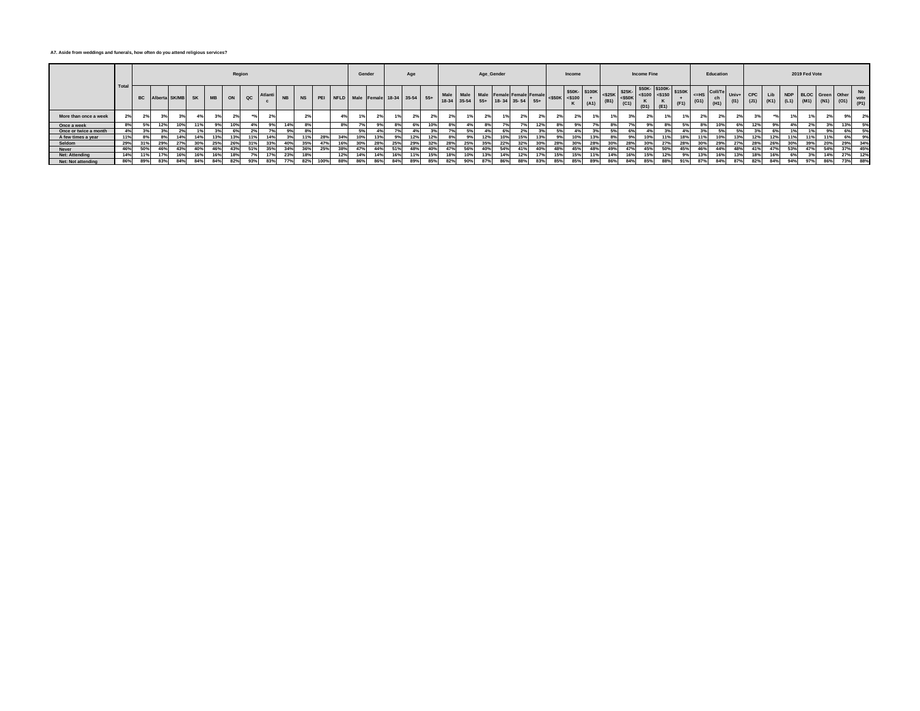**A7. Aside from weddings and funerals, how often do you attend religious services?**

| | Total | Region | | | | | | | | | | | | Gender | | Age | | | Age_Gender | | | | | | Income | | | Income Fine | | | | | | Education | | | 2019 Fed Vote | | | | | | |
|---|---|---|---|---|---|---|---|---|---|---|---|---|---|---|---|---|---|---|---|---|---|---|---|---|---|---|---|---|---|---|---|---|---|---|---|---|---|---|---|---|---|---|---|
| | | BC | Alberta | SK/MB | SK | MB | ON | QC | Atlantic | NB | NS | PEI | NFLD | Male | Female | 18-34 | 35-54 | 55+ | Male 18-34 | Male 35-54 | Male 55+ | Female 18- 34 | Female 35- 54 | Female 55+ | <$50K | $50K-<$100K | $100K+ (A1) | <$25K (B1) | $25K-<$50K (C1) | $50K-<$100K (D1) | $100K-<$150K (E1) | $150K+ (F1) | <=HS (G1) | Coll/Tech (H1) | Univ+ (I1) | CPC (J1) | Lib (K1) | NDP (L1) | BLOC (M1) | Green (N1) | Other (O1) | No vote (P1) |
| More than once a week | 2% | 2% | 3% | 3% | 4% | 3% | 2% | *% | 2% | | 2% | | 4% | 1% | 2% | 1% | 2% | 2% | 2% | 1% | 2% | 1% | 2% | 2% | 2% | 2% | 1% | 1% | 3% | 2% | 1% | 1% | 2% | 2% | 2% | 3% | *% | 1% | 1% | 2% | 9% | 2% |
| Once a week | 8% | 5% | 12% | 10% | 11% | 9% | 10% | 4% | 9% | 14% | 8% | | 8% | 7% | 9% | 8% | 6% | 10% | 8% | 4% | 8% | 7% | 7% | 12% | 8% | 9% | 7% | 8% | 7% | 9% | 8% | 5% | 8% | 10% | 6% | 12% | 9% | 4% | 2% | 3% | 13% | 5% |
| Once or twice a month | 4% | 3% | 3% | 2% | 1% | 3% | 6% | 2% | 7% | 9% | 8% | | | 5% | 4% | 7% | 4% | 3% | 7% | 5% | 4% | 6% | 2% | 3% | 5% | 4% | 3% | 5% | 6% | 4% | 3% | 4% | 3% | 5% | 5% | 3% | 6% | 1% | 1% | 9% | 6% | 5% |
| A few times a year | 11% | 8% | 8% | 14% | 14% | 13% | 13% | 11% | 14% | 3% | 11% | 28% | 34% | 10% | 13% | 9% | 12% | 12% | 8% | 9% | 12% | 10% | 15% | 13% | 9% | 10% | 13% | 8% | 9% | 10% | 11% | 18% | 11% | 10% | 13% | 12% | 12% | 11% | 11% | 11% | 6% | 9% |
| Seldom | 29% | 31% | 29% | 27% | 30% | 25% | 26% | 31% | 33% | 40% | 35% | 47% | 16% | 30% | 28% | 25% | 29% | 32% | 28% | 25% | 35% | 22% | 32% | 30% | 28% | 30% | 28% | 30% | 28% | 30% | 27% | 28% | 30% | 29% | 27% | 28% | 26% | 30% | 39% | 20% | 29% | 34% |
| Never | 46% | 50% | 46% | 43% | 40% | 46% | 43% | 51% | 35% | 34% | 36% | 25% | 38% | 47% | 44% | 51% | 48% | 40% | 47% | 56% | 40% | 54% | 41% | 40% | 48% | 45% | 48% | 49% | 47% | 45% | 50% | 45% | 46% | 44% | 48% | 41% | 47% | 53% | 47% | 54% | 37% | 45% |
| Net: Attending | 14% | 11% | 17% | 16% | 16% | 16% | 18% | 7% | 17% | 23% | 18% | | 12% | 14% | 14% | 16% | 11% | 15% | 18% | 10% | 13% | 14% | 12% | 17% | 15% | 15% | 11% | 14% | 16% | 15% | 12% | 9% | 13% | 16% | 13% | 18% | 16% | 6% | 3% | 14% | 27% | 12% |
| Net: Not attending | 86% | 89% | 83% | 84% | 84% | 84% | 82% | 93% | 83% | 77% | 82% | 100% | 88% | 86% | 86% | 84% | 89% | 85% | 82% | 90% | 87% | 86% | 88% | 83% | 85% | 85% | 89% | 86% | 84% | 85% | 88% | 91% | 87% | 84% | 87% | 82% | 84% | 94% | 97% | 86% | 73% | 88% |